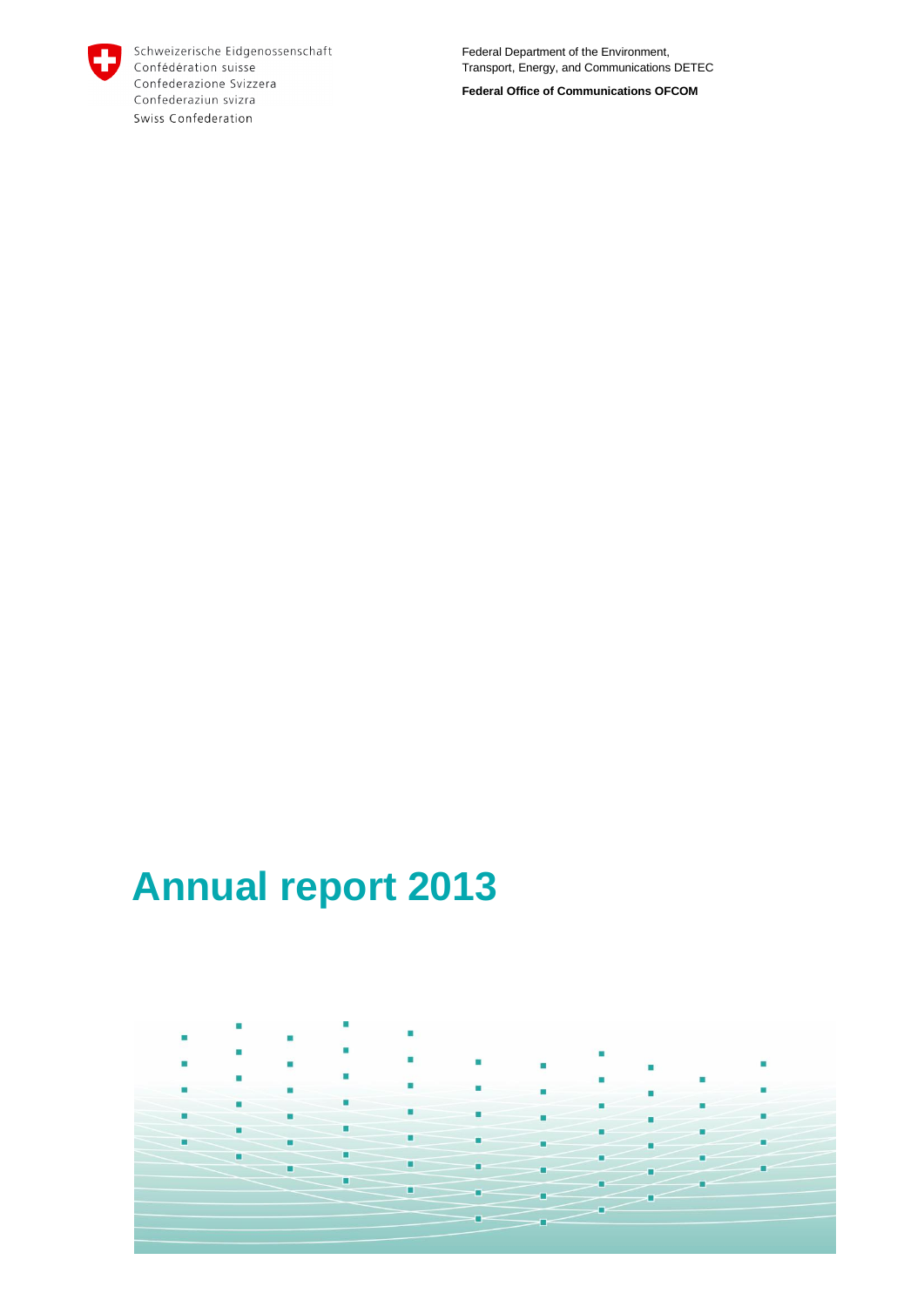Schweizerische Eidgenossenschaft
Confédération suisse
Confederazione Svizzera
Confederaziun svizra
Swiss Confederation

Federal Department of the Environment, Transport, Energy, and Communications DETEC

**Federal Office of Communications OFCOM**

# Annual report 2013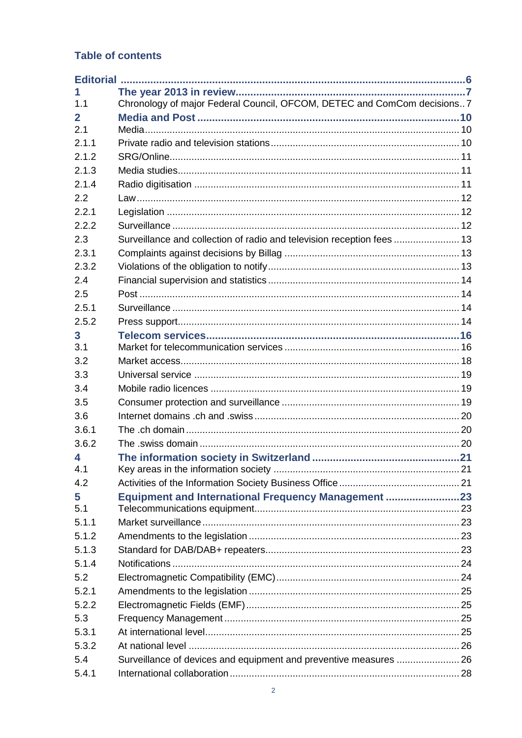## Table of contents

| | | |
|---|---|---|
| **Editorial** | | **6** |
| **1** | **The year 2013 in review** | **7** |
| 1.1 | Chronology of major Federal Council, OFCOM, DETEC and ComCom decisions | 7 |
| **2** | **Media and Post** | **10** |
| 2.1 | Media | 10 |
| 2.1.1 | Private radio and television stations | 10 |
| 2.1.2 | SRG/Online | 11 |
| 2.1.3 | Media studies | 11 |
| 2.1.4 | Radio digitisation | 11 |
| 2.2 | Law | 12 |
| 2.2.1 | Legislation | 12 |
| 2.2.2 | Surveillance | 12 |
| 2.3 | Surveillance and collection of radio and television reception fees | 13 |
| 2.3.1 | Complaints against decisions by Billag | 13 |
| 2.3.2 | Violations of the obligation to notify | 13 |
| 2.4 | Financial supervision and statistics | 14 |
| 2.5 | Post | 14 |
| 2.5.1 | Surveillance | 14 |
| 2.5.2 | Press support | 14 |
| **3** | **Telecom services** | **16** |
| 3.1 | Market for telecommunication services | 16 |
| 3.2 | Market access | 18 |
| 3.3 | Universal service | 19 |
| 3.4 | Mobile radio licences | 19 |
| 3.5 | Consumer protection and surveillance | 19 |
| 3.6 | Internet domains .ch and .swiss | 20 |
| 3.6.1 | The .ch domain | 20 |
| 3.6.2 | The .swiss domain | 20 |
| **4** | **The information society in Switzerland** | **21** |
| 4.1 | Key areas in the information society | 21 |
| 4.2 | Activities of the Information Society Business Office | 21 |
| **5** | **Equipment and International Frequency Management** | **23** |
| 5.1 | Telecommunications equipment | 23 |
| 5.1.1 | Market surveillance | 23 |
| 5.1.2 | Amendments to the legislation | 23 |
| 5.1.3 | Standard for DAB/DAB+ repeaters | 23 |
| 5.1.4 | Notifications | 24 |
| 5.2 | Electromagnetic Compatibility (EMC) | 24 |
| 5.2.1 | Amendments to the legislation | 25 |
| 5.2.2 | Electromagnetic Fields (EMF) | 25 |
| 5.3 | Frequency Management | 25 |
| 5.3.1 | At international level | 25 |
| 5.3.2 | At national level | 26 |
| 5.4 | Surveillance of devices and equipment and preventive measures | 26 |
| 5.4.1 | International collaboration | 28 |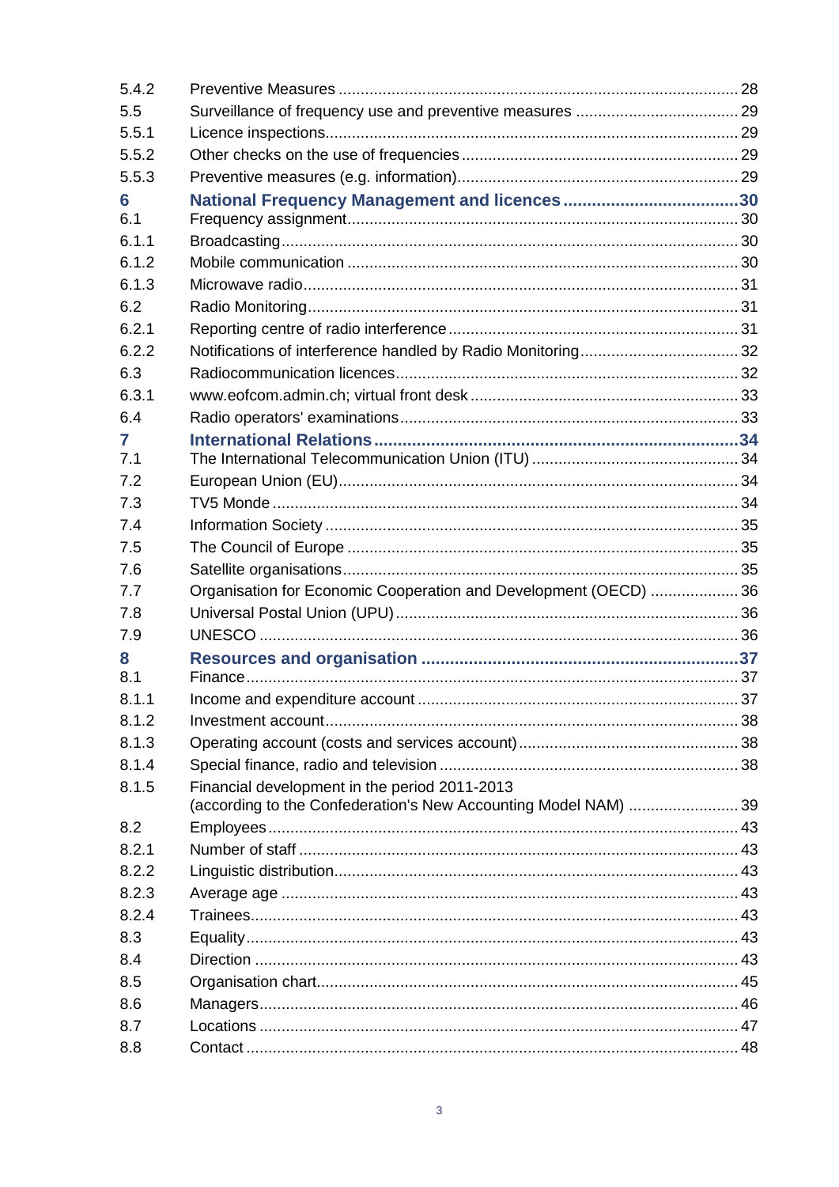| | | |
|---|---|---|
| 5.4.2 | Preventive Measures | 28 |
| 5.5 | Surveillance of frequency use and preventive measures | 29 |
| 5.5.1 | Licence inspections | 29 |
| 5.5.2 | Other checks on the use of frequencies | 29 |
| 5.5.3 | Preventive measures (e.g. information) | 29 |
| **6** | **National Frequency Management and licences** | **30** |
| 6.1 | Frequency assignment | 30 |
| 6.1.1 | Broadcasting | 30 |
| 6.1.2 | Mobile communication | 30 |
| 6.1.3 | Microwave radio | 31 |
| 6.2 | Radio Monitoring | 31 |
| 6.2.1 | Reporting centre of radio interference | 31 |
| 6.2.2 | Notifications of interference handled by Radio Monitoring | 32 |
| 6.3 | Radiocommunication licences | 32 |
| 6.3.1 | www.eofcom.admin.ch; virtual front desk | 33 |
| 6.4 | Radio operators' examinations | 33 |
| **7** | **International Relations** | **34** |
| 7.1 | The International Telecommunication Union (ITU) | 34 |
| 7.2 | European Union (EU) | 34 |
| 7.3 | TV5 Monde | 34 |
| 7.4 | Information Society | 35 |
| 7.5 | The Council of Europe | 35 |
| 7.6 | Satellite organisations | 35 |
| 7.7 | Organisation for Economic Cooperation and Development (OECD) | 36 |
| 7.8 | Universal Postal Union (UPU) | 36 |
| 7.9 | UNESCO | 36 |
| **8** | **Resources and organisation** | **37** |
| 8.1 | Finance | 37 |
| 8.1.1 | Income and expenditure account | 37 |
| 8.1.2 | Investment account | 38 |
| 8.1.3 | Operating account (costs and services account) | 38 |
| 8.1.4 | Special finance, radio and television | 38 |
| 8.1.5 | Financial development in the period 2011-2013 (according to the Confederation's New Accounting Model NAM) | 39 |
| 8.2 | Employees | 43 |
| 8.2.1 | Number of staff | 43 |
| 8.2.2 | Linguistic distribution | 43 |
| 8.2.3 | Average age | 43 |
| 8.2.4 | Trainees | 43 |
| 8.3 | Equality | 43 |
| 8.4 | Direction | 43 |
| 8.5 | Organisation chart | 45 |
| 8.6 | Managers | 46 |
| 8.7 | Locations | 47 |
| 8.8 | Contact | 48 |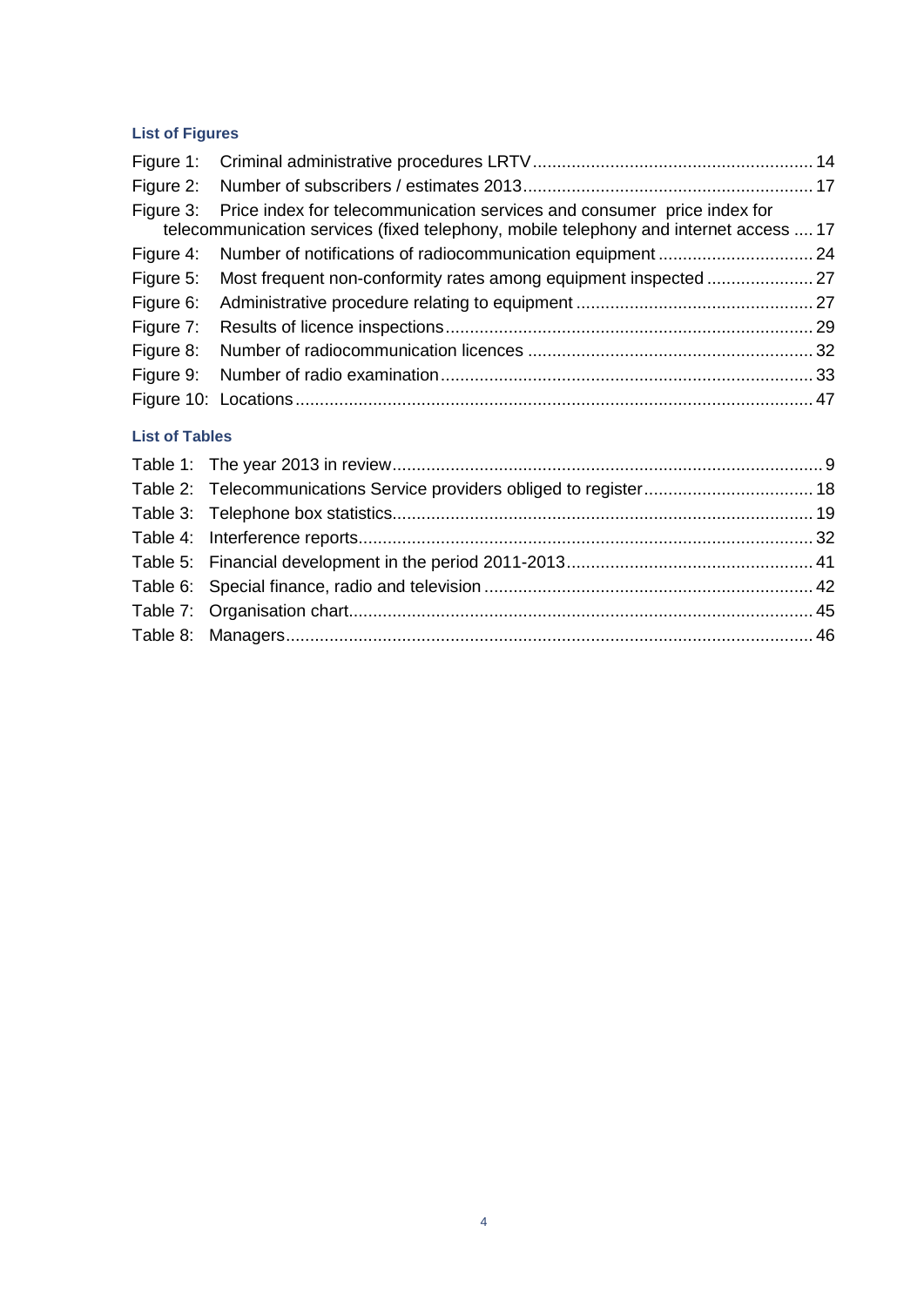### List of Figures

Figure 1: Criminal administrative procedures LRTV .......... 14
Figure 2: Number of subscribers / estimates 2013 .......... 17
Figure 3: Price index for telecommunication services and consumer price index for telecommunication services (fixed telephony, mobile telephony and internet access .... 17
Figure 4: Number of notifications of radiocommunication equipment .......... 24
Figure 5: Most frequent non-conformity rates among equipment inspected .......... 27
Figure 6: Administrative procedure relating to equipment .......... 27
Figure 7: Results of licence inspections .......... 29
Figure 8: Number of radiocommunication licences .......... 32
Figure 9: Number of radio examination .......... 33
Figure 10: Locations .......... 47

### List of Tables

Table 1: The year 2013 in review .......... 9
Table 2: Telecommunications Service providers obliged to register .......... 18
Table 3: Telephone box statistics .......... 19
Table 4: Interference reports .......... 32
Table 5: Financial development in the period 2011-2013 .......... 41
Table 6: Special finance, radio and television .......... 42
Table 7: Organisation chart .......... 45
Table 8: Managers .......... 46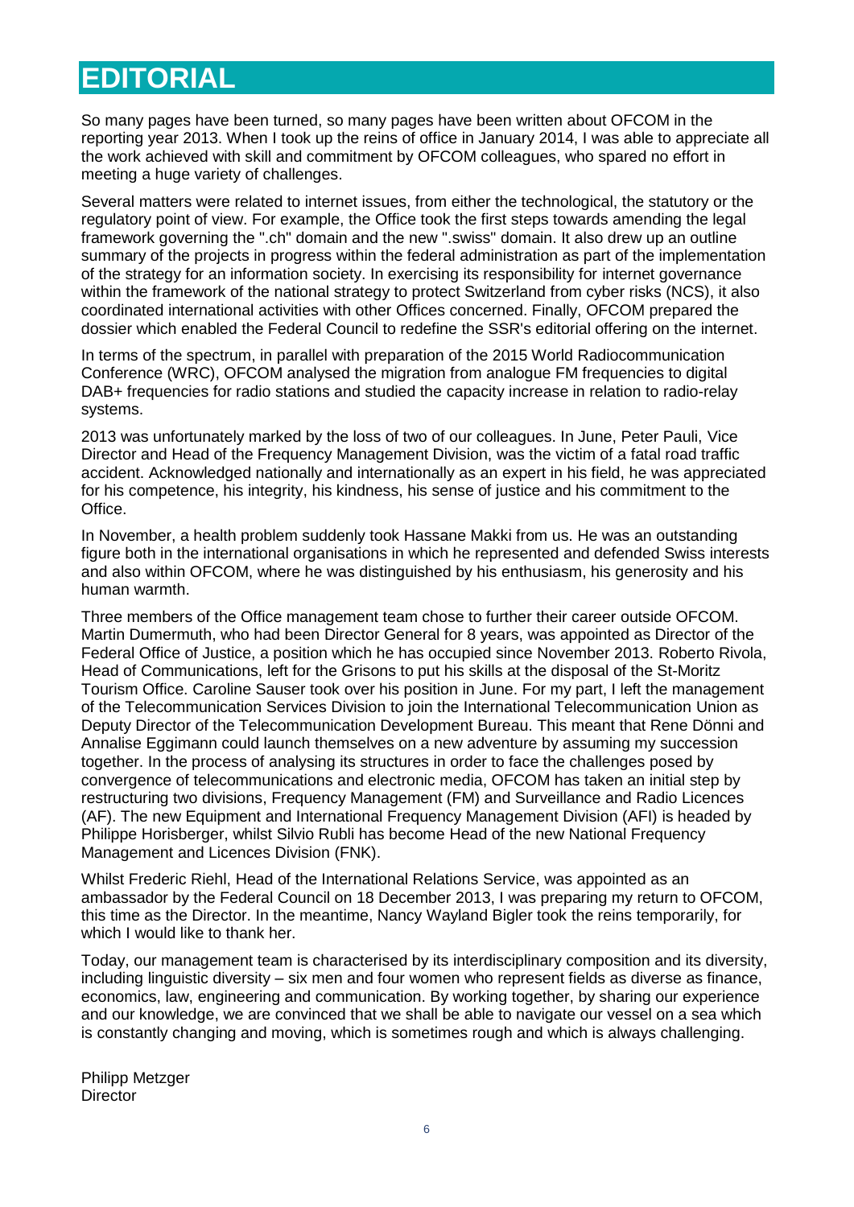# EDITORIAL

So many pages have been turned, so many pages have been written about OFCOM in the reporting year 2013. When I took up the reins of office in January 2014, I was able to appreciate all the work achieved with skill and commitment by OFCOM colleagues, who spared no effort in meeting a huge variety of challenges.

Several matters were related to internet issues, from either the technological, the statutory or the regulatory point of view. For example, the Office took the first steps towards amending the legal framework governing the ".ch" domain and the new ".swiss" domain. It also drew up an outline summary of the projects in progress within the federal administration as part of the implementation of the strategy for an information society. In exercising its responsibility for internet governance within the framework of the national strategy to protect Switzerland from cyber risks (NCS), it also coordinated international activities with other Offices concerned. Finally, OFCOM prepared the dossier which enabled the Federal Council to redefine the SSR's editorial offering on the internet.

In terms of the spectrum, in parallel with preparation of the 2015 World Radiocommunication Conference (WRC), OFCOM analysed the migration from analogue FM frequencies to digital DAB+ frequencies for radio stations and studied the capacity increase in relation to radio-relay systems.

2013 was unfortunately marked by the loss of two of our colleagues. In June, Peter Pauli, Vice Director and Head of the Frequency Management Division, was the victim of a fatal road traffic accident. Acknowledged nationally and internationally as an expert in his field, he was appreciated for his competence, his integrity, his kindness, his sense of justice and his commitment to the Office.

In November, a health problem suddenly took Hassane Makki from us. He was an outstanding figure both in the international organisations in which he represented and defended Swiss interests and also within OFCOM, where he was distinguished by his enthusiasm, his generosity and his human warmth.

Three members of the Office management team chose to further their career outside OFCOM. Martin Dumermuth, who had been Director General for 8 years, was appointed as Director of the Federal Office of Justice, a position which he has occupied since November 2013. Roberto Rivola, Head of Communications, left for the Grisons to put his skills at the disposal of the St-Moritz Tourism Office. Caroline Sauser took over his position in June. For my part, I left the management of the Telecommunication Services Division to join the International Telecommunication Union as Deputy Director of the Telecommunication Development Bureau. This meant that Rene Dönni and Annalise Eggimann could launch themselves on a new adventure by assuming my succession together. In the process of analysing its structures in order to face the challenges posed by convergence of telecommunications and electronic media, OFCOM has taken an initial step by restructuring two divisions, Frequency Management (FM) and Surveillance and Radio Licences (AF). The new Equipment and International Frequency Management Division (AFI) is headed by Philippe Horisberger, whilst Silvio Rubli has become Head of the new National Frequency Management and Licences Division (FNK).

Whilst Frederic Riehl, Head of the International Relations Service, was appointed as an ambassador by the Federal Council on 18 December 2013, I was preparing my return to OFCOM, this time as the Director. In the meantime, Nancy Wayland Bigler took the reins temporarily, for which I would like to thank her.

Today, our management team is characterised by its interdisciplinary composition and its diversity, including linguistic diversity – six men and four women who represent fields as diverse as finance, economics, law, engineering and communication. By working together, by sharing our experience and our knowledge, we are convinced that we shall be able to navigate our vessel on a sea which is constantly changing and moving, which is sometimes rough and which is always challenging.

Philipp Metzger
Director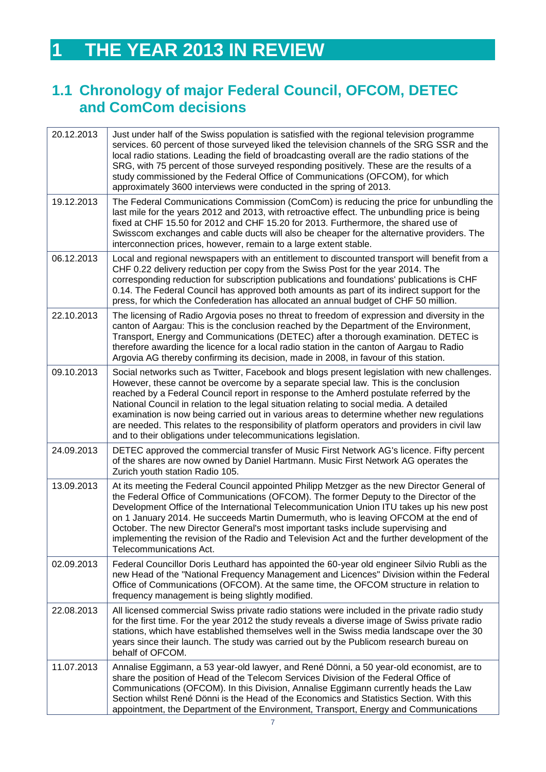# 1 THE YEAR 2013 IN REVIEW

## 1.1 Chronology of major Federal Council, OFCOM, DETEC and ComCom decisions

| | |
|---|---|
| 20.12.2013 | Just under half of the Swiss population is satisfied with the regional television programme services. 60 percent of those surveyed liked the television channels of the SRG SSR and the local radio stations. Leading the field of broadcasting overall are the radio stations of the SRG, with 75 percent of those surveyed responding positively. These are the results of a study commissioned by the Federal Office of Communications (OFCOM), for which approximately 3600 interviews were conducted in the spring of 2013. |
| 19.12.2013 | The Federal Communications Commission (ComCom) is reducing the price for unbundling the last mile for the years 2012 and 2013, with retroactive effect. The unbundling price is being fixed at CHF 15.50 for 2012 and CHF 15.20 for 2013. Furthermore, the shared use of Swisscom exchanges and cable ducts will also be cheaper for the alternative providers. The interconnection prices, however, remain to a large extent stable. |
| 06.12.2013 | Local and regional newspapers with an entitlement to discounted transport will benefit from a CHF 0.22 delivery reduction per copy from the Swiss Post for the year 2014. The corresponding reduction for subscription publications and foundations' publications is CHF 0.14. The Federal Council has approved both amounts as part of its indirect support for the press, for which the Confederation has allocated an annual budget of CHF 50 million. |
| 22.10.2013 | The licensing of Radio Argovia poses no threat to freedom of expression and diversity in the canton of Aargau: This is the conclusion reached by the Department of the Environment, Transport, Energy and Communications (DETEC) after a thorough examination. DETEC is therefore awarding the licence for a local radio station in the canton of Aargau to Radio Argovia AG thereby confirming its decision, made in 2008, in favour of this station. |
| 09.10.2013 | Social networks such as Twitter, Facebook and blogs present legislation with new challenges. However, these cannot be overcome by a separate special law. This is the conclusion reached by a Federal Council report in response to the Amherd postulate referred by the National Council in relation to the legal situation relating to social media. A detailed examination is now being carried out in various areas to determine whether new regulations are needed. This relates to the responsibility of platform operators and providers in civil law and to their obligations under telecommunications legislation. |
| 24.09.2013 | DETEC approved the commercial transfer of Music First Network AG's licence. Fifty percent of the shares are now owned by Daniel Hartmann. Music First Network AG operates the Zurich youth station Radio 105. |
| 13.09.2013 | At its meeting the Federal Council appointed Philipp Metzger as the new Director General of the Federal Office of Communications (OFCOM). The former Deputy to the Director of the Development Office of the International Telecommunication Union ITU takes up his new post on 1 January 2014. He succeeds Martin Dumermuth, who is leaving OFCOM at the end of October. The new Director General's most important tasks include supervising and implementing the revision of the Radio and Television Act and the further development of the Telecommunications Act. |
| 02.09.2013 | Federal Councillor Doris Leuthard has appointed the 60-year old engineer Silvio Rubli as the new Head of the "National Frequency Management and Licences" Division within the Federal Office of Communications (OFCOM). At the same time, the OFCOM structure in relation to frequency management is being slightly modified. |
| 22.08.2013 | All licensed commercial Swiss private radio stations were included in the private radio study for the first time. For the year 2012 the study reveals a diverse image of Swiss private radio stations, which have established themselves well in the Swiss media landscape over the 30 years since their launch. The study was carried out by the Publicom research bureau on behalf of OFCOM. |
| 11.07.2013 | Annalise Eggimann, a 53 year-old lawyer, and René Dönni, a 50 year-old economist, are to share the position of Head of the Telecom Services Division of the Federal Office of Communications (OFCOM). In this Division, Annalise Eggimann currently heads the Law Section whilst René Dönni is the Head of the Economics and Statistics Section. With this appointment, the Department of the Environment, Transport, Energy and Communications |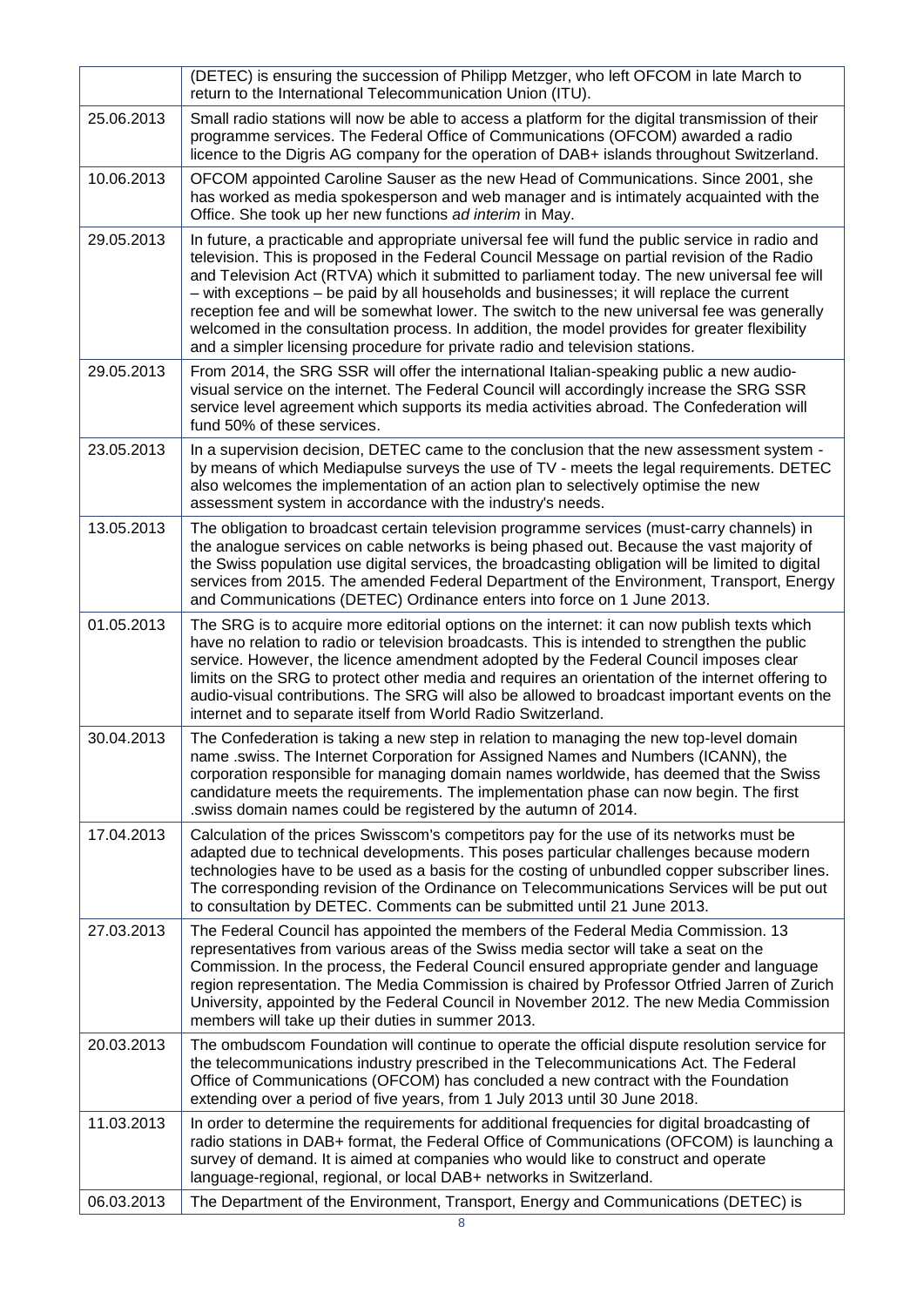| | |
|---|---|
| | (DETEC) is ensuring the succession of Philipp Metzger, who left OFCOM in late March to return to the International Telecommunication Union (ITU). |
| 25.06.2013 | Small radio stations will now be able to access a platform for the digital transmission of their programme services. The Federal Office of Communications (OFCOM) awarded a radio licence to the Digris AG company for the operation of DAB+ islands throughout Switzerland. |
| 10.06.2013 | OFCOM appointed Caroline Sauser as the new Head of Communications. Since 2001, she has worked as media spokesperson and web manager and is intimately acquainted with the Office. She took up her new functions *ad interim* in May. |
| 29.05.2013 | In future, a practicable and appropriate universal fee will fund the public service in radio and television. This is proposed in the Federal Council Message on partial revision of the Radio and Television Act (RTVA) which it submitted to parliament today. The new universal fee will – with exceptions – be paid by all households and businesses; it will replace the current reception fee and will be somewhat lower. The switch to the new universal fee was generally welcomed in the consultation process. In addition, the model provides for greater flexibility and a simpler licensing procedure for private radio and television stations. |
| 29.05.2013 | From 2014, the SRG SSR will offer the international Italian-speaking public a new audio-visual service on the internet. The Federal Council will accordingly increase the SRG SSR service level agreement which supports its media activities abroad. The Confederation will fund 50% of these services. |
| 23.05.2013 | In a supervision decision, DETEC came to the conclusion that the new assessment system - by means of which Mediapulse surveys the use of TV - meets the legal requirements. DETEC also welcomes the implementation of an action plan to selectively optimise the new assessment system in accordance with the industry's needs. |
| 13.05.2013 | The obligation to broadcast certain television programme services (must-carry channels) in the analogue services on cable networks is being phased out. Because the vast majority of the Swiss population use digital services, the broadcasting obligation will be limited to digital services from 2015. The amended Federal Department of the Environment, Transport, Energy and Communications (DETEC) Ordinance enters into force on 1 June 2013. |
| 01.05.2013 | The SRG is to acquire more editorial options on the internet: it can now publish texts which have no relation to radio or television broadcasts. This is intended to strengthen the public service. However, the licence amendment adopted by the Federal Council imposes clear limits on the SRG to protect other media and requires an orientation of the internet offering to audio-visual contributions. The SRG will also be allowed to broadcast important events on the internet and to separate itself from World Radio Switzerland. |
| 30.04.2013 | The Confederation is taking a new step in relation to managing the new top-level domain name .swiss. The Internet Corporation for Assigned Names and Numbers (ICANN), the corporation responsible for managing domain names worldwide, has deemed that the Swiss candidature meets the requirements. The implementation phase can now begin. The first .swiss domain names could be registered by the autumn of 2014. |
| 17.04.2013 | Calculation of the prices Swisscom's competitors pay for the use of its networks must be adapted due to technical developments. This poses particular challenges because modern technologies have to be used as a basis for the costing of unbundled copper subscriber lines. The corresponding revision of the Ordinance on Telecommunications Services will be put out to consultation by DETEC. Comments can be submitted until 21 June 2013. |
| 27.03.2013 | The Federal Council has appointed the members of the Federal Media Commission. 13 representatives from various areas of the Swiss media sector will take a seat on the Commission. In the process, the Federal Council ensured appropriate gender and language region representation. The Media Commission is chaired by Professor Otfried Jarren of Zurich University, appointed by the Federal Council in November 2012. The new Media Commission members will take up their duties in summer 2013. |
| 20.03.2013 | The ombudscom Foundation will continue to operate the official dispute resolution service for the telecommunications industry prescribed in the Telecommunications Act. The Federal Office of Communications (OFCOM) has concluded a new contract with the Foundation extending over a period of five years, from 1 July 2013 until 30 June 2018. |
| 11.03.2013 | In order to determine the requirements for additional frequencies for digital broadcasting of radio stations in DAB+ format, the Federal Office of Communications (OFCOM) is launching a survey of demand. It is aimed at companies who would like to construct and operate language-regional, regional, or local DAB+ networks in Switzerland. |
| 06.03.2013 | The Department of the Environment, Transport, Energy and Communications (DETEC) is |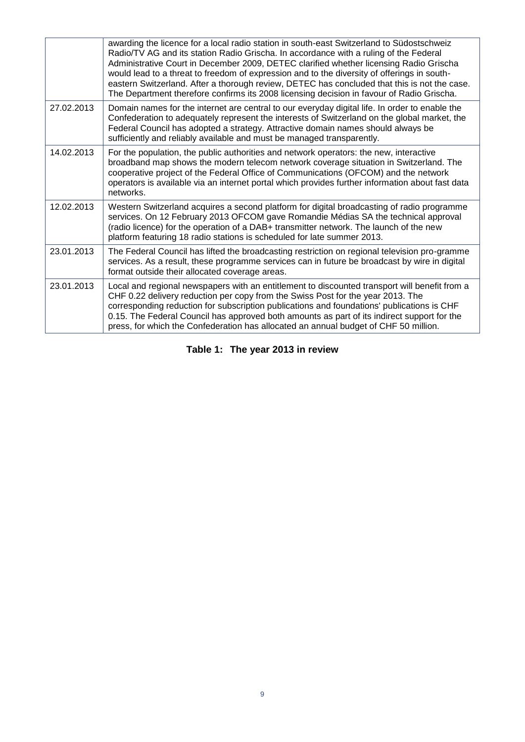| | |
|---|---|
| | awarding the licence for a local radio station in south-east Switzerland to Südostschweiz Radio/TV AG and its station Radio Grischa. In accordance with a ruling of the Federal Administrative Court in December 2009, DETEC clarified whether licensing Radio Grischa would lead to a threat to freedom of expression and to the diversity of offerings in south-eastern Switzerland. After a thorough review, DETEC has concluded that this is not the case. The Department therefore confirms its 2008 licensing decision in favour of Radio Grischa. |
| 27.02.2013 | Domain names for the internet are central to our everyday digital life. In order to enable the Confederation to adequately represent the interests of Switzerland on the global market, the Federal Council has adopted a strategy. Attractive domain names should always be sufficiently and reliably available and must be managed transparently. |
| 14.02.2013 | For the population, the public authorities and network operators: the new, interactive broadband map shows the modern telecom network coverage situation in Switzerland. The cooperative project of the Federal Office of Communications (OFCOM) and the network operators is available via an internet portal which provides further information about fast data networks. |
| 12.02.2013 | Western Switzerland acquires a second platform for digital broadcasting of radio programme services. On 12 February 2013 OFCOM gave Romandie Médias SA the technical approval (radio licence) for the operation of a DAB+ transmitter network. The launch of the new platform featuring 18 radio stations is scheduled for late summer 2013. |
| 23.01.2013 | The Federal Council has lifted the broadcasting restriction on regional television pro-gramme services. As a result, these programme services can in future be broadcast by wire in digital format outside their allocated coverage areas. |
| 23.01.2013 | Local and regional newspapers with an entitlement to discounted transport will benefit from a CHF 0.22 delivery reduction per copy from the Swiss Post for the year 2013. The corresponding reduction for subscription publications and foundations' publications is CHF 0.15. The Federal Council has approved both amounts as part of its indirect support for the press, for which the Confederation has allocated an annual budget of CHF 50 million. |

**Table 1: The year 2013 in review**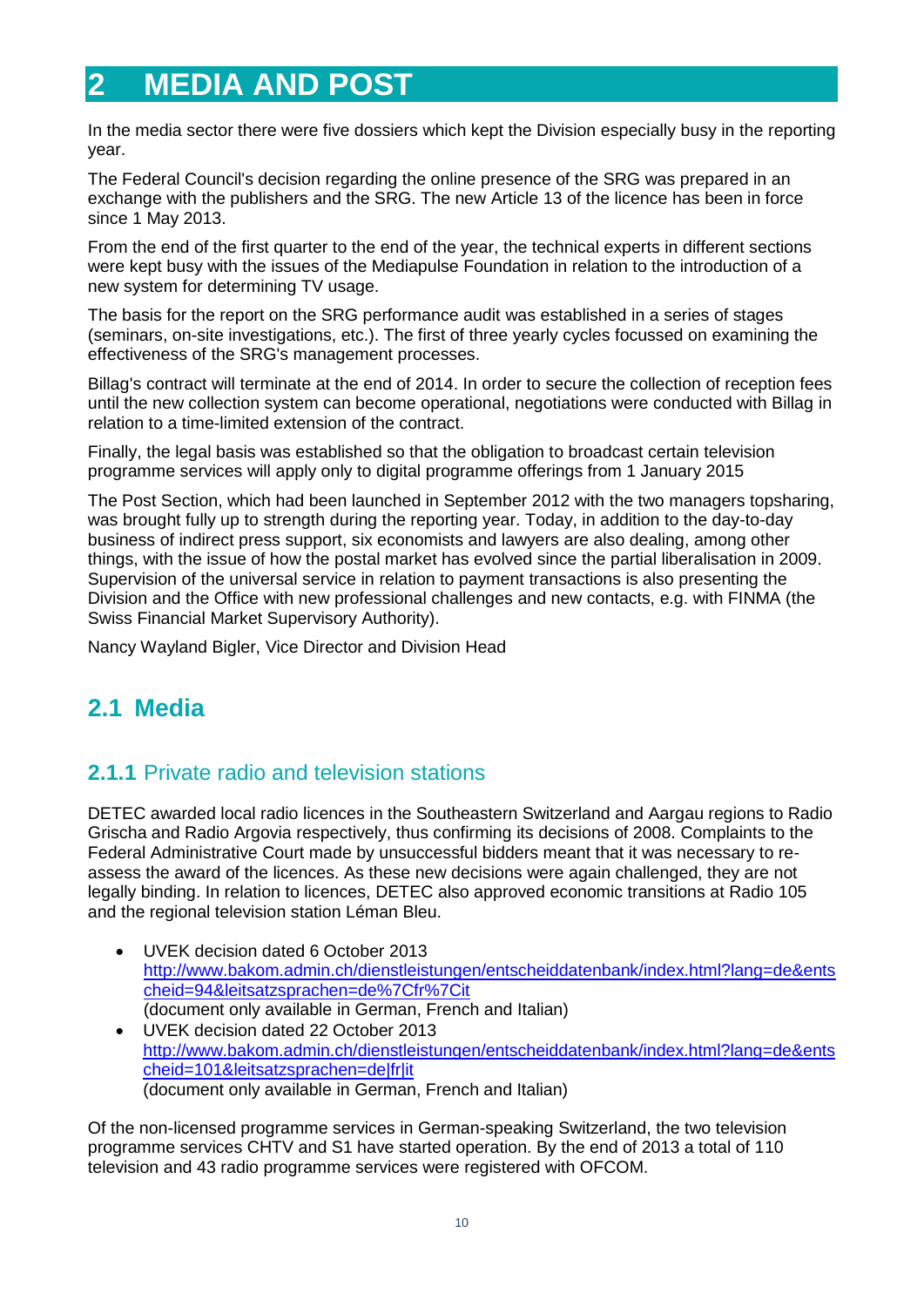# 2 MEDIA AND POST

In the media sector there were five dossiers which kept the Division especially busy in the reporting year.

The Federal Council's decision regarding the online presence of the SRG was prepared in an exchange with the publishers and the SRG. The new Article 13 of the licence has been in force since 1 May 2013.

From the end of the first quarter to the end of the year, the technical experts in different sections were kept busy with the issues of the Mediapulse Foundation in relation to the introduction of a new system for determining TV usage.

The basis for the report on the SRG performance audit was established in a series of stages (seminars, on-site investigations, etc.). The first of three yearly cycles focussed on examining the effectiveness of the SRG's management processes.

Billag's contract will terminate at the end of 2014. In order to secure the collection of reception fees until the new collection system can become operational, negotiations were conducted with Billag in relation to a time-limited extension of the contract.

Finally, the legal basis was established so that the obligation to broadcast certain television programme services will apply only to digital programme offerings from 1 January 2015

The Post Section, which had been launched in September 2012 with the two managers topsharing, was brought fully up to strength during the reporting year. Today, in addition to the day-to-day business of indirect press support, six economists and lawyers are also dealing, among other things, with the issue of how the postal market has evolved since the partial liberalisation in 2009. Supervision of the universal service in relation to payment transactions is also presenting the Division and the Office with new professional challenges and new contacts, e.g. with FINMA (the Swiss Financial Market Supervisory Authority).

Nancy Wayland Bigler, Vice Director and Division Head

## 2.1 Media

### 2.1.1 Private radio and television stations

DETEC awarded local radio licences in the Southeastern Switzerland and Aargau regions to Radio Grischa and Radio Argovia respectively, thus confirming its decisions of 2008. Complaints to the Federal Administrative Court made by unsuccessful bidders meant that it was necessary to re-assess the award of the licences. As these new decisions were again challenged, they are not legally binding. In relation to licences, DETEC also approved economic transitions at Radio 105 and the regional television station Léman Bleu.

- UVEK decision dated 6 October 2013
  http://www.bakom.admin.ch/dienstleistungen/entscheiddatenbank/index.html?lang=de&entscheid=94&leitsatzsprachen=de%7Cfr%7Cit
  (document only available in German, French and Italian)
- UVEK decision dated 22 October 2013
  http://www.bakom.admin.ch/dienstleistungen/entscheiddatenbank/index.html?lang=de&entscheid=101&leitsatzsprachen=de|fr|it
  (document only available in German, French and Italian)

Of the non-licensed programme services in German-speaking Switzerland, the two television programme services CHTV and S1 have started operation. By the end of 2013 a total of 110 television and 43 radio programme services were registered with OFCOM.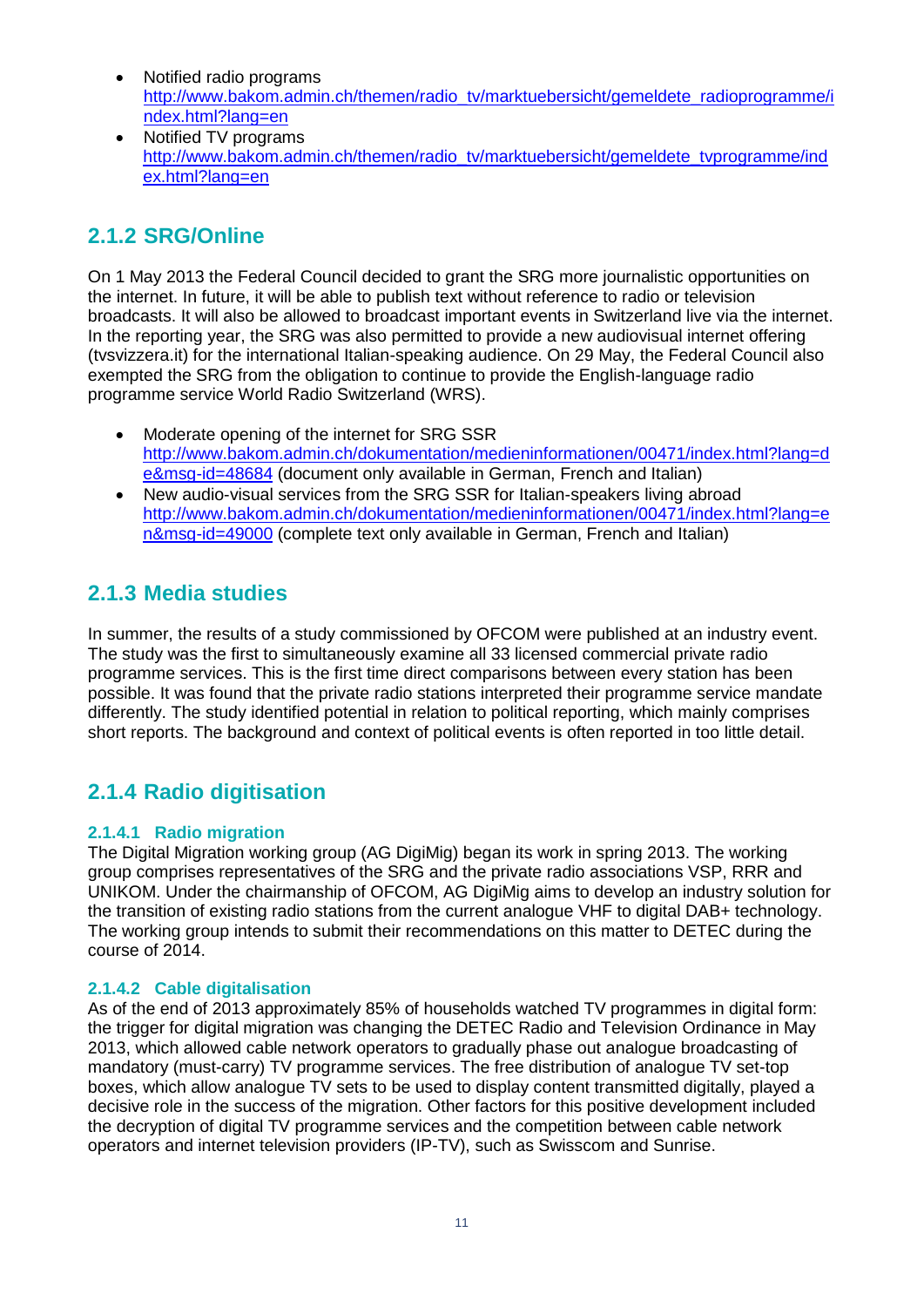- Notified radio programs
  http://www.bakom.admin.ch/themen/radio_tv/marktuebersicht/gemeldete_radioprogramme/index.html?lang=en
- Notified TV programs
  http://www.bakom.admin.ch/themen/radio_tv/marktuebersicht/gemeldete_tvprogramme/index.html?lang=en

## 2.1.2 SRG/Online

On 1 May 2013 the Federal Council decided to grant the SRG more journalistic opportunities on the internet. In future, it will be able to publish text without reference to radio or television broadcasts. It will also be allowed to broadcast important events in Switzerland live via the internet. In the reporting year, the SRG was also permitted to provide a new audiovisual internet offering (tvsvizzera.it) for the international Italian-speaking audience. On 29 May, the Federal Council also exempted the SRG from the obligation to continue to provide the English-language radio programme service World Radio Switzerland (WRS).

- Moderate opening of the internet for SRG SSR
  http://www.bakom.admin.ch/dokumentation/medieninformationen/00471/index.html?lang=de&msg-id=48684 (document only available in German, French and Italian)
- New audio-visual services from the SRG SSR for Italian-speakers living abroad
  http://www.bakom.admin.ch/dokumentation/medieninformationen/00471/index.html?lang=en&msg-id=49000 (complete text only available in German, French and Italian)

## 2.1.3 Media studies

In summer, the results of a study commissioned by OFCOM were published at an industry event. The study was the first to simultaneously examine all 33 licensed commercial private radio programme services. This is the first time direct comparisons between every station has been possible. It was found that the private radio stations interpreted their programme service mandate differently. The study identified potential in relation to political reporting, which mainly comprises short reports. The background and context of political events is often reported in too little detail.

## 2.1.4 Radio digitisation

### 2.1.4.1 Radio migration

The Digital Migration working group (AG DigiMig) began its work in spring 2013. The working group comprises representatives of the SRG and the private radio associations VSP, RRR and UNIKOM. Under the chairmanship of OFCOM, AG DigiMig aims to develop an industry solution for the transition of existing radio stations from the current analogue VHF to digital DAB+ technology. The working group intends to submit their recommendations on this matter to DETEC during the course of 2014.

### 2.1.4.2 Cable digitalisation

As of the end of 2013 approximately 85% of households watched TV programmes in digital form: the trigger for digital migration was changing the DETEC Radio and Television Ordinance in May 2013, which allowed cable network operators to gradually phase out analogue broadcasting of mandatory (must-carry) TV programme services. The free distribution of analogue TV set-top boxes, which allow analogue TV sets to be used to display content transmitted digitally, played a decisive role in the success of the migration. Other factors for this positive development included the decryption of digital TV programme services and the competition between cable network operators and internet television providers (IP-TV), such as Swisscom and Sunrise.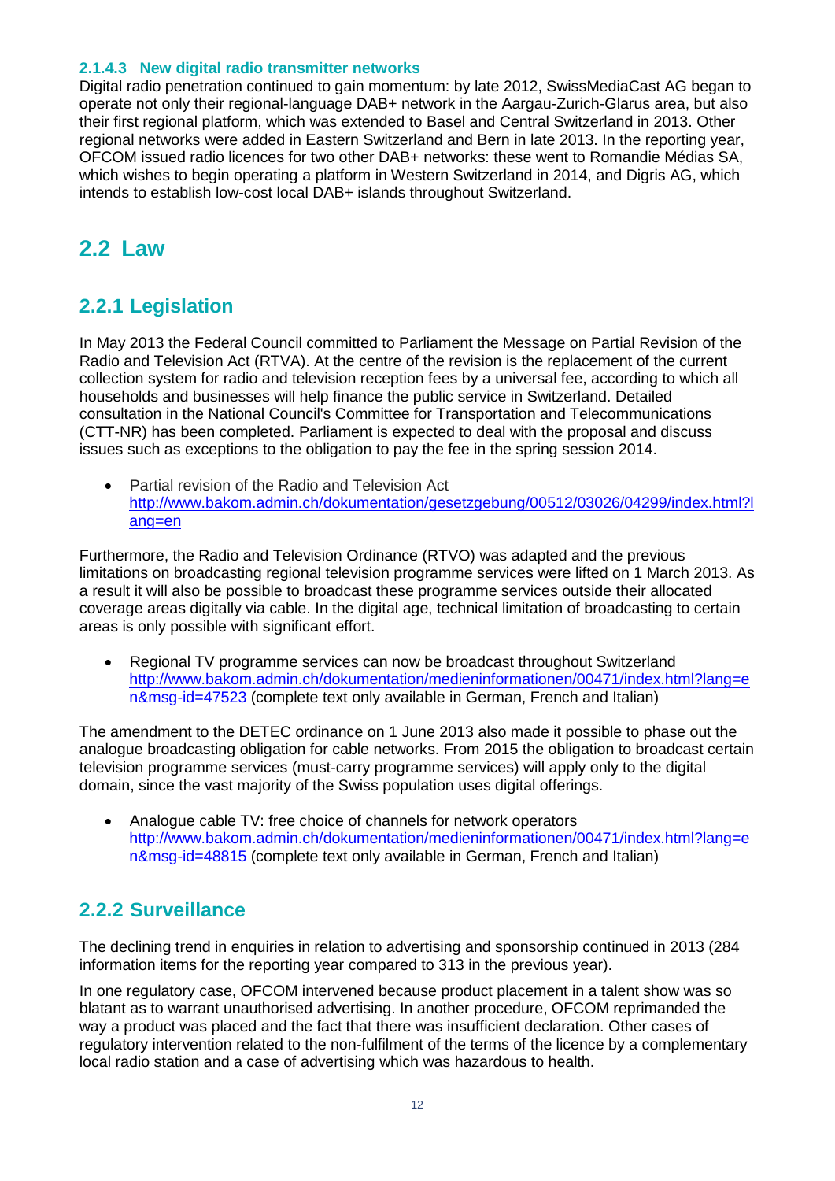#### 2.1.4.3 New digital radio transmitter networks

Digital radio penetration continued to gain momentum: by late 2012, SwissMediaCast AG began to operate not only their regional-language DAB+ network in the Aargau-Zurich-Glarus area, but also their first regional platform, which was extended to Basel and Central Switzerland in 2013. Other regional networks were added in Eastern Switzerland and Bern in late 2013. In the reporting year, OFCOM issued radio licences for two other DAB+ networks: these went to Romandie Médias SA, which wishes to begin operating a platform in Western Switzerland in 2014, and Digris AG, which intends to establish low-cost local DAB+ islands throughout Switzerland.

## 2.2 Law

### 2.2.1 Legislation

In May 2013 the Federal Council committed to Parliament the Message on Partial Revision of the Radio and Television Act (RTVA). At the centre of the revision is the replacement of the current collection system for radio and television reception fees by a universal fee, according to which all households and businesses will help finance the public service in Switzerland. Detailed consultation in the National Council's Committee for Transportation and Telecommunications (CTT-NR) has been completed. Parliament is expected to deal with the proposal and discuss issues such as exceptions to the obligation to pay the fee in the spring session 2014.

- Partial revision of the Radio and Television Act
  http://www.bakom.admin.ch/dokumentation/gesetzgebung/00512/03026/04299/index.html?lang=en

Furthermore, the Radio and Television Ordinance (RTVO) was adapted and the previous limitations on broadcasting regional television programme services were lifted on 1 March 2013. As a result it will also be possible to broadcast these programme services outside their allocated coverage areas digitally via cable. In the digital age, technical limitation of broadcasting to certain areas is only possible with significant effort.

- Regional TV programme services can now be broadcast throughout Switzerland
  http://www.bakom.admin.ch/dokumentation/medieninformationen/00471/index.html?lang=en&msg-id=47523 (complete text only available in German, French and Italian)

The amendment to the DETEC ordinance on 1 June 2013 also made it possible to phase out the analogue broadcasting obligation for cable networks. From 2015 the obligation to broadcast certain television programme services (must-carry programme services) will apply only to the digital domain, since the vast majority of the Swiss population uses digital offerings.

- Analogue cable TV: free choice of channels for network operators
  http://www.bakom.admin.ch/dokumentation/medieninformationen/00471/index.html?lang=en&msg-id=48815 (complete text only available in German, French and Italian)

### 2.2.2 Surveillance

The declining trend in enquiries in relation to advertising and sponsorship continued in 2013 (284 information items for the reporting year compared to 313 in the previous year).

In one regulatory case, OFCOM intervened because product placement in a talent show was so blatant as to warrant unauthorised advertising. In another procedure, OFCOM reprimanded the way a product was placed and the fact that there was insufficient declaration. Other cases of regulatory intervention related to the non-fulfilment of the terms of the licence by a complementary local radio station and a case of advertising which was hazardous to health.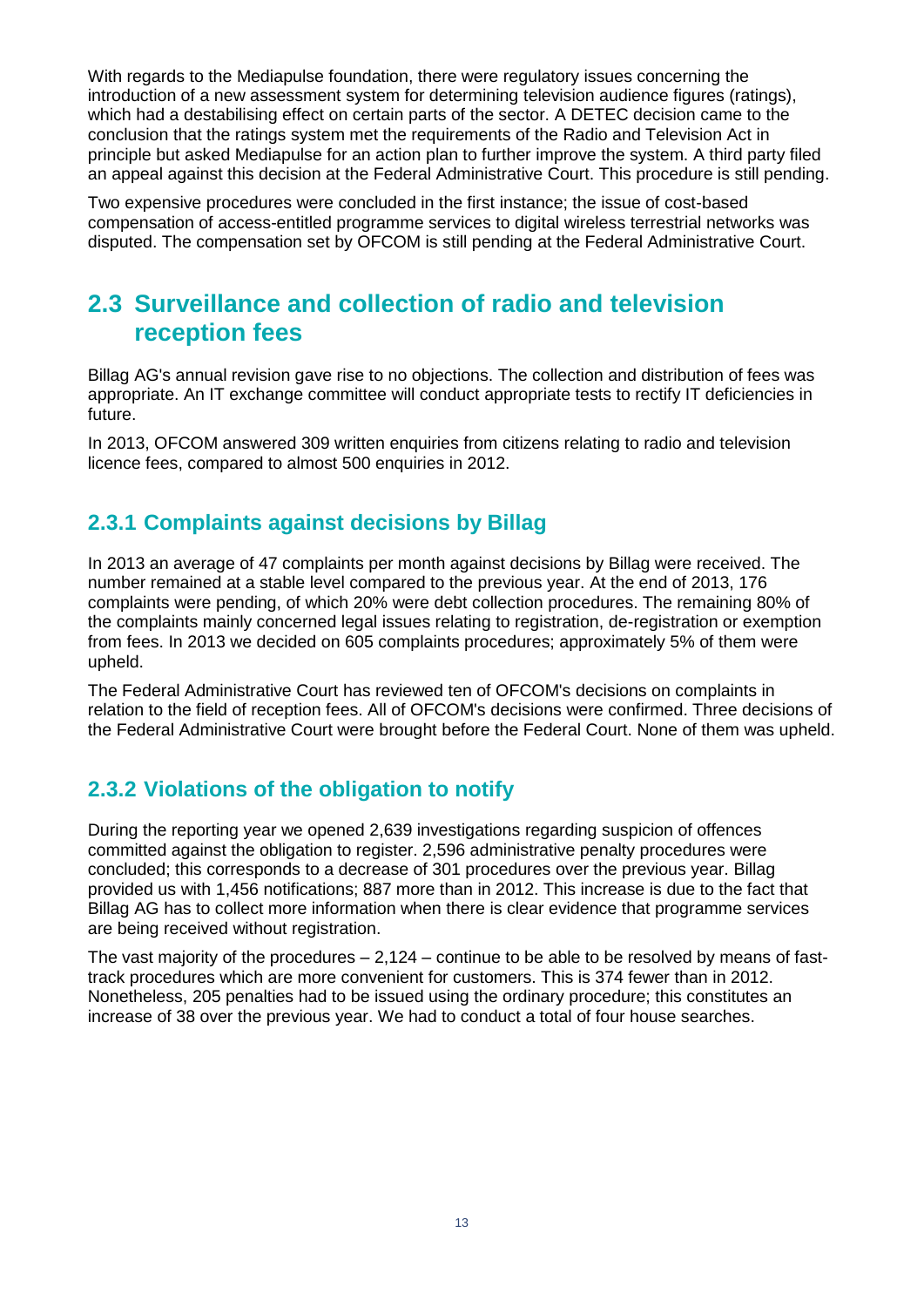With regards to the Mediapulse foundation, there were regulatory issues concerning the introduction of a new assessment system for determining television audience figures (ratings), which had a destabilising effect on certain parts of the sector. A DETEC decision came to the conclusion that the ratings system met the requirements of the Radio and Television Act in principle but asked Mediapulse for an action plan to further improve the system. A third party filed an appeal against this decision at the Federal Administrative Court. This procedure is still pending.

Two expensive procedures were concluded in the first instance; the issue of cost-based compensation of access-entitled programme services to digital wireless terrestrial networks was disputed. The compensation set by OFCOM is still pending at the Federal Administrative Court.

## 2.3 Surveillance and collection of radio and television reception fees

Billag AG's annual revision gave rise to no objections. The collection and distribution of fees was appropriate. An IT exchange committee will conduct appropriate tests to rectify IT deficiencies in future.

In 2013, OFCOM answered 309 written enquiries from citizens relating to radio and television licence fees, compared to almost 500 enquiries in 2012.

### 2.3.1 Complaints against decisions by Billag

In 2013 an average of 47 complaints per month against decisions by Billag were received. The number remained at a stable level compared to the previous year. At the end of 2013, 176 complaints were pending, of which 20% were debt collection procedures. The remaining 80% of the complaints mainly concerned legal issues relating to registration, de-registration or exemption from fees. In 2013 we decided on 605 complaints procedures; approximately 5% of them were upheld.

The Federal Administrative Court has reviewed ten of OFCOM's decisions on complaints in relation to the field of reception fees. All of OFCOM's decisions were confirmed. Three decisions of the Federal Administrative Court were brought before the Federal Court. None of them was upheld.

### 2.3.2 Violations of the obligation to notify

During the reporting year we opened 2,639 investigations regarding suspicion of offences committed against the obligation to register. 2,596 administrative penalty procedures were concluded; this corresponds to a decrease of 301 procedures over the previous year. Billag provided us with 1,456 notifications; 887 more than in 2012. This increase is due to the fact that Billag AG has to collect more information when there is clear evidence that programme services are being received without registration.

The vast majority of the procedures – 2,124 – continue to be able to be resolved by means of fast-track procedures which are more convenient for customers. This is 374 fewer than in 2012. Nonetheless, 205 penalties had to be issued using the ordinary procedure; this constitutes an increase of 38 over the previous year. We had to conduct a total of four house searches.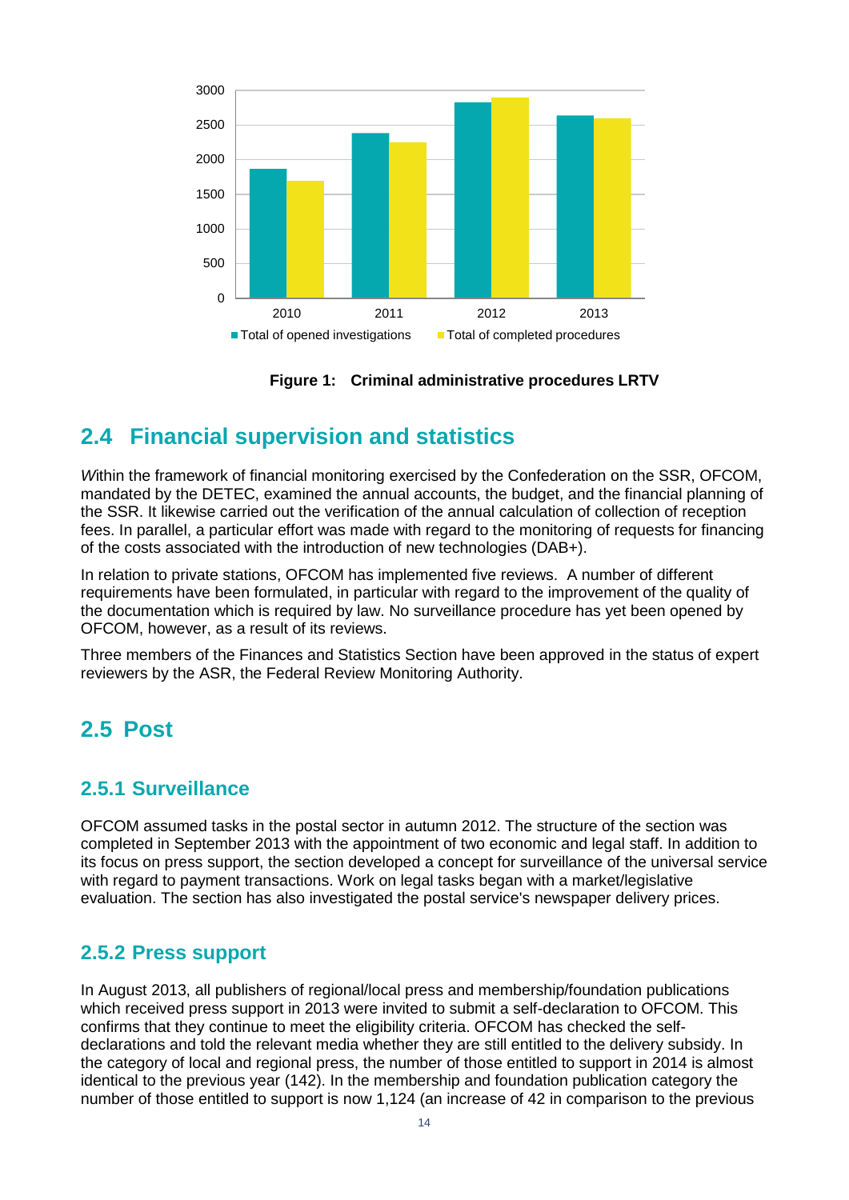**Figure 1: Criminal administrative procedures LRTV**

## 2.4 Financial supervision and statistics

*W*ithin the framework of financial monitoring exercised by the Confederation on the SSR, OFCOM, mandated by the DETEC, examined the annual accounts, the budget, and the financial planning of the SSR. It likewise carried out the verification of the annual calculation of collection of reception fees. In parallel, a particular effort was made with regard to the monitoring of requests for financing of the costs associated with the introduction of new technologies (DAB+).

In relation to private stations, OFCOM has implemented five reviews. A number of different requirements have been formulated, in particular with regard to the improvement of the quality of the documentation which is required by law. No surveillance procedure has yet been opened by OFCOM, however, as a result of its reviews.

Three members of the Finances and Statistics Section have been approved in the status of expert reviewers by the ASR, the Federal Review Monitoring Authority.

## 2.5 Post

### 2.5.1 Surveillance

OFCOM assumed tasks in the postal sector in autumn 2012. The structure of the section was completed in September 2013 with the appointment of two economic and legal staff. In addition to its focus on press support, the section developed a concept for surveillance of the universal service with regard to payment transactions. Work on legal tasks began with a market/legislative evaluation. The section has also investigated the postal service's newspaper delivery prices.

### 2.5.2 Press support

In August 2013, all publishers of regional/local press and membership/foundation publications which received press support in 2013 were invited to submit a self-declaration to OFCOM. This confirms that they continue to meet the eligibility criteria. OFCOM has checked the self-declarations and told the relevant media whether they are still entitled to the delivery subsidy. In the category of local and regional press, the number of those entitled to support in 2014 is almost identical to the previous year (142). In the membership and foundation publication category the number of those entitled to support is now 1,124 (an increase of 42 in comparison to the previous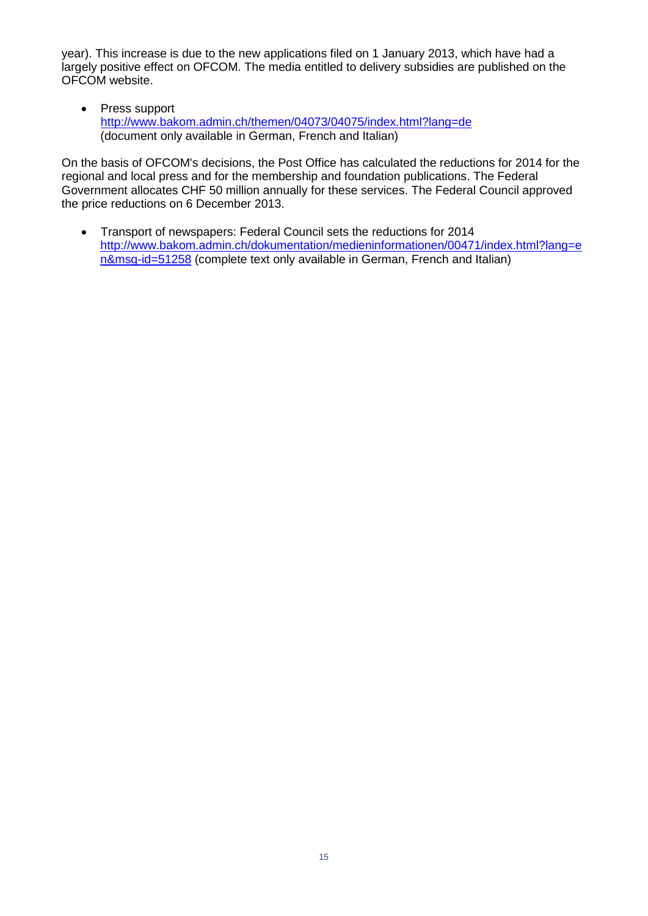year). This increase is due to the new applications filed on 1 January 2013, which have had a largely positive effect on OFCOM. The media entitled to delivery subsidies are published on the OFCOM website.

- Press support
  http://www.bakom.admin.ch/themen/04073/04075/index.html?lang=de
  (document only available in German, French and Italian)

On the basis of OFCOM's decisions, the Post Office has calculated the reductions for 2014 for the regional and local press and for the membership and foundation publications. The Federal Government allocates CHF 50 million annually for these services. The Federal Council approved the price reductions on 6 December 2013.

- Transport of newspapers: Federal Council sets the reductions for 2014
  http://www.bakom.admin.ch/dokumentation/medieninformationen/00471/index.html?lang=en&msg-id=51258 (complete text only available in German, French and Italian)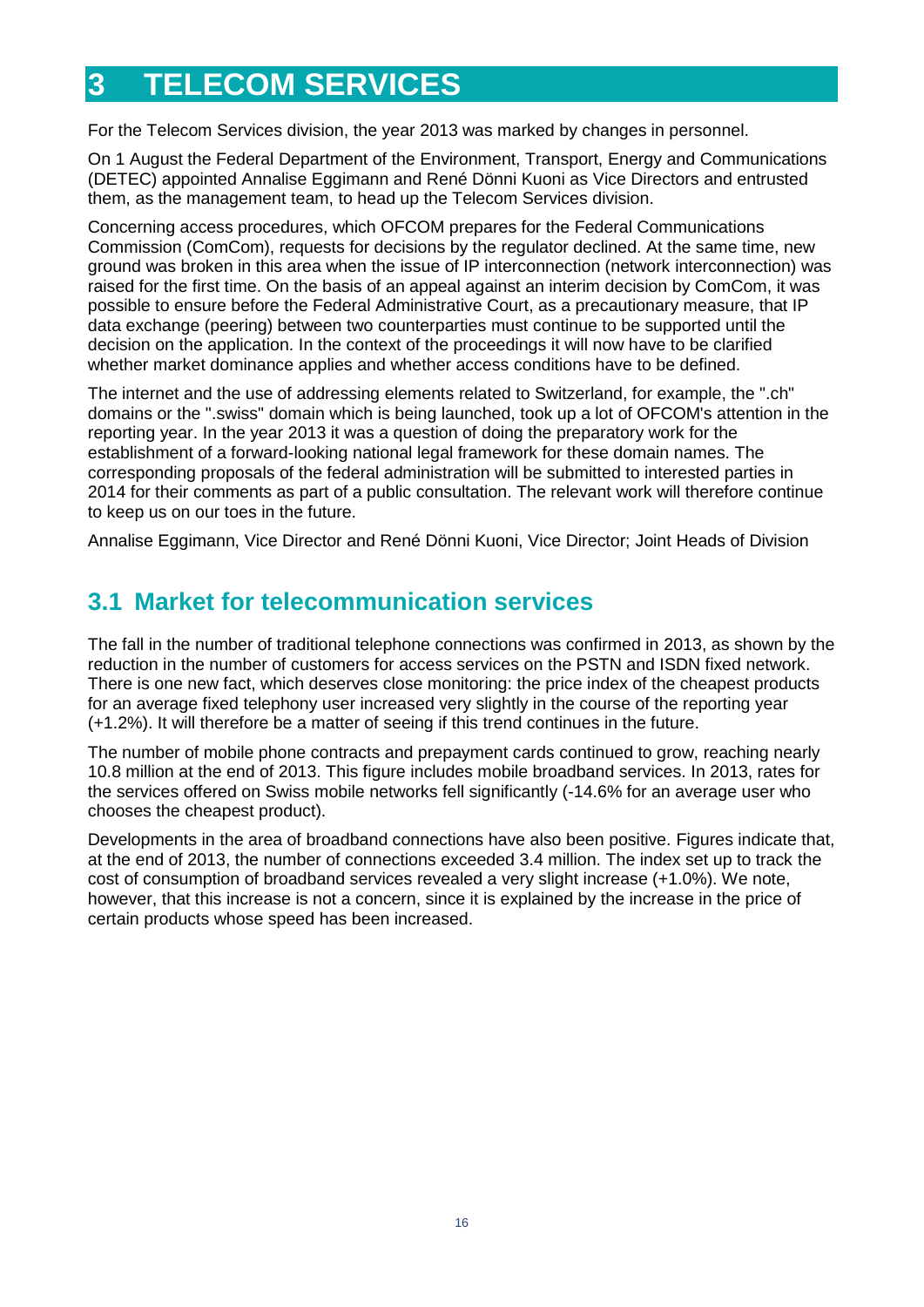# 3 TELECOM SERVICES

For the Telecom Services division, the year 2013 was marked by changes in personnel.

On 1 August the Federal Department of the Environment, Transport, Energy and Communications (DETEC) appointed Annalise Eggimann and René Dönni Kuoni as Vice Directors and entrusted them, as the management team, to head up the Telecom Services division.

Concerning access procedures, which OFCOM prepares for the Federal Communications Commission (ComCom), requests for decisions by the regulator declined. At the same time, new ground was broken in this area when the issue of IP interconnection (network interconnection) was raised for the first time. On the basis of an appeal against an interim decision by ComCom, it was possible to ensure before the Federal Administrative Court, as a precautionary measure, that IP data exchange (peering) between two counterparties must continue to be supported until the decision on the application. In the context of the proceedings it will now have to be clarified whether market dominance applies and whether access conditions have to be defined.

The internet and the use of addressing elements related to Switzerland, for example, the ".ch" domains or the ".swiss" domain which is being launched, took up a lot of OFCOM's attention in the reporting year. In the year 2013 it was a question of doing the preparatory work for the establishment of a forward-looking national legal framework for these domain names. The corresponding proposals of the federal administration will be submitted to interested parties in 2014 for their comments as part of a public consultation. The relevant work will therefore continue to keep us on our toes in the future.

Annalise Eggimann, Vice Director and René Dönni Kuoni, Vice Director; Joint Heads of Division

## 3.1 Market for telecommunication services

The fall in the number of traditional telephone connections was confirmed in 2013, as shown by the reduction in the number of customers for access services on the PSTN and ISDN fixed network. There is one new fact, which deserves close monitoring: the price index of the cheapest products for an average fixed telephony user increased very slightly in the course of the reporting year (+1.2%). It will therefore be a matter of seeing if this trend continues in the future.

The number of mobile phone contracts and prepayment cards continued to grow, reaching nearly 10.8 million at the end of 2013. This figure includes mobile broadband services. In 2013, rates for the services offered on Swiss mobile networks fell significantly (-14.6% for an average user who chooses the cheapest product).

Developments in the area of broadband connections have also been positive. Figures indicate that, at the end of 2013, the number of connections exceeded 3.4 million. The index set up to track the cost of consumption of broadband services revealed a very slight increase (+1.0%). We note, however, that this increase is not a concern, since it is explained by the increase in the price of certain products whose speed has been increased.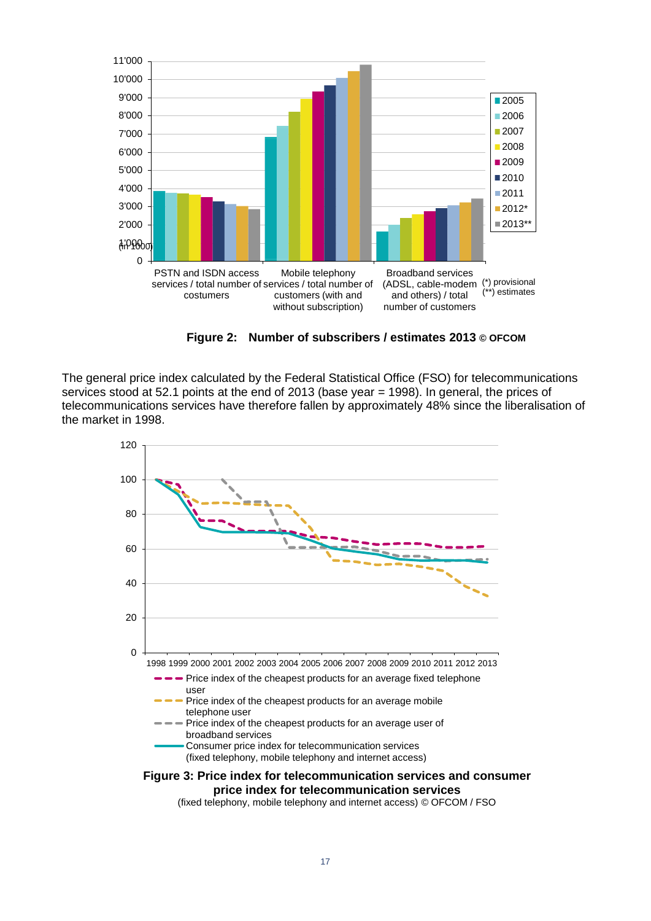**Figure 2: Number of subscribers / estimates 2013 © OFCOM**

The general price index calculated by the Federal Statistical Office (FSO) for telecommunications services stood at 52.1 points at the end of 2013 (base year = 1998). In general, the prices of telecommunications services have therefore fallen by approximately 48% since the liberalisation of the market in 1998.

**Figure 3: Price index for telecommunication services and consumer price index for telecommunication services**

(fixed telephony, mobile telephony and internet access) © OFCOM / FSO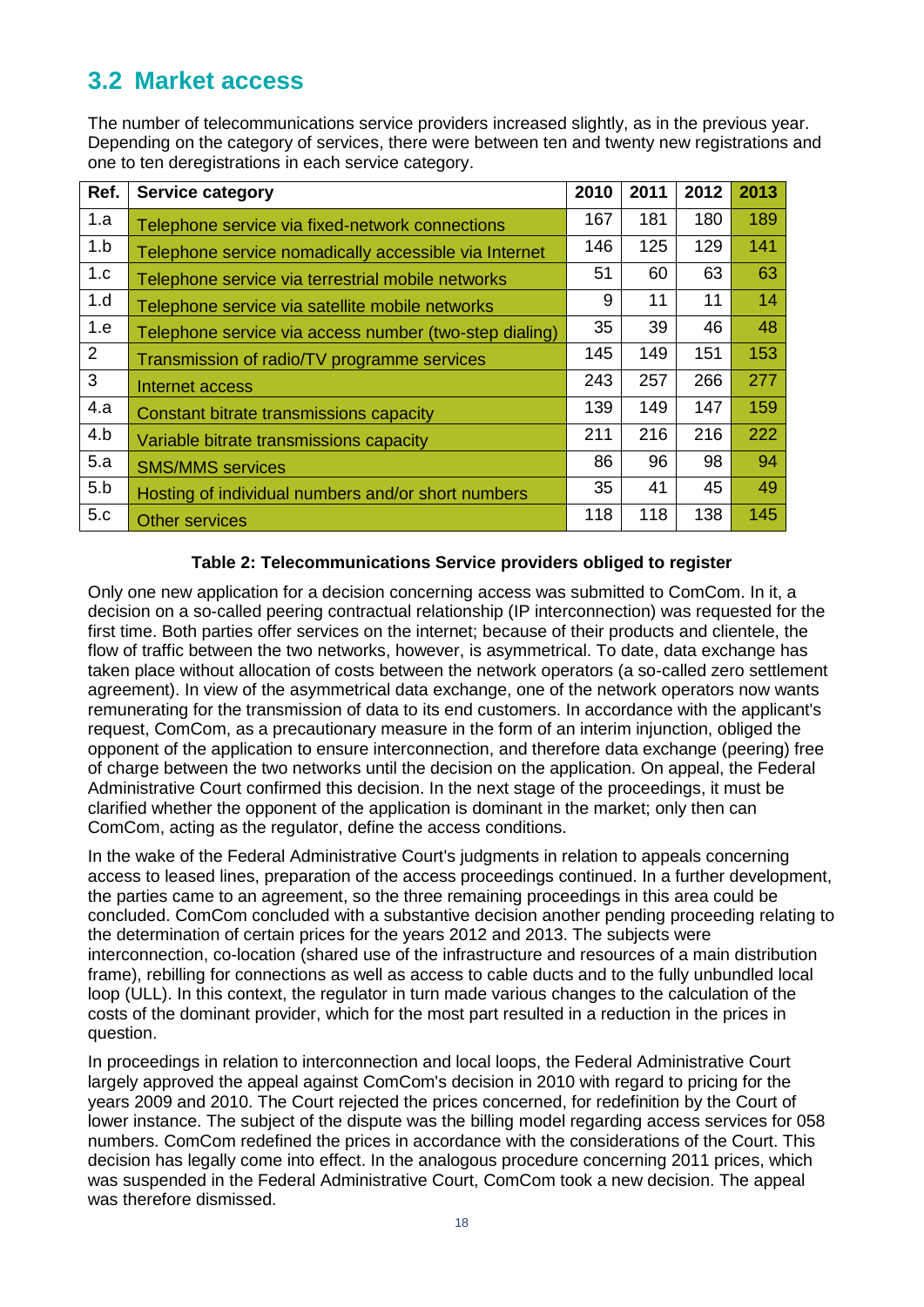## 3.2 Market access

The number of telecommunications service providers increased slightly, as in the previous year. Depending on the category of services, there were between ten and twenty new registrations and one to ten deregistrations in each service category.

| Ref. | Service category | 2010 | 2011 | 2012 | 2013 |
|---|---|---|---|---|---|
| 1.a | Telephone service via fixed-network connections | 167 | 181 | 180 | 189 |
| 1.b | Telephone service nomadically accessible via Internet | 146 | 125 | 129 | 141 |
| 1.c | Telephone service via terrestrial mobile networks | 51 | 60 | 63 | 63 |
| 1.d | Telephone service via satellite mobile networks | 9 | 11 | 11 | 14 |
| 1.e | Telephone service via access number (two-step dialing) | 35 | 39 | 46 | 48 |
| 2 | Transmission of radio/TV programme services | 145 | 149 | 151 | 153 |
| 3 | Internet access | 243 | 257 | 266 | 277 |
| 4.a | Constant bitrate transmissions capacity | 139 | 149 | 147 | 159 |
| 4.b | Variable bitrate transmissions capacity | 211 | 216 | 216 | 222 |
| 5.a | SMS/MMS services | 86 | 96 | 98 | 94 |
| 5.b | Hosting of individual numbers and/or short numbers | 35 | 41 | 45 | 49 |
| 5.c | Other services | 118 | 118 | 138 | 145 |

**Table 2: Telecommunications Service providers obliged to register**

Only one new application for a decision concerning access was submitted to ComCom. In it, a decision on a so-called peering contractual relationship (IP interconnection) was requested for the first time. Both parties offer services on the internet; because of their products and clientele, the flow of traffic between the two networks, however, is asymmetrical. To date, data exchange has taken place without allocation of costs between the network operators (a so-called zero settlement agreement). In view of the asymmetrical data exchange, one of the network operators now wants remunerating for the transmission of data to its end customers. In accordance with the applicant's request, ComCom, as a precautionary measure in the form of an interim injunction, obliged the opponent of the application to ensure interconnection, and therefore data exchange (peering) free of charge between the two networks until the decision on the application. On appeal, the Federal Administrative Court confirmed this decision. In the next stage of the proceedings, it must be clarified whether the opponent of the application is dominant in the market; only then can ComCom, acting as the regulator, define the access conditions.

In the wake of the Federal Administrative Court's judgments in relation to appeals concerning access to leased lines, preparation of the access proceedings continued. In a further development, the parties came to an agreement, so the three remaining proceedings in this area could be concluded. ComCom concluded with a substantive decision another pending proceeding relating to the determination of certain prices for the years 2012 and 2013. The subjects were interconnection, co-location (shared use of the infrastructure and resources of a main distribution frame), rebilling for connections as well as access to cable ducts and to the fully unbundled local loop (ULL). In this context, the regulator in turn made various changes to the calculation of the costs of the dominant provider, which for the most part resulted in a reduction in the prices in question.

In proceedings in relation to interconnection and local loops, the Federal Administrative Court largely approved the appeal against ComCom's decision in 2010 with regard to pricing for the years 2009 and 2010. The Court rejected the prices concerned, for redefinition by the Court of lower instance. The subject of the dispute was the billing model regarding access services for 058 numbers. ComCom redefined the prices in accordance with the considerations of the Court. This decision has legally come into effect. In the analogous procedure concerning 2011 prices, which was suspended in the Federal Administrative Court, ComCom took a new decision. The appeal was therefore dismissed.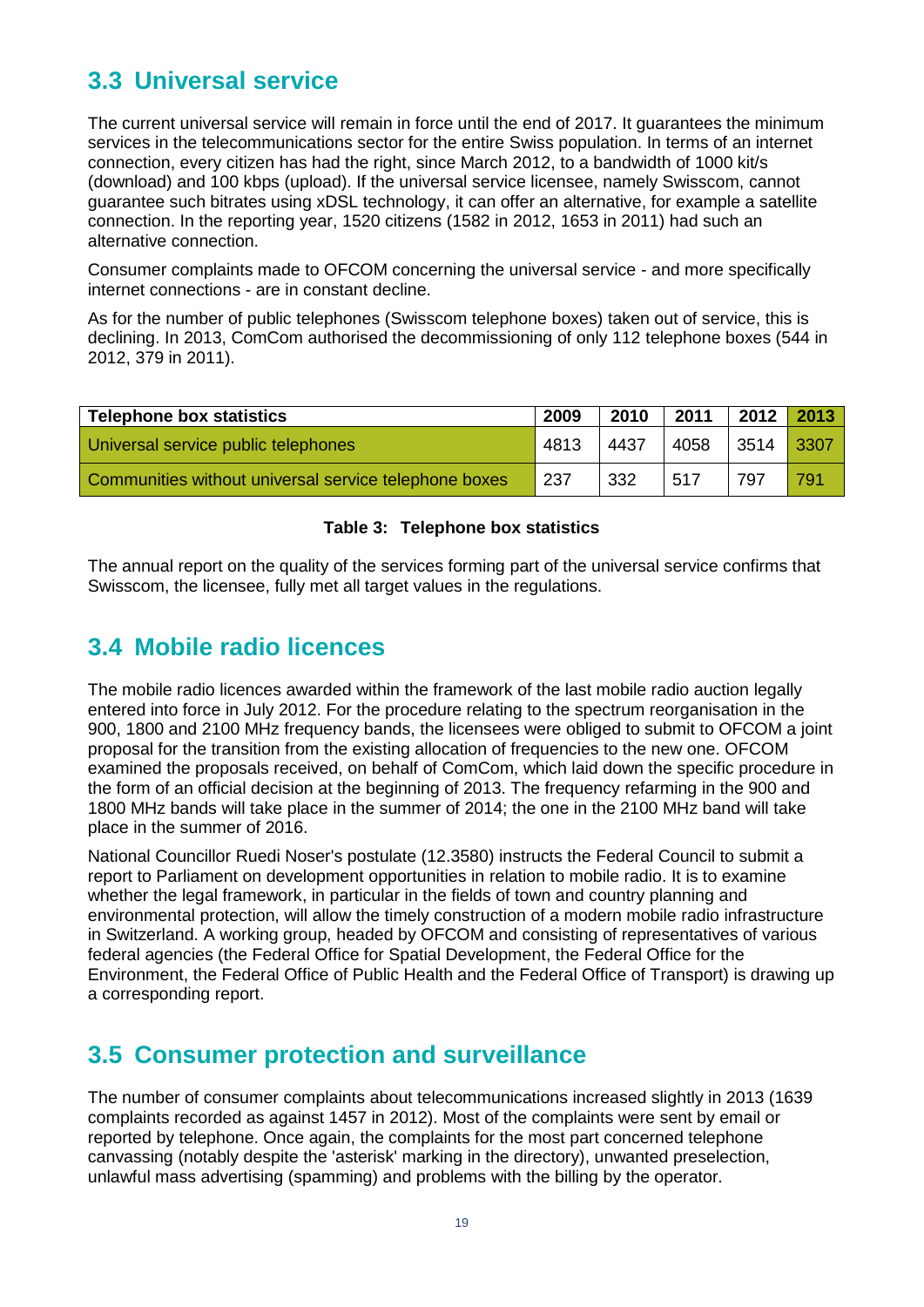## 3.3 Universal service

The current universal service will remain in force until the end of 2017. It guarantees the minimum services in the telecommunications sector for the entire Swiss population. In terms of an internet connection, every citizen has had the right, since March 2012, to a bandwidth of 1000 kit/s (download) and 100 kbps (upload). If the universal service licensee, namely Swisscom, cannot guarantee such bitrates using xDSL technology, it can offer an alternative, for example a satellite connection. In the reporting year, 1520 citizens (1582 in 2012, 1653 in 2011) had such an alternative connection.

Consumer complaints made to OFCOM concerning the universal service - and more specifically internet connections - are in constant decline.

As for the number of public telephones (Swisscom telephone boxes) taken out of service, this is declining. In 2013, ComCom authorised the decommissioning of only 112 telephone boxes (544 in 2012, 379 in 2011).

| Telephone box statistics | 2009 | 2010 | 2011 | 2012 | 2013 |
|---|---|---|---|---|---|
| Universal service public telephones | 4813 | 4437 | 4058 | 3514 | 3307 |
| Communities without universal service telephone boxes | 237 | 332 | 517 | 797 | 791 |

**Table 3: Telephone box statistics**

The annual report on the quality of the services forming part of the universal service confirms that Swisscom, the licensee, fully met all target values in the regulations.

## 3.4 Mobile radio licences

The mobile radio licences awarded within the framework of the last mobile radio auction legally entered into force in July 2012. For the procedure relating to the spectrum reorganisation in the 900, 1800 and 2100 MHz frequency bands, the licensees were obliged to submit to OFCOM a joint proposal for the transition from the existing allocation of frequencies to the new one. OFCOM examined the proposals received, on behalf of ComCom, which laid down the specific procedure in the form of an official decision at the beginning of 2013. The frequency refarming in the 900 and 1800 MHz bands will take place in the summer of 2014; the one in the 2100 MHz band will take place in the summer of 2016.

National Councillor Ruedi Noser's postulate (12.3580) instructs the Federal Council to submit a report to Parliament on development opportunities in relation to mobile radio. It is to examine whether the legal framework, in particular in the fields of town and country planning and environmental protection, will allow the timely construction of a modern mobile radio infrastructure in Switzerland. A working group, headed by OFCOM and consisting of representatives of various federal agencies (the Federal Office for Spatial Development, the Federal Office for the Environment, the Federal Office of Public Health and the Federal Office of Transport) is drawing up a corresponding report.

## 3.5 Consumer protection and surveillance

The number of consumer complaints about telecommunications increased slightly in 2013 (1639 complaints recorded as against 1457 in 2012). Most of the complaints were sent by email or reported by telephone. Once again, the complaints for the most part concerned telephone canvassing (notably despite the 'asterisk' marking in the directory), unwanted preselection, unlawful mass advertising (spamming) and problems with the billing by the operator.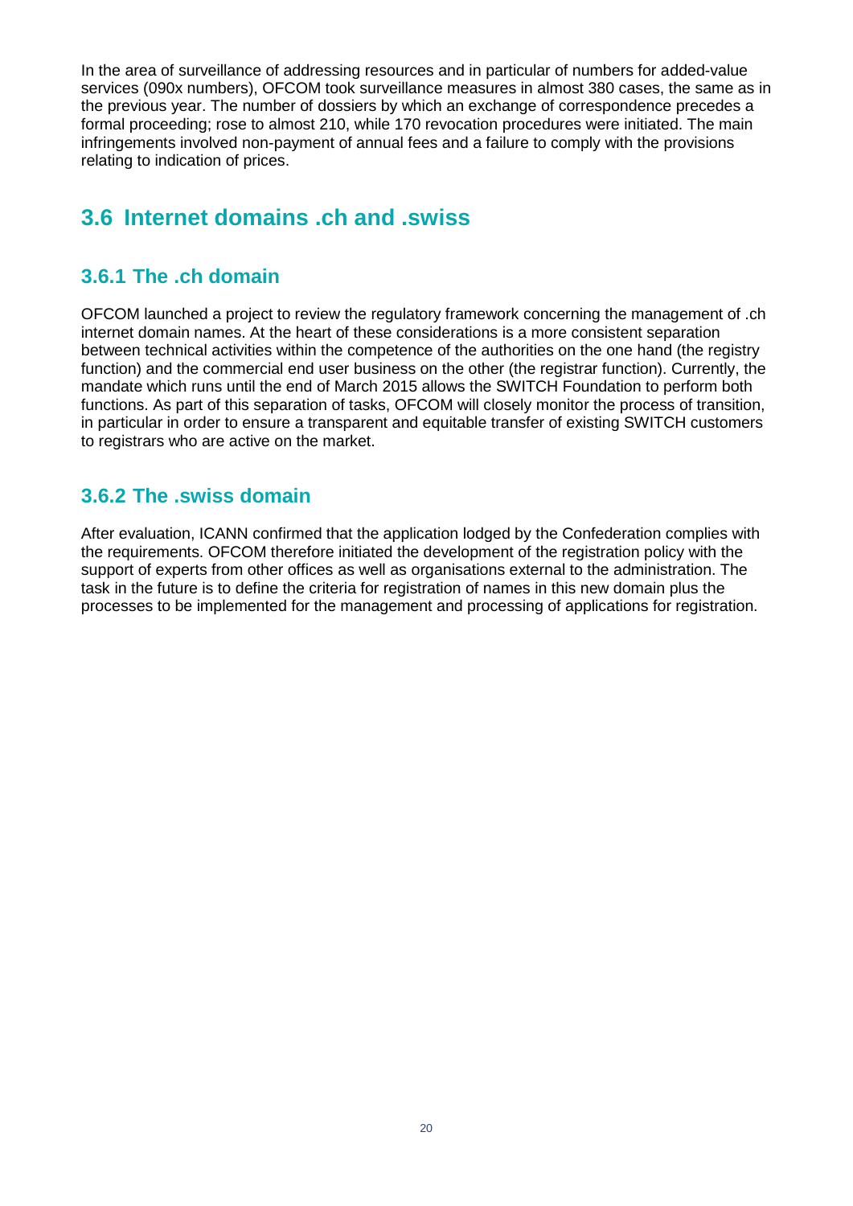In the area of surveillance of addressing resources and in particular of numbers for added-value services (090x numbers), OFCOM took surveillance measures in almost 380 cases, the same as in the previous year. The number of dossiers by which an exchange of correspondence precedes a formal proceeding; rose to almost 210, while 170 revocation procedures were initiated. The main infringements involved non-payment of annual fees and a failure to comply with the provisions relating to indication of prices.

## 3.6 Internet domains .ch and .swiss

### 3.6.1 The .ch domain

OFCOM launched a project to review the regulatory framework concerning the management of .ch internet domain names. At the heart of these considerations is a more consistent separation between technical activities within the competence of the authorities on the one hand (the registry function) and the commercial end user business on the other (the registrar function). Currently, the mandate which runs until the end of March 2015 allows the SWITCH Foundation to perform both functions. As part of this separation of tasks, OFCOM will closely monitor the process of transition, in particular in order to ensure a transparent and equitable transfer of existing SWITCH customers to registrars who are active on the market.

### 3.6.2 The .swiss domain

After evaluation, ICANN confirmed that the application lodged by the Confederation complies with the requirements. OFCOM therefore initiated the development of the registration policy with the support of experts from other offices as well as organisations external to the administration. The task in the future is to define the criteria for registration of names in this new domain plus the processes to be implemented for the management and processing of applications for registration.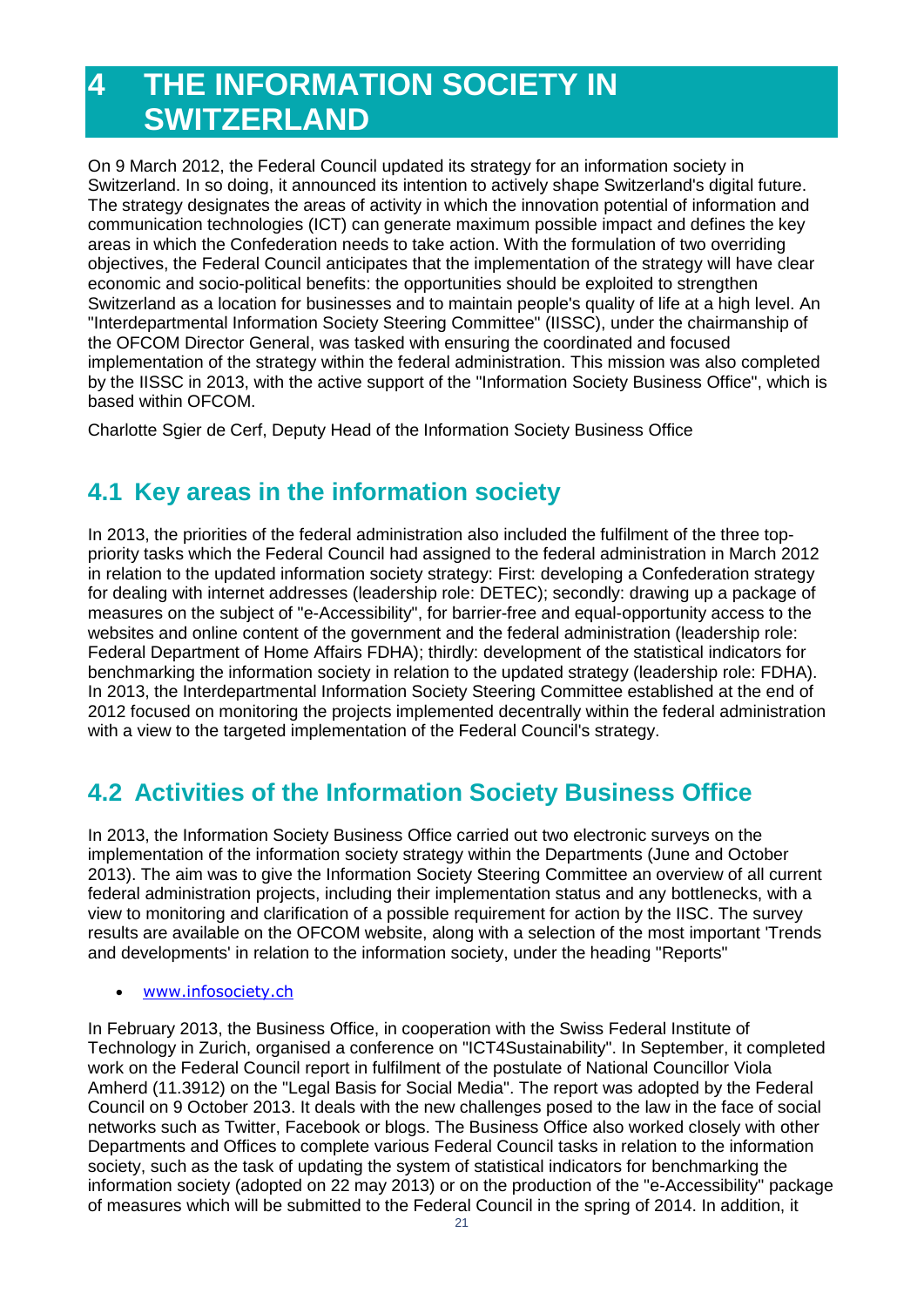# 4 THE INFORMATION SOCIETY IN SWITZERLAND

On 9 March 2012, the Federal Council updated its strategy for an information society in Switzerland. In so doing, it announced its intention to actively shape Switzerland's digital future. The strategy designates the areas of activity in which the innovation potential of information and communication technologies (ICT) can generate maximum possible impact and defines the key areas in which the Confederation needs to take action. With the formulation of two overriding objectives, the Federal Council anticipates that the implementation of the strategy will have clear economic and socio-political benefits: the opportunities should be exploited to strengthen Switzerland as a location for businesses and to maintain people's quality of life at a high level. An "Interdepartmental Information Society Steering Committee" (IISSC), under the chairmanship of the OFCOM Director General, was tasked with ensuring the coordinated and focused implementation of the strategy within the federal administration. This mission was also completed by the IISSC in 2013, with the active support of the "Information Society Business Office", which is based within OFCOM.

Charlotte Sgier de Cerf, Deputy Head of the Information Society Business Office

## 4.1 Key areas in the information society

In 2013, the priorities of the federal administration also included the fulfilment of the three top-priority tasks which the Federal Council had assigned to the federal administration in March 2012 in relation to the updated information society strategy: First: developing a Confederation strategy for dealing with internet addresses (leadership role: DETEC); secondly: drawing up a package of measures on the subject of "e-Accessibility", for barrier-free and equal-opportunity access to the websites and online content of the government and the federal administration (leadership role: Federal Department of Home Affairs FDHA); thirdly: development of the statistical indicators for benchmarking the information society in relation to the updated strategy (leadership role: FDHA). In 2013, the Interdepartmental Information Society Steering Committee established at the end of 2012 focused on monitoring the projects implemented decentrally within the federal administration with a view to the targeted implementation of the Federal Council's strategy.

## 4.2 Activities of the Information Society Business Office

In 2013, the Information Society Business Office carried out two electronic surveys on the implementation of the information society strategy within the Departments (June and October 2013). The aim was to give the Information Society Steering Committee an overview of all current federal administration projects, including their implementation status and any bottlenecks, with a view to monitoring and clarification of a possible requirement for action by the IISC. The survey results are available on the OFCOM website, along with a selection of the most important 'Trends and developments' in relation to the information society, under the heading "Reports"

- www.infosociety.ch

In February 2013, the Business Office, in cooperation with the Swiss Federal Institute of Technology in Zurich, organised a conference on "ICT4Sustainability". In September, it completed work on the Federal Council report in fulfilment of the postulate of National Councillor Viola Amherd (11.3912) on the "Legal Basis for Social Media". The report was adopted by the Federal Council on 9 October 2013. It deals with the new challenges posed to the law in the face of social networks such as Twitter, Facebook or blogs. The Business Office also worked closely with other Departments and Offices to complete various Federal Council tasks in relation to the information society, such as the task of updating the system of statistical indicators for benchmarking the information society (adopted on 22 may 2013) or on the production of the "e-Accessibility" package of measures which will be submitted to the Federal Council in the spring of 2014. In addition, it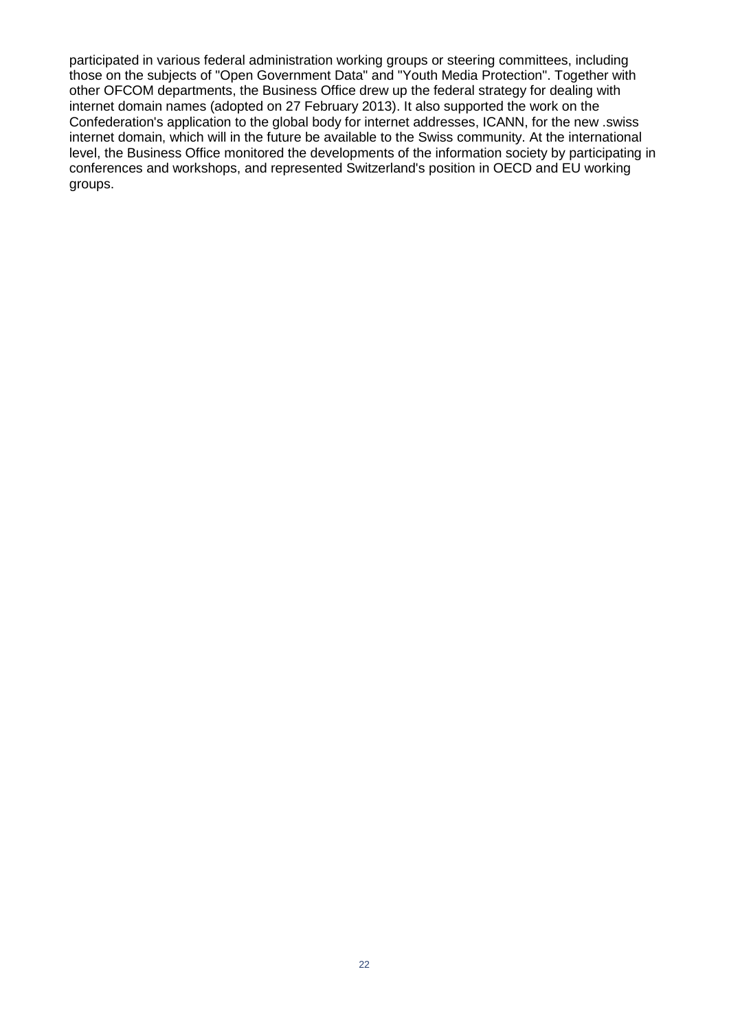participated in various federal administration working groups or steering committees, including those on the subjects of "Open Government Data" and "Youth Media Protection". Together with other OFCOM departments, the Business Office drew up the federal strategy for dealing with internet domain names (adopted on 27 February 2013). It also supported the work on the Confederation's application to the global body for internet addresses, ICANN, for the new .swiss internet domain, which will in the future be available to the Swiss community. At the international level, the Business Office monitored the developments of the information society by participating in conferences and workshops, and represented Switzerland's position in OECD and EU working groups.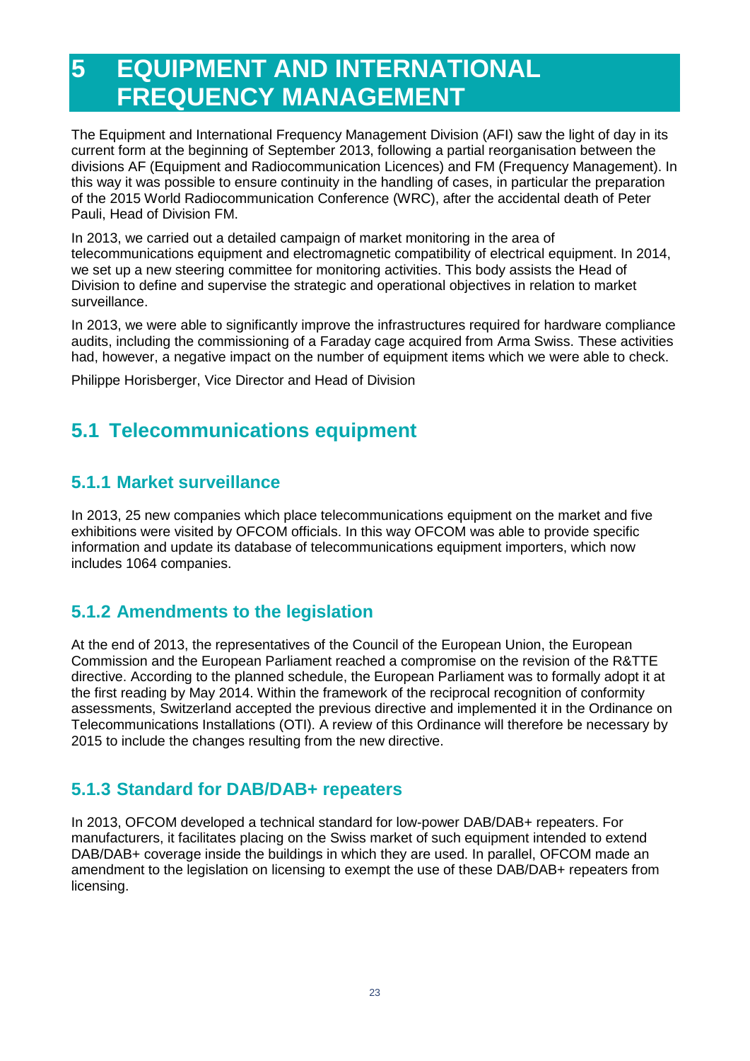# 5 EQUIPMENT AND INTERNATIONAL FREQUENCY MANAGEMENT

The Equipment and International Frequency Management Division (AFI) saw the light of day in its current form at the beginning of September 2013, following a partial reorganisation between the divisions AF (Equipment and Radiocommunication Licences) and FM (Frequency Management). In this way it was possible to ensure continuity in the handling of cases, in particular the preparation of the 2015 World Radiocommunication Conference (WRC), after the accidental death of Peter Pauli, Head of Division FM.

In 2013, we carried out a detailed campaign of market monitoring in the area of telecommunications equipment and electromagnetic compatibility of electrical equipment. In 2014, we set up a new steering committee for monitoring activities. This body assists the Head of Division to define and supervise the strategic and operational objectives in relation to market surveillance.

In 2013, we were able to significantly improve the infrastructures required for hardware compliance audits, including the commissioning of a Faraday cage acquired from Arma Swiss. These activities had, however, a negative impact on the number of equipment items which we were able to check.

Philippe Horisberger, Vice Director and Head of Division

## 5.1 Telecommunications equipment

### 5.1.1 Market surveillance

In 2013, 25 new companies which place telecommunications equipment on the market and five exhibitions were visited by OFCOM officials. In this way OFCOM was able to provide specific information and update its database of telecommunications equipment importers, which now includes 1064 companies.

### 5.1.2 Amendments to the legislation

At the end of 2013, the representatives of the Council of the European Union, the European Commission and the European Parliament reached a compromise on the revision of the R&TTE directive. According to the planned schedule, the European Parliament was to formally adopt it at the first reading by May 2014. Within the framework of the reciprocal recognition of conformity assessments, Switzerland accepted the previous directive and implemented it in the Ordinance on Telecommunications Installations (OTI). A review of this Ordinance will therefore be necessary by 2015 to include the changes resulting from the new directive.

### 5.1.3 Standard for DAB/DAB+ repeaters

In 2013, OFCOM developed a technical standard for low-power DAB/DAB+ repeaters. For manufacturers, it facilitates placing on the Swiss market of such equipment intended to extend DAB/DAB+ coverage inside the buildings in which they are used. In parallel, OFCOM made an amendment to the legislation on licensing to exempt the use of these DAB/DAB+ repeaters from licensing.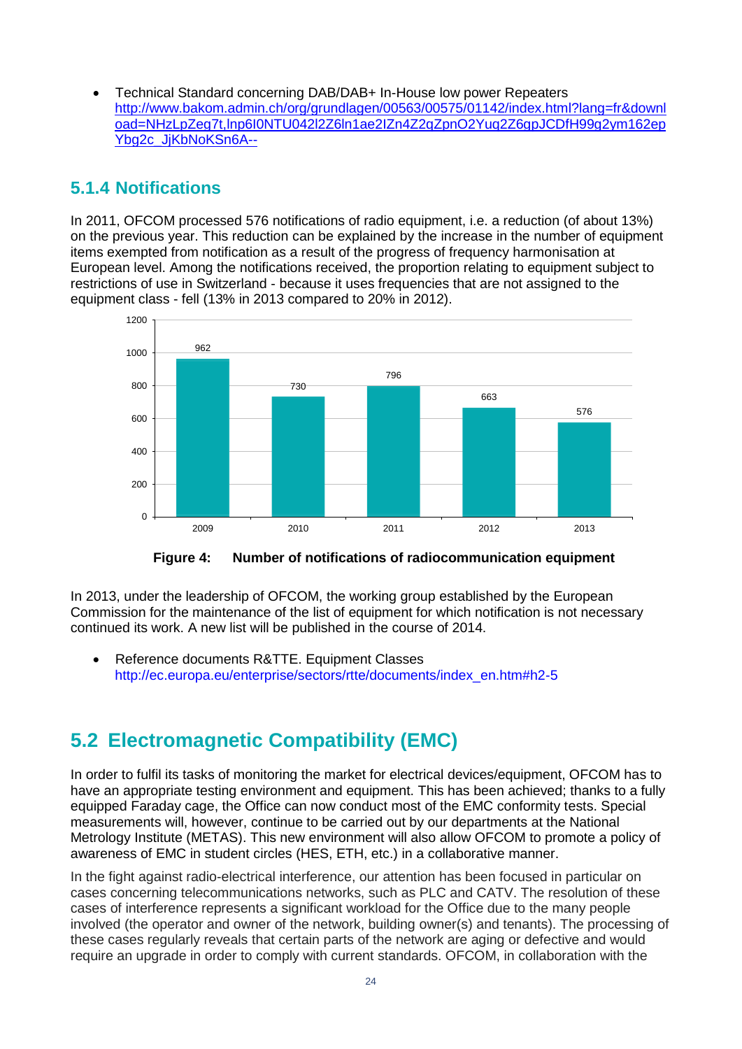- Technical Standard concerning DAB/DAB+ In-House low power Repeaters
  http://www.bakom.admin.ch/org/grundlagen/00563/00575/01142/index.html?lang=fr&download=NHzLpZeg7t,lnp6I0NTU042l2Z6ln1ae2IZn4Z2qZpnO2Yuq2Z6gpJCDfH99g2ym162epYbg2c_JjKbNoKSn6A--

## 5.1.4 Notifications

In 2011, OFCOM processed 576 notifications of radio equipment, i.e. a reduction (of about 13%) on the previous year. This reduction can be explained by the increase in the number of equipment items exempted from notification as a result of the progress of frequency harmonisation at European level. Among the notifications received, the proportion relating to equipment subject to restrictions of use in Switzerland - because it uses frequencies that are not assigned to the equipment class - fell (13% in 2013 compared to 20% in 2012).

| Year | Number of notifications |
|---|---|
| 2009 | 962 |
| 2010 | 730 |
| 2011 | 796 |
| 2012 | 663 |
| 2013 | 576 |

**Figure 4: Number of notifications of radiocommunication equipment**

In 2013, under the leadership of OFCOM, the working group established by the European Commission for the maintenance of the list of equipment for which notification is not necessary continued its work. A new list will be published in the course of 2014.

- Reference documents R&TTE. Equipment Classes
  http://ec.europa.eu/enterprise/sectors/rtte/documents/index_en.htm#h2-5

# 5.2 Electromagnetic Compatibility (EMC)

In order to fulfil its tasks of monitoring the market for electrical devices/equipment, OFCOM has to have an appropriate testing environment and equipment. This has been achieved; thanks to a fully equipped Faraday cage, the Office can now conduct most of the EMC conformity tests. Special measurements will, however, continue to be carried out by our departments at the National Metrology Institute (METAS). This new environment will also allow OFCOM to promote a policy of awareness of EMC in student circles (HES, ETH, etc.) in a collaborative manner.

In the fight against radio-electrical interference, our attention has been focused in particular on cases concerning telecommunications networks, such as PLC and CATV. The resolution of these cases of interference represents a significant workload for the Office due to the many people involved (the operator and owner of the network, building owner(s) and tenants). The processing of these cases regularly reveals that certain parts of the network are aging or defective and would require an upgrade in order to comply with current standards. OFCOM, in collaboration with the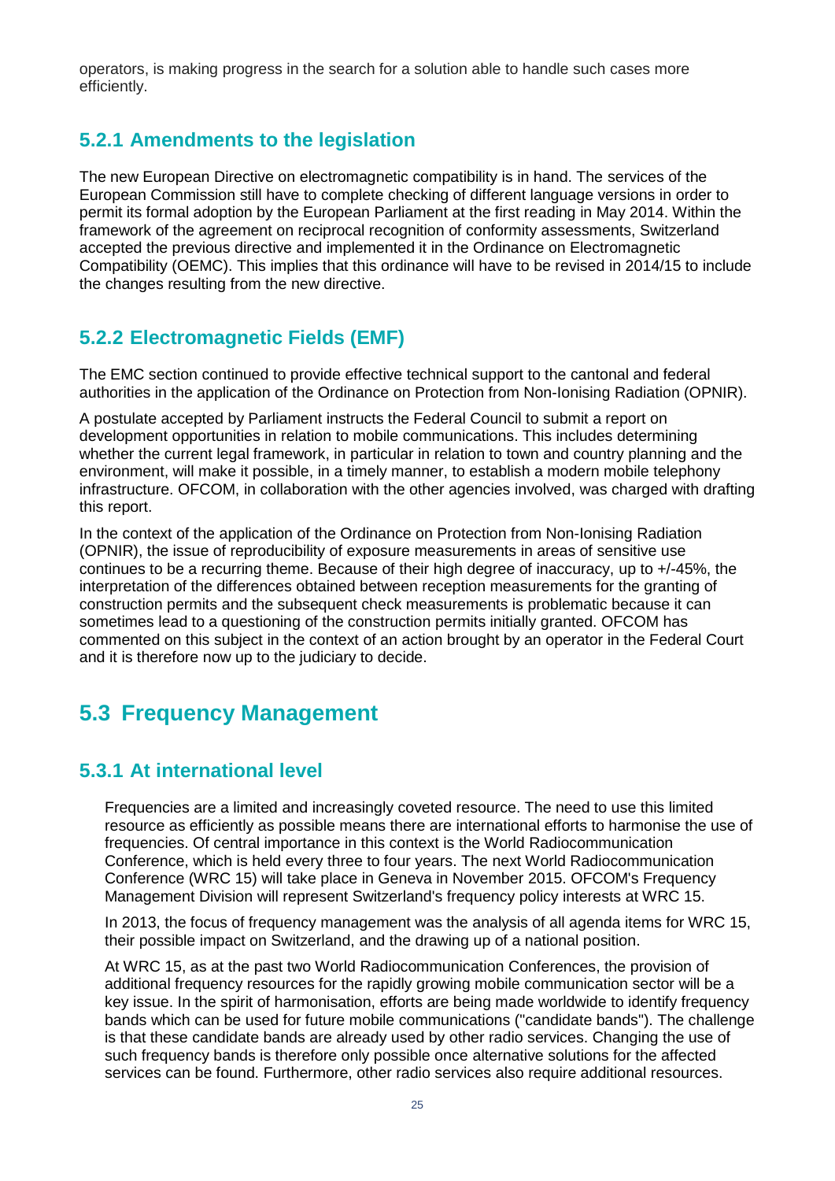operators, is making progress in the search for a solution able to handle such cases more efficiently.

### 5.2.1 Amendments to the legislation

The new European Directive on electromagnetic compatibility is in hand. The services of the European Commission still have to complete checking of different language versions in order to permit its formal adoption by the European Parliament at the first reading in May 2014. Within the framework of the agreement on reciprocal recognition of conformity assessments, Switzerland accepted the previous directive and implemented it in the Ordinance on Electromagnetic Compatibility (OEMC). This implies that this ordinance will have to be revised in 2014/15 to include the changes resulting from the new directive.

### 5.2.2 Electromagnetic Fields (EMF)

The EMC section continued to provide effective technical support to the cantonal and federal authorities in the application of the Ordinance on Protection from Non-Ionising Radiation (OPNIR).

A postulate accepted by Parliament instructs the Federal Council to submit a report on development opportunities in relation to mobile communications. This includes determining whether the current legal framework, in particular in relation to town and country planning and the environment, will make it possible, in a timely manner, to establish a modern mobile telephony infrastructure. OFCOM, in collaboration with the other agencies involved, was charged with drafting this report.

In the context of the application of the Ordinance on Protection from Non-Ionising Radiation (OPNIR), the issue of reproducibility of exposure measurements in areas of sensitive use continues to be a recurring theme. Because of their high degree of inaccuracy, up to +/-45%, the interpretation of the differences obtained between reception measurements for the granting of construction permits and the subsequent check measurements is problematic because it can sometimes lead to a questioning of the construction permits initially granted. OFCOM has commented on this subject in the context of an action brought by an operator in the Federal Court and it is therefore now up to the judiciary to decide.

## 5.3 Frequency Management

### 5.3.1 At international level

Frequencies are a limited and increasingly coveted resource. The need to use this limited resource as efficiently as possible means there are international efforts to harmonise the use of frequencies. Of central importance in this context is the World Radiocommunication Conference, which is held every three to four years. The next World Radiocommunication Conference (WRC 15) will take place in Geneva in November 2015. OFCOM's Frequency Management Division will represent Switzerland's frequency policy interests at WRC 15.

In 2013, the focus of frequency management was the analysis of all agenda items for WRC 15, their possible impact on Switzerland, and the drawing up of a national position.

At WRC 15, as at the past two World Radiocommunication Conferences, the provision of additional frequency resources for the rapidly growing mobile communication sector will be a key issue. In the spirit of harmonisation, efforts are being made worldwide to identify frequency bands which can be used for future mobile communications ("candidate bands"). The challenge is that these candidate bands are already used by other radio services. Changing the use of such frequency bands is therefore only possible once alternative solutions for the affected services can be found. Furthermore, other radio services also require additional resources.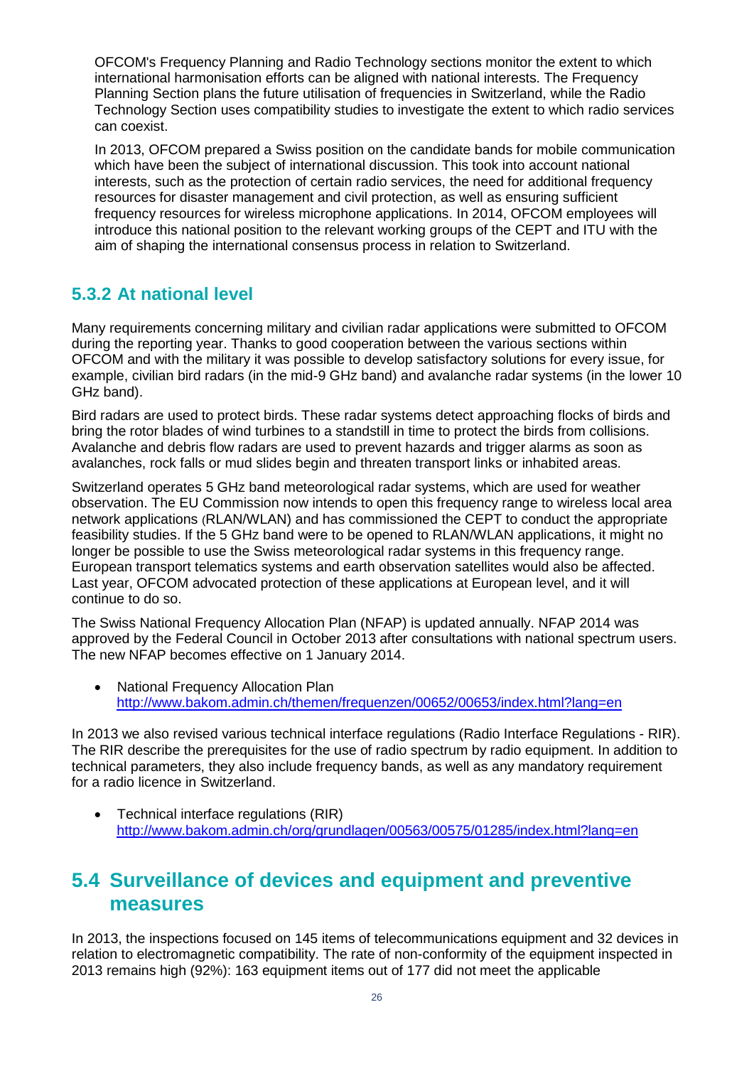OFCOM's Frequency Planning and Radio Technology sections monitor the extent to which international harmonisation efforts can be aligned with national interests. The Frequency Planning Section plans the future utilisation of frequencies in Switzerland, while the Radio Technology Section uses compatibility studies to investigate the extent to which radio services can coexist.

In 2013, OFCOM prepared a Swiss position on the candidate bands for mobile communication which have been the subject of international discussion. This took into account national interests, such as the protection of certain radio services, the need for additional frequency resources for disaster management and civil protection, as well as ensuring sufficient frequency resources for wireless microphone applications. In 2014, OFCOM employees will introduce this national position to the relevant working groups of the CEPT and ITU with the aim of shaping the international consensus process in relation to Switzerland.

### 5.3.2 At national level

Many requirements concerning military and civilian radar applications were submitted to OFCOM during the reporting year. Thanks to good cooperation between the various sections within OFCOM and with the military it was possible to develop satisfactory solutions for every issue, for example, civilian bird radars (in the mid-9 GHz band) and avalanche radar systems (in the lower 10 GHz band).

Bird radars are used to protect birds. These radar systems detect approaching flocks of birds and bring the rotor blades of wind turbines to a standstill in time to protect the birds from collisions. Avalanche and debris flow radars are used to prevent hazards and trigger alarms as soon as avalanches, rock falls or mud slides begin and threaten transport links or inhabited areas.

Switzerland operates 5 GHz band meteorological radar systems, which are used for weather observation. The EU Commission now intends to open this frequency range to wireless local area network applications (RLAN/WLAN) and has commissioned the CEPT to conduct the appropriate feasibility studies. If the 5 GHz band were to be opened to RLAN/WLAN applications, it might no longer be possible to use the Swiss meteorological radar systems in this frequency range. European transport telematics systems and earth observation satellites would also be affected. Last year, OFCOM advocated protection of these applications at European level, and it will continue to do so.

The Swiss National Frequency Allocation Plan (NFAP) is updated annually. NFAP 2014 was approved by the Federal Council in October 2013 after consultations with national spectrum users. The new NFAP becomes effective on 1 January 2014.

- National Frequency Allocation Plan
  http://www.bakom.admin.ch/themen/frequenzen/00652/00653/index.html?lang=en

In 2013 we also revised various technical interface regulations (Radio Interface Regulations - RIR). The RIR describe the prerequisites for the use of radio spectrum by radio equipment. In addition to technical parameters, they also include frequency bands, as well as any mandatory requirement for a radio licence in Switzerland.

- Technical interface regulations (RIR)
  http://www.bakom.admin.ch/org/grundlagen/00563/00575/01285/index.html?lang=en

## 5.4 Surveillance of devices and equipment and preventive measures

In 2013, the inspections focused on 145 items of telecommunications equipment and 32 devices in relation to electromagnetic compatibility. The rate of non-conformity of the equipment inspected in 2013 remains high (92%): 163 equipment items out of 177 did not meet the applicable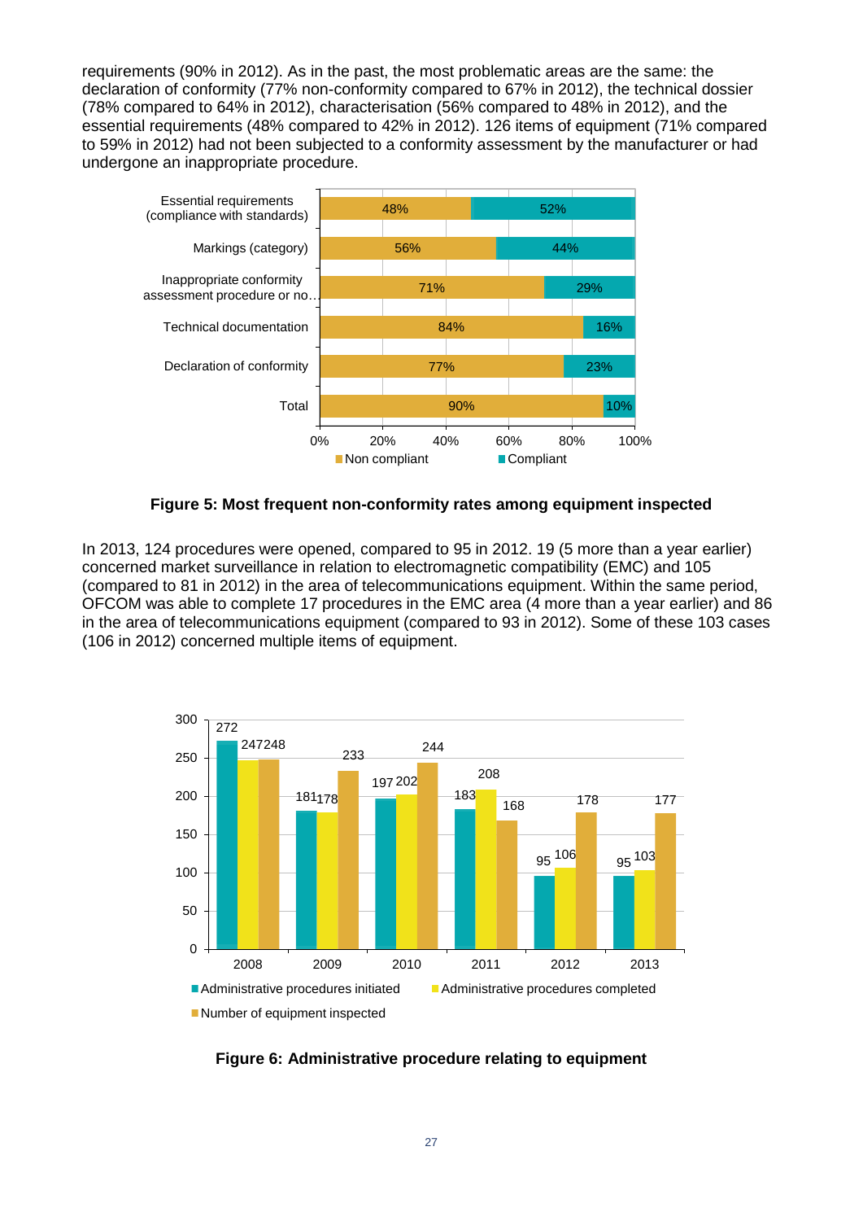requirements (90% in 2012). As in the past, the most problematic areas are the same: the declaration of conformity (77% non-conformity compared to 67% in 2012), the technical dossier (78% compared to 64% in 2012), characterisation (56% compared to 48% in 2012), and the essential requirements (48% compared to 42% in 2012). 126 items of equipment (71% compared to 59% in 2012) had not been subjected to a conformity assessment by the manufacturer or had undergone an inappropriate procedure.

| | Non compliant | Compliant |
|---|---|---|
| Essential requirements (compliance with standards) | 48% | 52% |
| Markings (category) | 56% | 44% |
| Inappropriate conformity assessment procedure or no… | 71% | 29% |
| Technical documentation | 84% | 16% |
| Declaration of conformity | 77% | 23% |
| Total | 90% | 10% |

**Figure 5: Most frequent non-conformity rates among equipment inspected**

In 2013, 124 procedures were opened, compared to 95 in 2012. 19 (5 more than a year earlier) concerned market surveillance in relation to electromagnetic compatibility (EMC) and 105 (compared to 81 in 2012) in the area of telecommunications equipment. Within the same period, OFCOM was able to complete 17 procedures in the EMC area (4 more than a year earlier) and 86 in the area of telecommunications equipment (compared to 93 in 2012). Some of these 103 cases (106 in 2012) concerned multiple items of equipment.

| | 2008 | 2009 | 2010 | 2011 | 2012 | 2013 |
|---|---|---|---|---|---|---|
| Administrative procedures initiated | 272 | 181 | 197 | 183 | 95 | 95 |
| Administrative procedures completed | 247 | 178 | 202 | 208 | 106 | 103 |
| Number of equipment inspected | 248 | 233 | 244 | 168 | 178 | 177 |

**Figure 6: Administrative procedure relating to equipment**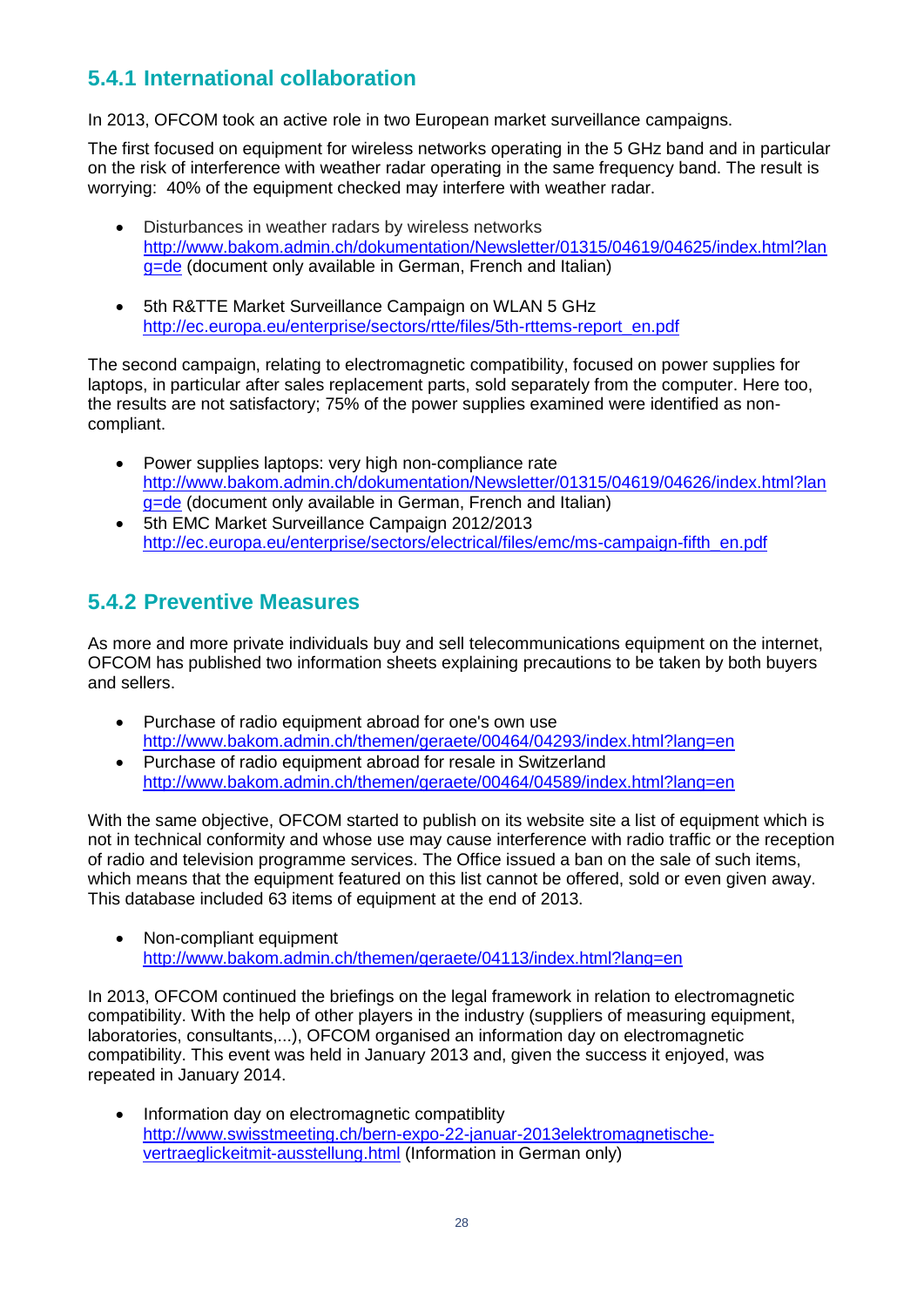### 5.4.1 International collaboration

In 2013, OFCOM took an active role in two European market surveillance campaigns.

The first focused on equipment for wireless networks operating in the 5 GHz band and in particular on the risk of interference with weather radar operating in the same frequency band. The result is worrying: 40% of the equipment checked may interfere with weather radar.

- Disturbances in weather radars by wireless networks http://www.bakom.admin.ch/dokumentation/Newsletter/01315/04619/04625/index.html?lang=de (document only available in German, French and Italian)

- 5th R&TTE Market Surveillance Campaign on WLAN 5 GHz http://ec.europa.eu/enterprise/sectors/rtte/files/5th-rttems-report_en.pdf

The second campaign, relating to electromagnetic compatibility, focused on power supplies for laptops, in particular after sales replacement parts, sold separately from the computer. Here too, the results are not satisfactory; 75% of the power supplies examined were identified as non-compliant.

- Power supplies laptops: very high non-compliance rate http://www.bakom.admin.ch/dokumentation/Newsletter/01315/04619/04626/index.html?lang=de (document only available in German, French and Italian)
- 5th EMC Market Surveillance Campaign 2012/2013 http://ec.europa.eu/enterprise/sectors/electrical/files/emc/ms-campaign-fifth_en.pdf

### 5.4.2 Preventive Measures

As more and more private individuals buy and sell telecommunications equipment on the internet, OFCOM has published two information sheets explaining precautions to be taken by both buyers and sellers.

- Purchase of radio equipment abroad for one's own use http://www.bakom.admin.ch/themen/geraete/00464/04293/index.html?lang=en
- Purchase of radio equipment abroad for resale in Switzerland http://www.bakom.admin.ch/themen/geraete/00464/04589/index.html?lang=en

With the same objective, OFCOM started to publish on its website site a list of equipment which is not in technical conformity and whose use may cause interference with radio traffic or the reception of radio and television programme services. The Office issued a ban on the sale of such items, which means that the equipment featured on this list cannot be offered, sold or even given away. This database included 63 items of equipment at the end of 2013.

- Non-compliant equipment http://www.bakom.admin.ch/themen/geraete/04113/index.html?lang=en

In 2013, OFCOM continued the briefings on the legal framework in relation to electromagnetic compatibility. With the help of other players in the industry (suppliers of measuring equipment, laboratories, consultants,...), OFCOM organised an information day on electromagnetic compatibility. This event was held in January 2013 and, given the success it enjoyed, was repeated in January 2014.

- Information day on electromagnetic compatiblity http://www.swisstmeeting.ch/bern-expo-22-januar-2013elektromagnetische-vertraeglickeitmit-ausstellung.html (Information in German only)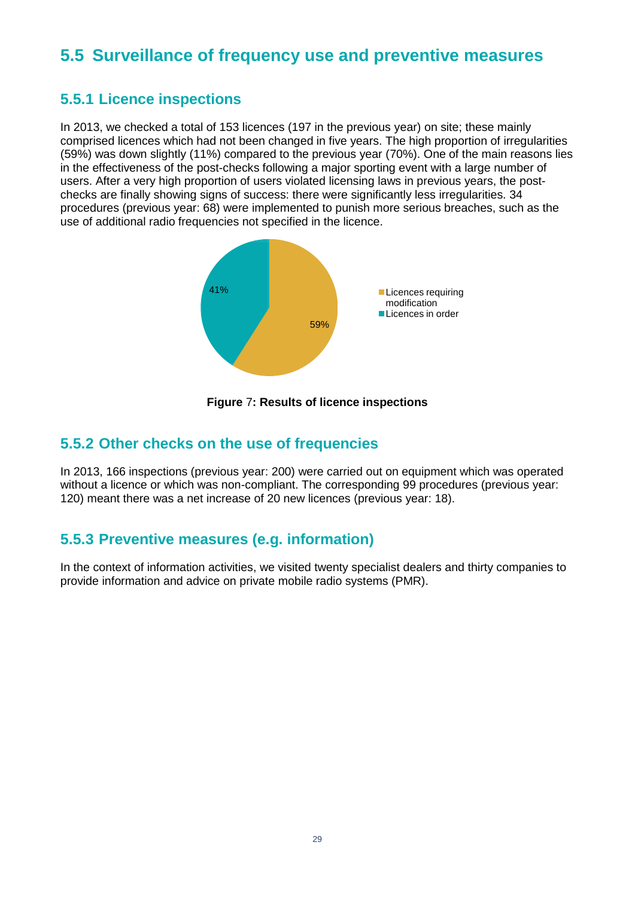## 5.5 Surveillance of frequency use and preventive measures

### 5.5.1 Licence inspections

In 2013, we checked a total of 153 licences (197 in the previous year) on site; these mainly comprised licences which had not been changed in five years. The high proportion of irregularities (59%) was down slightly (11%) compared to the previous year (70%). One of the main reasons lies in the effectiveness of the post-checks following a major sporting event with a large number of users. After a very high proportion of users violated licensing laws in previous years, the post-checks are finally showing signs of success: there were significantly less irregularities. 34 procedures (previous year: 68) were implemented to punish more serious breaches, such as the use of additional radio frequencies not specified in the licence.

41%

59%

Licences requiring modification

Licences in order

**Figure 7: Results of licence inspections**

### 5.5.2 Other checks on the use of frequencies

In 2013, 166 inspections (previous year: 200) were carried out on equipment which was operated without a licence or which was non-compliant. The corresponding 99 procedures (previous year: 120) meant there was a net increase of 20 new licences (previous year: 18).

### 5.5.3 Preventive measures (e.g. information)

In the context of information activities, we visited twenty specialist dealers and thirty companies to provide information and advice on private mobile radio systems (PMR).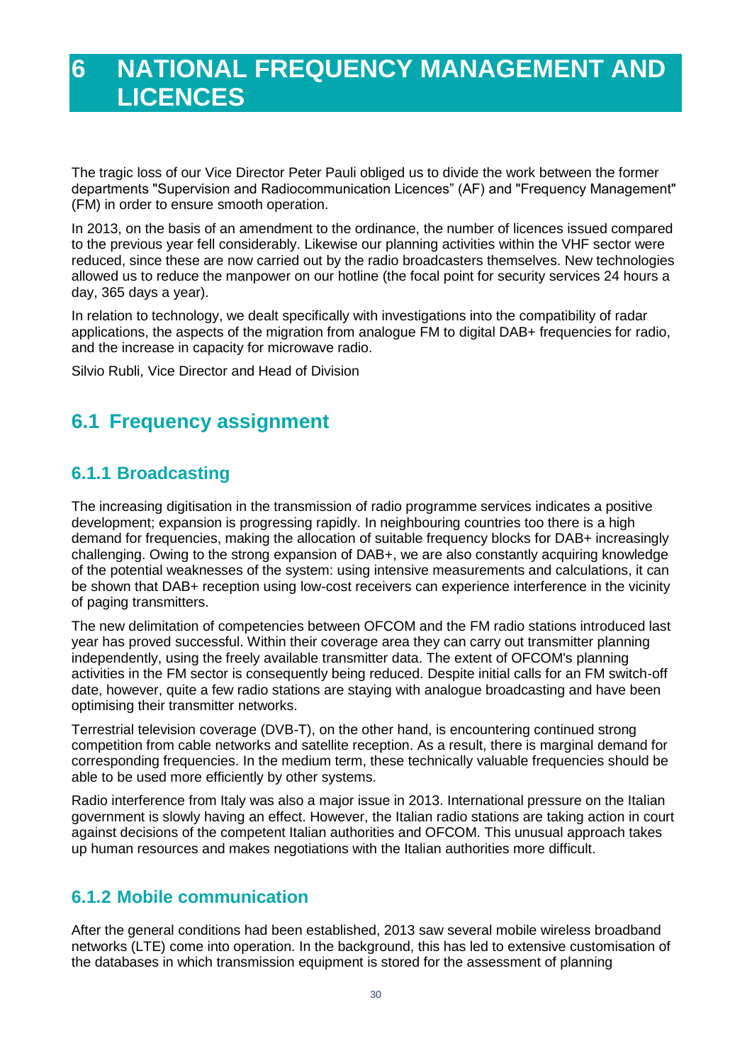# 6 NATIONAL FREQUENCY MANAGEMENT AND LICENCES

The tragic loss of our Vice Director Peter Pauli obliged us to divide the work between the former departments "Supervision and Radiocommunication Licences" (AF) and "Frequency Management" (FM) in order to ensure smooth operation.

In 2013, on the basis of an amendment to the ordinance, the number of licences issued compared to the previous year fell considerably. Likewise our planning activities within the VHF sector were reduced, since these are now carried out by the radio broadcasters themselves. New technologies allowed us to reduce the manpower on our hotline (the focal point for security services 24 hours a day, 365 days a year).

In relation to technology, we dealt specifically with investigations into the compatibility of radar applications, the aspects of the migration from analogue FM to digital DAB+ frequencies for radio, and the increase in capacity for microwave radio.

Silvio Rubli, Vice Director and Head of Division

## 6.1 Frequency assignment

### 6.1.1 Broadcasting

The increasing digitisation in the transmission of radio programme services indicates a positive development; expansion is progressing rapidly. In neighbouring countries too there is a high demand for frequencies, making the allocation of suitable frequency blocks for DAB+ increasingly challenging. Owing to the strong expansion of DAB+, we are also constantly acquiring knowledge of the potential weaknesses of the system: using intensive measurements and calculations, it can be shown that DAB+ reception using low-cost receivers can experience interference in the vicinity of paging transmitters.

The new delimitation of competencies between OFCOM and the FM radio stations introduced last year has proved successful. Within their coverage area they can carry out transmitter planning independently, using the freely available transmitter data. The extent of OFCOM's planning activities in the FM sector is consequently being reduced. Despite initial calls for an FM switch-off date, however, quite a few radio stations are staying with analogue broadcasting and have been optimising their transmitter networks.

Terrestrial television coverage (DVB-T), on the other hand, is encountering continued strong competition from cable networks and satellite reception. As a result, there is marginal demand for corresponding frequencies. In the medium term, these technically valuable frequencies should be able to be used more efficiently by other systems.

Radio interference from Italy was also a major issue in 2013. International pressure on the Italian government is slowly having an effect. However, the Italian radio stations are taking action in court against decisions of the competent Italian authorities and OFCOM. This unusual approach takes up human resources and makes negotiations with the Italian authorities more difficult.

### 6.1.2 Mobile communication

After the general conditions had been established, 2013 saw several mobile wireless broadband networks (LTE) come into operation. In the background, this has led to extensive customisation of the databases in which transmission equipment is stored for the assessment of planning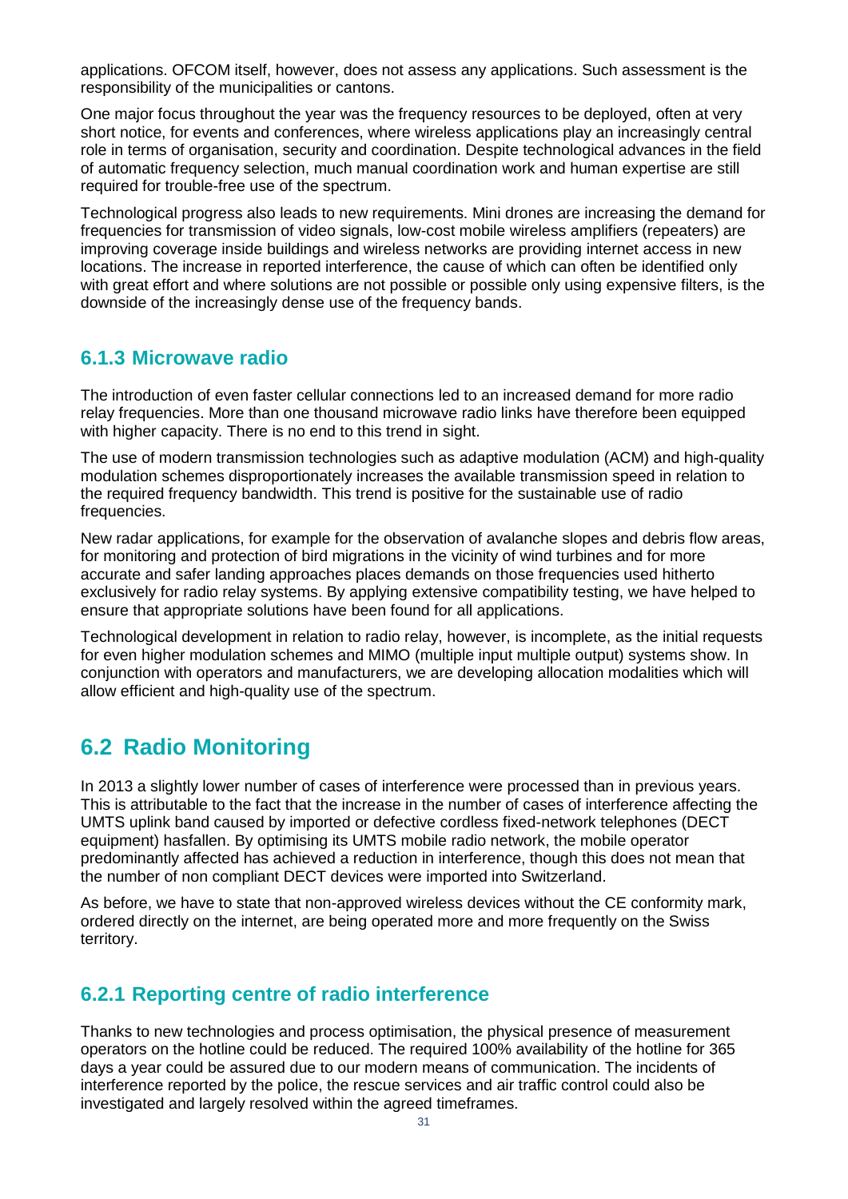applications. OFCOM itself, however, does not assess any applications. Such assessment is the responsibility of the municipalities or cantons.

One major focus throughout the year was the frequency resources to be deployed, often at very short notice, for events and conferences, where wireless applications play an increasingly central role in terms of organisation, security and coordination. Despite technological advances in the field of automatic frequency selection, much manual coordination work and human expertise are still required for trouble-free use of the spectrum.

Technological progress also leads to new requirements. Mini drones are increasing the demand for frequencies for transmission of video signals, low-cost mobile wireless amplifiers (repeaters) are improving coverage inside buildings and wireless networks are providing internet access in new locations. The increase in reported interference, the cause of which can often be identified only with great effort and where solutions are not possible or possible only using expensive filters, is the downside of the increasingly dense use of the frequency bands.

### 6.1.3 Microwave radio

The introduction of even faster cellular connections led to an increased demand for more radio relay frequencies. More than one thousand microwave radio links have therefore been equipped with higher capacity. There is no end to this trend in sight.

The use of modern transmission technologies such as adaptive modulation (ACM) and high-quality modulation schemes disproportionately increases the available transmission speed in relation to the required frequency bandwidth. This trend is positive for the sustainable use of radio frequencies.

New radar applications, for example for the observation of avalanche slopes and debris flow areas, for monitoring and protection of bird migrations in the vicinity of wind turbines and for more accurate and safer landing approaches places demands on those frequencies used hitherto exclusively for radio relay systems. By applying extensive compatibility testing, we have helped to ensure that appropriate solutions have been found for all applications.

Technological development in relation to radio relay, however, is incomplete, as the initial requests for even higher modulation schemes and MIMO (multiple input multiple output) systems show. In conjunction with operators and manufacturers, we are developing allocation modalities which will allow efficient and high-quality use of the spectrum.

## 6.2 Radio Monitoring

In 2013 a slightly lower number of cases of interference were processed than in previous years. This is attributable to the fact that the increase in the number of cases of interference affecting the UMTS uplink band caused by imported or defective cordless fixed-network telephones (DECT equipment) hasfallen. By optimising its UMTS mobile radio network, the mobile operator predominantly affected has achieved a reduction in interference, though this does not mean that the number of non compliant DECT devices were imported into Switzerland.

As before, we have to state that non-approved wireless devices without the CE conformity mark, ordered directly on the internet, are being operated more and more frequently on the Swiss territory.

### 6.2.1 Reporting centre of radio interference

Thanks to new technologies and process optimisation, the physical presence of measurement operators on the hotline could be reduced. The required 100% availability of the hotline for 365 days a year could be assured due to our modern means of communication. The incidents of interference reported by the police, the rescue services and air traffic control could also be investigated and largely resolved within the agreed timeframes.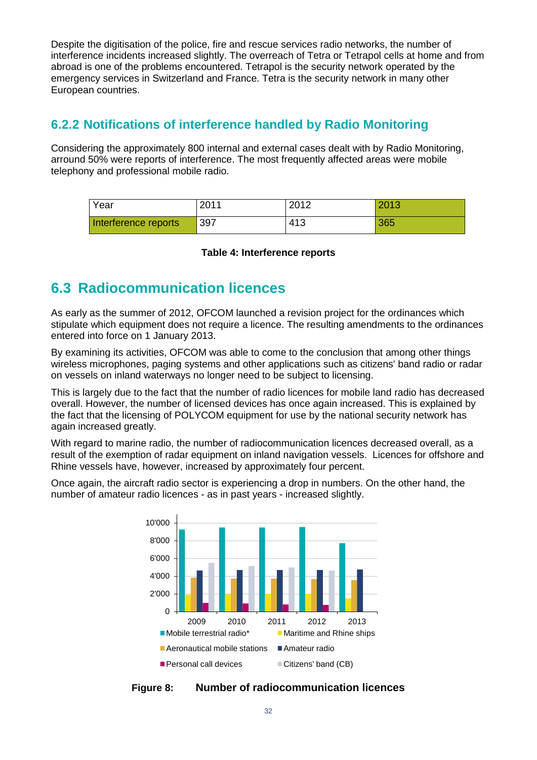Despite the digitisation of the police, fire and rescue services radio networks, the number of interference incidents increased slightly. The overreach of Tetra or Tetrapol cells at home and from abroad is one of the problems encountered. Tetrapol is the security network operated by the emergency services in Switzerland and France. Tetra is the security network in many other European countries.

### 6.2.2 Notifications of interference handled by Radio Monitoring

Considering the approximately 800 internal and external cases dealt with by Radio Monitoring, arround 50% were reports of interference. The most frequently affected areas were mobile telephony and professional mobile radio.

| Year | 2011 | 2012 | 2013 |
|---|---|---|---|
| Interference reports | 397 | 413 | 365 |

**Table 4: Interference reports**

## 6.3 Radiocommunication licences

As early as the summer of 2012, OFCOM launched a revision project for the ordinances which stipulate which equipment does not require a licence. The resulting amendments to the ordinances entered into force on 1 January 2013.

By examining its activities, OFCOM was able to come to the conclusion that among other things wireless microphones, paging systems and other applications such as citizens' band radio or radar on vessels on inland waterways no longer need to be subject to licensing.

This is largely due to the fact that the number of radio licences for mobile land radio has decreased overall. However, the number of licensed devices has once again increased. This is explained by the fact that the licensing of POLYCOM equipment for use by the national security network has again increased greatly.

With regard to marine radio, the number of radiocommunication licences decreased overall, as a result of the exemption of radar equipment on inland navigation vessels. Licences for offshore and Rhine vessels have, however, increased by approximately four percent.

Once again, the aircraft radio sector is experiencing a drop in numbers. On the other hand, the number of amateur radio licences - as in past years - increased slightly.

**Figure 8: Number of radiocommunication licences**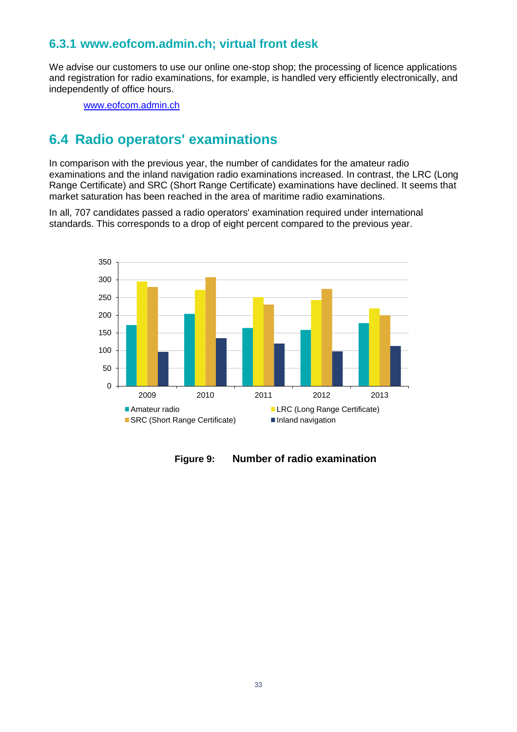### 6.3.1 www.eofcom.admin.ch; virtual front desk

We advise our customers to use our online one-stop shop; the processing of licence applications and registration for radio examinations, for example, is handled very efficiently electronically, and independently of office hours.

[www.eofcom.admin.ch](http://www.eofcom.admin.ch)

## 6.4 Radio operators' examinations

In comparison with the previous year, the number of candidates for the amateur radio examinations and the inland navigation radio examinations increased. In contrast, the LRC (Long Range Certificate) and SRC (Short Range Certificate) examinations have declined. It seems that market saturation has been reached in the area of maritime radio examinations.

In all, 707 candidates passed a radio operators' examination required under international standards. This corresponds to a drop of eight percent compared to the previous year.

**Figure 9: Number of radio examination**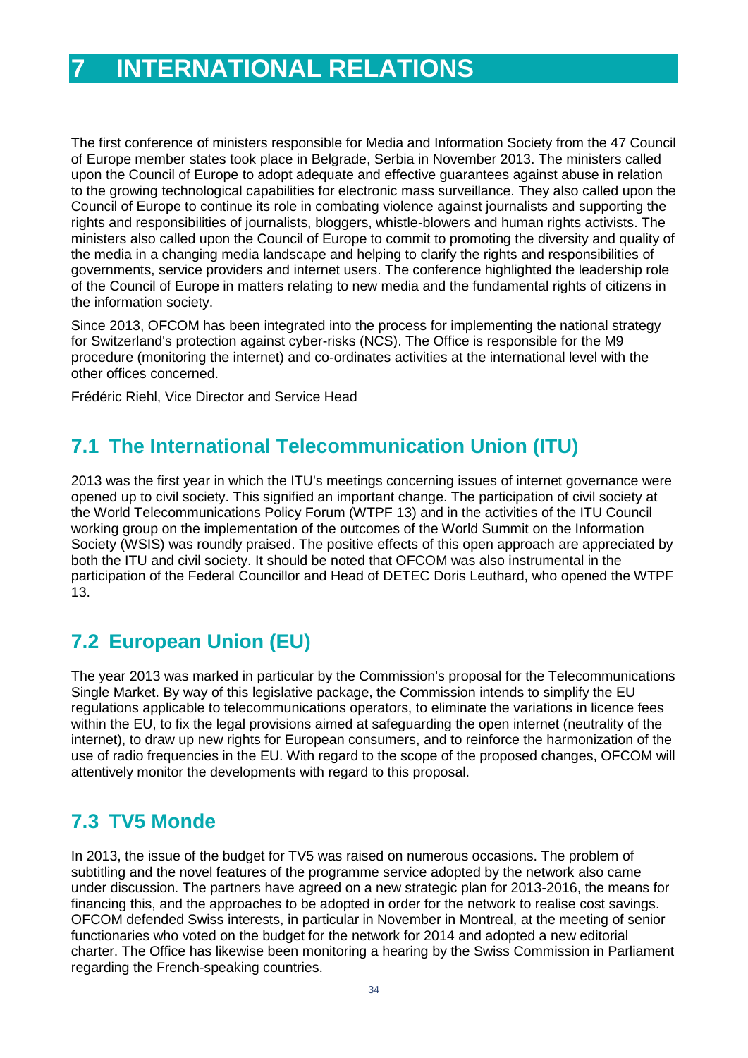# 7 INTERNATIONAL RELATIONS

The first conference of ministers responsible for Media and Information Society from the 47 Council of Europe member states took place in Belgrade, Serbia in November 2013. The ministers called upon the Council of Europe to adopt adequate and effective guarantees against abuse in relation to the growing technological capabilities for electronic mass surveillance. They also called upon the Council of Europe to continue its role in combating violence against journalists and supporting the rights and responsibilities of journalists, bloggers, whistle-blowers and human rights activists. The ministers also called upon the Council of Europe to commit to promoting the diversity and quality of the media in a changing media landscape and helping to clarify the rights and responsibilities of governments, service providers and internet users. The conference highlighted the leadership role of the Council of Europe in matters relating to new media and the fundamental rights of citizens in the information society.

Since 2013, OFCOM has been integrated into the process for implementing the national strategy for Switzerland's protection against cyber-risks (NCS). The Office is responsible for the M9 procedure (monitoring the internet) and co-ordinates activities at the international level with the other offices concerned.

Frédéric Riehl, Vice Director and Service Head

## 7.1 The International Telecommunication Union (ITU)

2013 was the first year in which the ITU's meetings concerning issues of internet governance were opened up to civil society. This signified an important change. The participation of civil society at the World Telecommunications Policy Forum (WTPF 13) and in the activities of the ITU Council working group on the implementation of the outcomes of the World Summit on the Information Society (WSIS) was roundly praised. The positive effects of this open approach are appreciated by both the ITU and civil society. It should be noted that OFCOM was also instrumental in the participation of the Federal Councillor and Head of DETEC Doris Leuthard, who opened the WTPF 13.

## 7.2 European Union (EU)

The year 2013 was marked in particular by the Commission's proposal for the Telecommunications Single Market. By way of this legislative package, the Commission intends to simplify the EU regulations applicable to telecommunications operators, to eliminate the variations in licence fees within the EU, to fix the legal provisions aimed at safeguarding the open internet (neutrality of the internet), to draw up new rights for European consumers, and to reinforce the harmonization of the use of radio frequencies in the EU. With regard to the scope of the proposed changes, OFCOM will attentively monitor the developments with regard to this proposal.

## 7.3 TV5 Monde

In 2013, the issue of the budget for TV5 was raised on numerous occasions. The problem of subtitling and the novel features of the programme service adopted by the network also came under discussion. The partners have agreed on a new strategic plan for 2013-2016, the means for financing this, and the approaches to be adopted in order for the network to realise cost savings. OFCOM defended Swiss interests, in particular in November in Montreal, at the meeting of senior functionaries who voted on the budget for the network for 2014 and adopted a new editorial charter. The Office has likewise been monitoring a hearing by the Swiss Commission in Parliament regarding the French-speaking countries.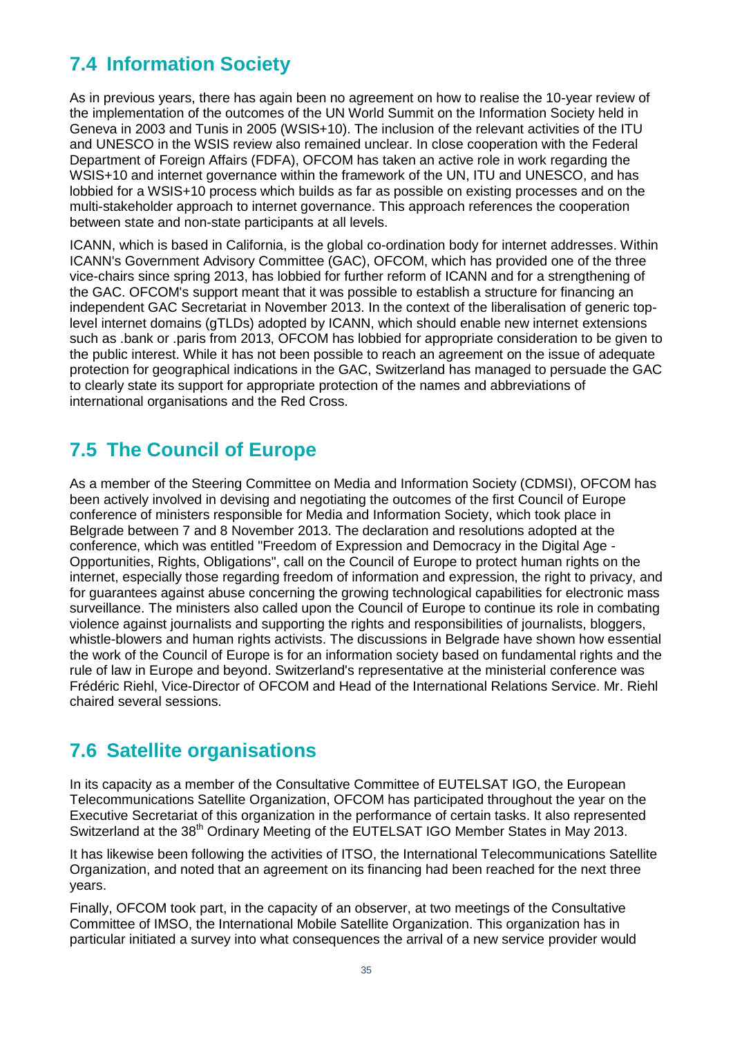## 7.4 Information Society

As in previous years, there has again been no agreement on how to realise the 10-year review of the implementation of the outcomes of the UN World Summit on the Information Society held in Geneva in 2003 and Tunis in 2005 (WSIS+10). The inclusion of the relevant activities of the ITU and UNESCO in the WSIS review also remained unclear. In close cooperation with the Federal Department of Foreign Affairs (FDFA), OFCOM has taken an active role in work regarding the WSIS+10 and internet governance within the framework of the UN, ITU and UNESCO, and has lobbied for a WSIS+10 process which builds as far as possible on existing processes and on the multi-stakeholder approach to internet governance. This approach references the cooperation between state and non-state participants at all levels.

ICANN, which is based in California, is the global co-ordination body for internet addresses. Within ICANN's Government Advisory Committee (GAC), OFCOM, which has provided one of the three vice-chairs since spring 2013, has lobbied for further reform of ICANN and for a strengthening of the GAC. OFCOM's support meant that it was possible to establish a structure for financing an independent GAC Secretariat in November 2013. In the context of the liberalisation of generic top-level internet domains (gTLDs) adopted by ICANN, which should enable new internet extensions such as .bank or .paris from 2013, OFCOM has lobbied for appropriate consideration to be given to the public interest. While it has not been possible to reach an agreement on the issue of adequate protection for geographical indications in the GAC, Switzerland has managed to persuade the GAC to clearly state its support for appropriate protection of the names and abbreviations of international organisations and the Red Cross.

## 7.5 The Council of Europe

As a member of the Steering Committee on Media and Information Society (CDMSI), OFCOM has been actively involved in devising and negotiating the outcomes of the first Council of Europe conference of ministers responsible for Media and Information Society, which took place in Belgrade between 7 and 8 November 2013. The declaration and resolutions adopted at the conference, which was entitled "Freedom of Expression and Democracy in the Digital Age - Opportunities, Rights, Obligations", call on the Council of Europe to protect human rights on the internet, especially those regarding freedom of information and expression, the right to privacy, and for guarantees against abuse concerning the growing technological capabilities for electronic mass surveillance. The ministers also called upon the Council of Europe to continue its role in combating violence against journalists and supporting the rights and responsibilities of journalists, bloggers, whistle-blowers and human rights activists. The discussions in Belgrade have shown how essential the work of the Council of Europe is for an information society based on fundamental rights and the rule of law in Europe and beyond. Switzerland's representative at the ministerial conference was Frédéric Riehl, Vice-Director of OFCOM and Head of the International Relations Service. Mr. Riehl chaired several sessions.

## 7.6 Satellite organisations

In its capacity as a member of the Consultative Committee of EUTELSAT IGO, the European Telecommunications Satellite Organization, OFCOM has participated throughout the year on the Executive Secretariat of this organization in the performance of certain tasks. It also represented Switzerland at the 38th Ordinary Meeting of the EUTELSAT IGO Member States in May 2013.

It has likewise been following the activities of ITSO, the International Telecommunications Satellite Organization, and noted that an agreement on its financing had been reached for the next three years.

Finally, OFCOM took part, in the capacity of an observer, at two meetings of the Consultative Committee of IMSO, the International Mobile Satellite Organization. This organization has in particular initiated a survey into what consequences the arrival of a new service provider would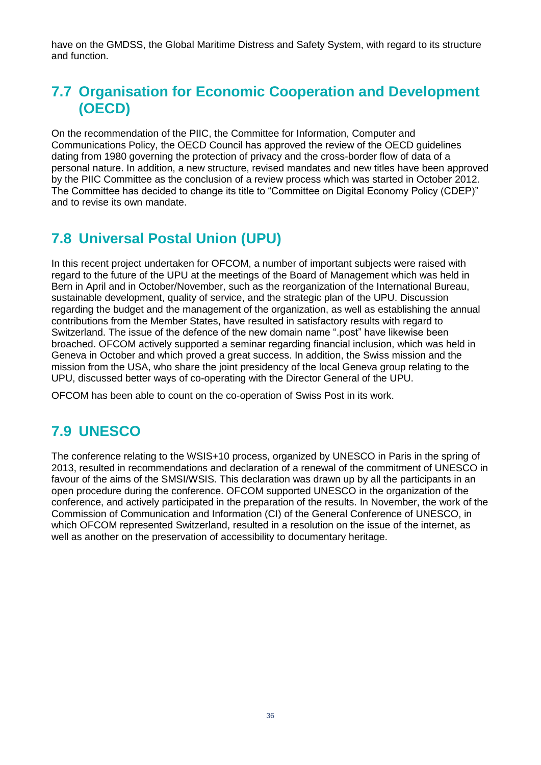have on the GMDSS, the Global Maritime Distress and Safety System, with regard to its structure and function.

## 7.7 Organisation for Economic Cooperation and Development (OECD)

On the recommendation of the PIIC, the Committee for Information, Computer and Communications Policy, the OECD Council has approved the review of the OECD guidelines dating from 1980 governing the protection of privacy and the cross-border flow of data of a personal nature. In addition, a new structure, revised mandates and new titles have been approved by the PIIC Committee as the conclusion of a review process which was started in October 2012. The Committee has decided to change its title to "Committee on Digital Economy Policy (CDEP)" and to revise its own mandate.

## 7.8 Universal Postal Union (UPU)

In this recent project undertaken for OFCOM, a number of important subjects were raised with regard to the future of the UPU at the meetings of the Board of Management which was held in Bern in April and in October/November, such as the reorganization of the International Bureau, sustainable development, quality of service, and the strategic plan of the UPU. Discussion regarding the budget and the management of the organization, as well as establishing the annual contributions from the Member States, have resulted in satisfactory results with regard to Switzerland. The issue of the defence of the new domain name ".post" have likewise been broached. OFCOM actively supported a seminar regarding financial inclusion, which was held in Geneva in October and which proved a great success. In addition, the Swiss mission and the mission from the USA, who share the joint presidency of the local Geneva group relating to the UPU, discussed better ways of co-operating with the Director General of the UPU.

OFCOM has been able to count on the co-operation of Swiss Post in its work.

## 7.9 UNESCO

The conference relating to the WSIS+10 process, organized by UNESCO in Paris in the spring of 2013, resulted in recommendations and declaration of a renewal of the commitment of UNESCO in favour of the aims of the SMSI/WSIS. This declaration was drawn up by all the participants in an open procedure during the conference. OFCOM supported UNESCO in the organization of the conference, and actively participated in the preparation of the results. In November, the work of the Commission of Communication and Information (CI) of the General Conference of UNESCO, in which OFCOM represented Switzerland, resulted in a resolution on the issue of the internet, as well as another on the preservation of accessibility to documentary heritage.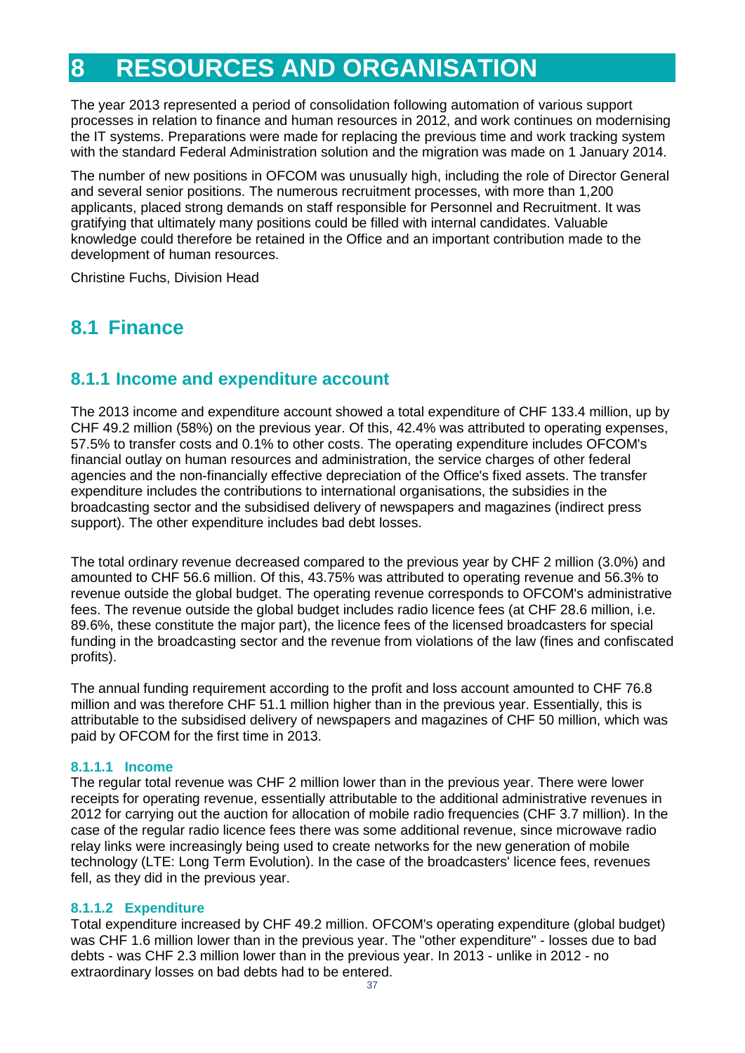# 8 RESOURCES AND ORGANISATION

The year 2013 represented a period of consolidation following automation of various support processes in relation to finance and human resources in 2012, and work continues on modernising the IT systems. Preparations were made for replacing the previous time and work tracking system with the standard Federal Administration solution and the migration was made on 1 January 2014.

The number of new positions in OFCOM was unusually high, including the role of Director General and several senior positions. The numerous recruitment processes, with more than 1,200 applicants, placed strong demands on staff responsible for Personnel and Recruitment. It was gratifying that ultimately many positions could be filled with internal candidates. Valuable knowledge could therefore be retained in the Office and an important contribution made to the development of human resources.

Christine Fuchs, Division Head

## 8.1 Finance

### 8.1.1 Income and expenditure account

The 2013 income and expenditure account showed a total expenditure of CHF 133.4 million, up by CHF 49.2 million (58%) on the previous year. Of this, 42.4% was attributed to operating expenses, 57.5% to transfer costs and 0.1% to other costs. The operating expenditure includes OFCOM's financial outlay on human resources and administration, the service charges of other federal agencies and the non-financially effective depreciation of the Office's fixed assets. The transfer expenditure includes the contributions to international organisations, the subsidies in the broadcasting sector and the subsidised delivery of newspapers and magazines (indirect press support). The other expenditure includes bad debt losses.

The total ordinary revenue decreased compared to the previous year by CHF 2 million (3.0%) and amounted to CHF 56.6 million. Of this, 43.75% was attributed to operating revenue and 56.3% to revenue outside the global budget. The operating revenue corresponds to OFCOM's administrative fees. The revenue outside the global budget includes radio licence fees (at CHF 28.6 million, i.e. 89.6%, these constitute the major part), the licence fees of the licensed broadcasters for special funding in the broadcasting sector and the revenue from violations of the law (fines and confiscated profits).

The annual funding requirement according to the profit and loss account amounted to CHF 76.8 million and was therefore CHF 51.1 million higher than in the previous year. Essentially, this is attributable to the subsidised delivery of newspapers and magazines of CHF 50 million, which was paid by OFCOM for the first time in 2013.

#### 8.1.1.1 Income

The regular total revenue was CHF 2 million lower than in the previous year. There were lower receipts for operating revenue, essentially attributable to the additional administrative revenues in 2012 for carrying out the auction for allocation of mobile radio frequencies (CHF 3.7 million). In the case of the regular radio licence fees there was some additional revenue, since microwave radio relay links were increasingly being used to create networks for the new generation of mobile technology (LTE: Long Term Evolution). In the case of the broadcasters' licence fees, revenues fell, as they did in the previous year.

#### 8.1.1.2 Expenditure

Total expenditure increased by CHF 49.2 million. OFCOM's operating expenditure (global budget) was CHF 1.6 million lower than in the previous year. The "other expenditure" - losses due to bad debts - was CHF 2.3 million lower than in the previous year. In 2013 - unlike in 2012 - no extraordinary losses on bad debts had to be entered.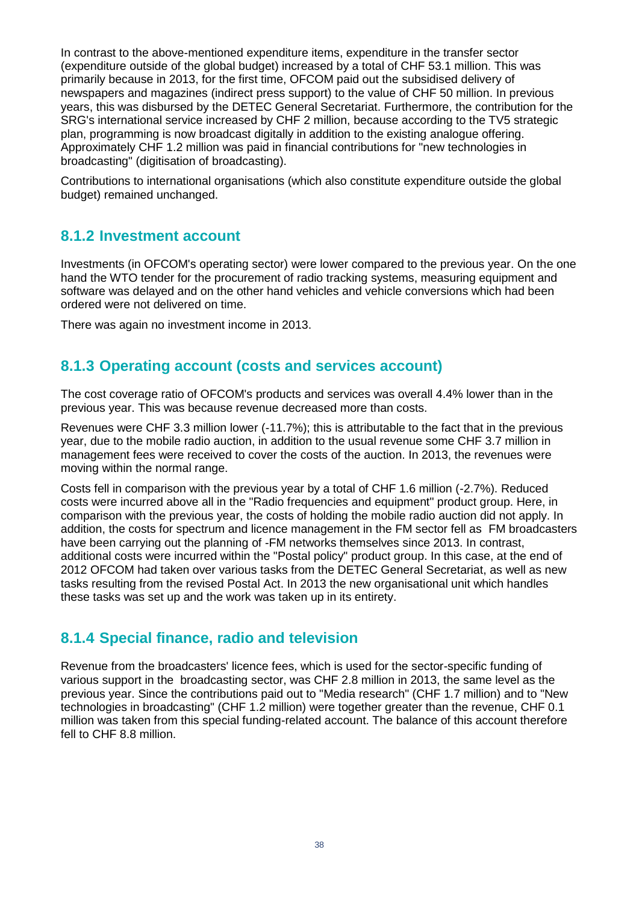In contrast to the above-mentioned expenditure items, expenditure in the transfer sector (expenditure outside of the global budget) increased by a total of CHF 53.1 million. This was primarily because in 2013, for the first time, OFCOM paid out the subsidised delivery of newspapers and magazines (indirect press support) to the value of CHF 50 million. In previous years, this was disbursed by the DETEC General Secretariat. Furthermore, the contribution for the SRG's international service increased by CHF 2 million, because according to the TV5 strategic plan, programming is now broadcast digitally in addition to the existing analogue offering. Approximately CHF 1.2 million was paid in financial contributions for "new technologies in broadcasting" (digitisation of broadcasting).

Contributions to international organisations (which also constitute expenditure outside the global budget) remained unchanged.

### 8.1.2 Investment account

Investments (in OFCOM's operating sector) were lower compared to the previous year. On the one hand the WTO tender for the procurement of radio tracking systems, measuring equipment and software was delayed and on the other hand vehicles and vehicle conversions which had been ordered were not delivered on time.

There was again no investment income in 2013.

### 8.1.3 Operating account (costs and services account)

The cost coverage ratio of OFCOM's products and services was overall 4.4% lower than in the previous year. This was because revenue decreased more than costs.

Revenues were CHF 3.3 million lower (-11.7%); this is attributable to the fact that in the previous year, due to the mobile radio auction, in addition to the usual revenue some CHF 3.7 million in management fees were received to cover the costs of the auction. In 2013, the revenues were moving within the normal range.

Costs fell in comparison with the previous year by a total of CHF 1.6 million (-2.7%). Reduced costs were incurred above all in the "Radio frequencies and equipment" product group. Here, in comparison with the previous year, the costs of holding the mobile radio auction did not apply. In addition, the costs for spectrum and licence management in the FM sector fell as FM broadcasters have been carrying out the planning of -FM networks themselves since 2013. In contrast, additional costs were incurred within the "Postal policy" product group. In this case, at the end of 2012 OFCOM had taken over various tasks from the DETEC General Secretariat, as well as new tasks resulting from the revised Postal Act. In 2013 the new organisational unit which handles these tasks was set up and the work was taken up in its entirety.

### 8.1.4 Special finance, radio and television

Revenue from the broadcasters' licence fees, which is used for the sector-specific funding of various support in the broadcasting sector, was CHF 2.8 million in 2013, the same level as the previous year. Since the contributions paid out to "Media research" (CHF 1.7 million) and to "New technologies in broadcasting" (CHF 1.2 million) were together greater than the revenue, CHF 0.1 million was taken from this special funding-related account. The balance of this account therefore fell to CHF 8.8 million.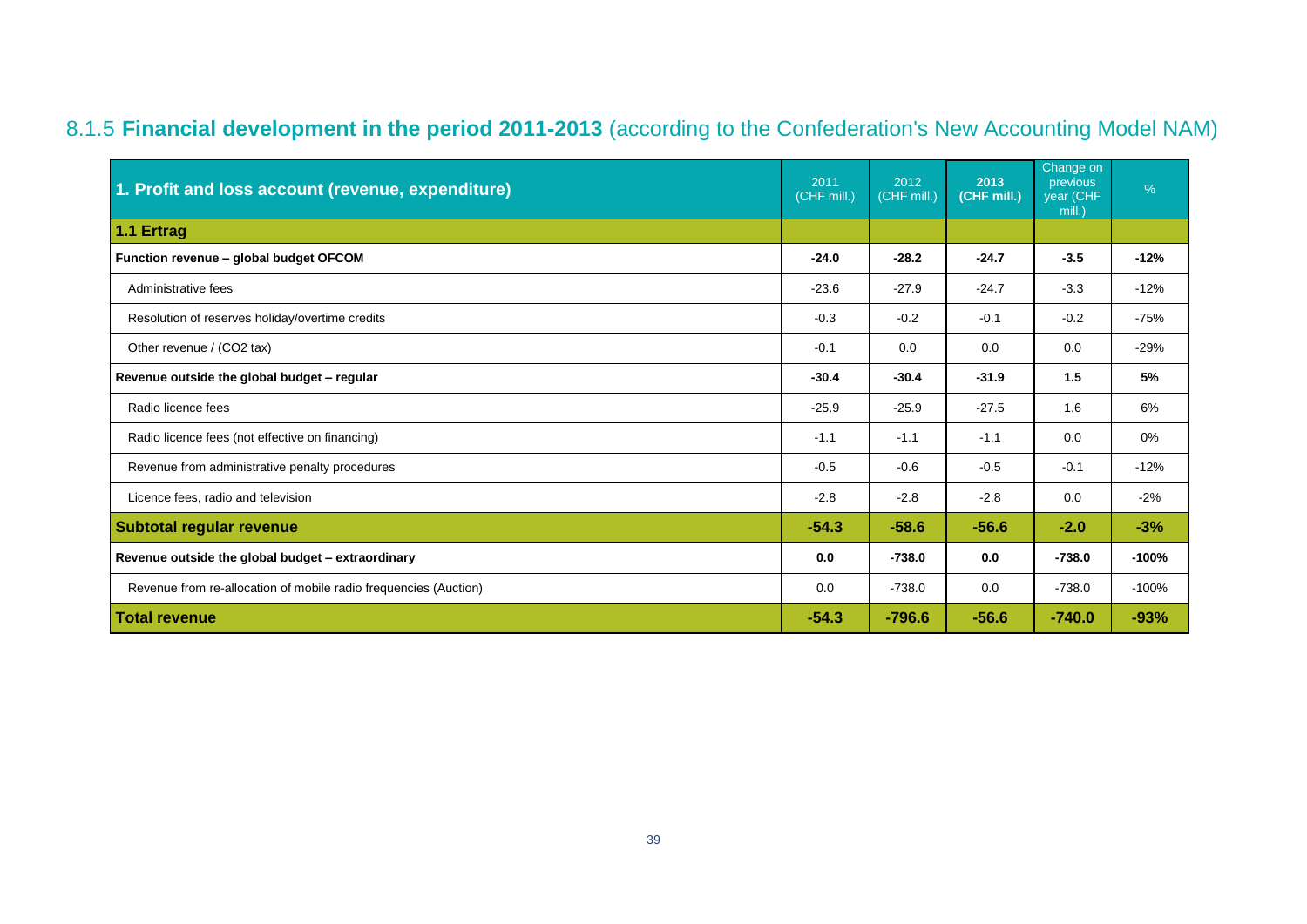## 8.1.5 **Financial development in the period 2011-2013** (according to the Confederation's New Accounting Model NAM)

| **1. Profit and loss account (revenue, expenditure)** | 2011 (CHF mill.) | 2012 (CHF mill.) | **2013 (CHF mill.)** | Change on previous year (CHF mill.) | % |
|---|---|---|---|---|---|
| **1.1 Ertrag** | | | | | |
| **Function revenue – global budget OFCOM** | **-24.0** | **-28.2** | **-24.7** | **-3.5** | **-12%** |
| Administrative fees | -23.6 | -27.9 | -24.7 | -3.3 | -12% |
| Resolution of reserves holiday/overtime credits | -0.3 | -0.2 | -0.1 | -0.2 | -75% |
| Other revenue / ($CO_2$ tax) | -0.1 | 0.0 | 0.0 | 0.0 | -29% |
| **Revenue outside the global budget – regular** | **-30.4** | **-30.4** | **-31.9** | **1.5** | **5%** |
| Radio licence fees | -25.9 | -25.9 | -27.5 | 1.6 | 6% |
| Radio licence fees (not effective on financing) | -1.1 | -1.1 | -1.1 | 0.0 | 0% |
| Revenue from administrative penalty procedures | -0.5 | -0.6 | -0.5 | -0.1 | -12% |
| Licence fees, radio and television | -2.8 | -2.8 | -2.8 | 0.0 | -2% |
| **Subtotal regular revenue** | **-54.3** | **-58.6** | **-56.6** | **-2.0** | **-3%** |
| **Revenue outside the global budget – extraordinary** | **0.0** | **-738.0** | **0.0** | **-738.0** | **-100%** |
| Revenue from re-allocation of mobile radio frequencies (Auction) | 0.0 | -738.0 | 0.0 | -738.0 | -100% |
| **Total revenue** | **-54.3** | **-796.6** | **-56.6** | **-740.0** | **-93%** |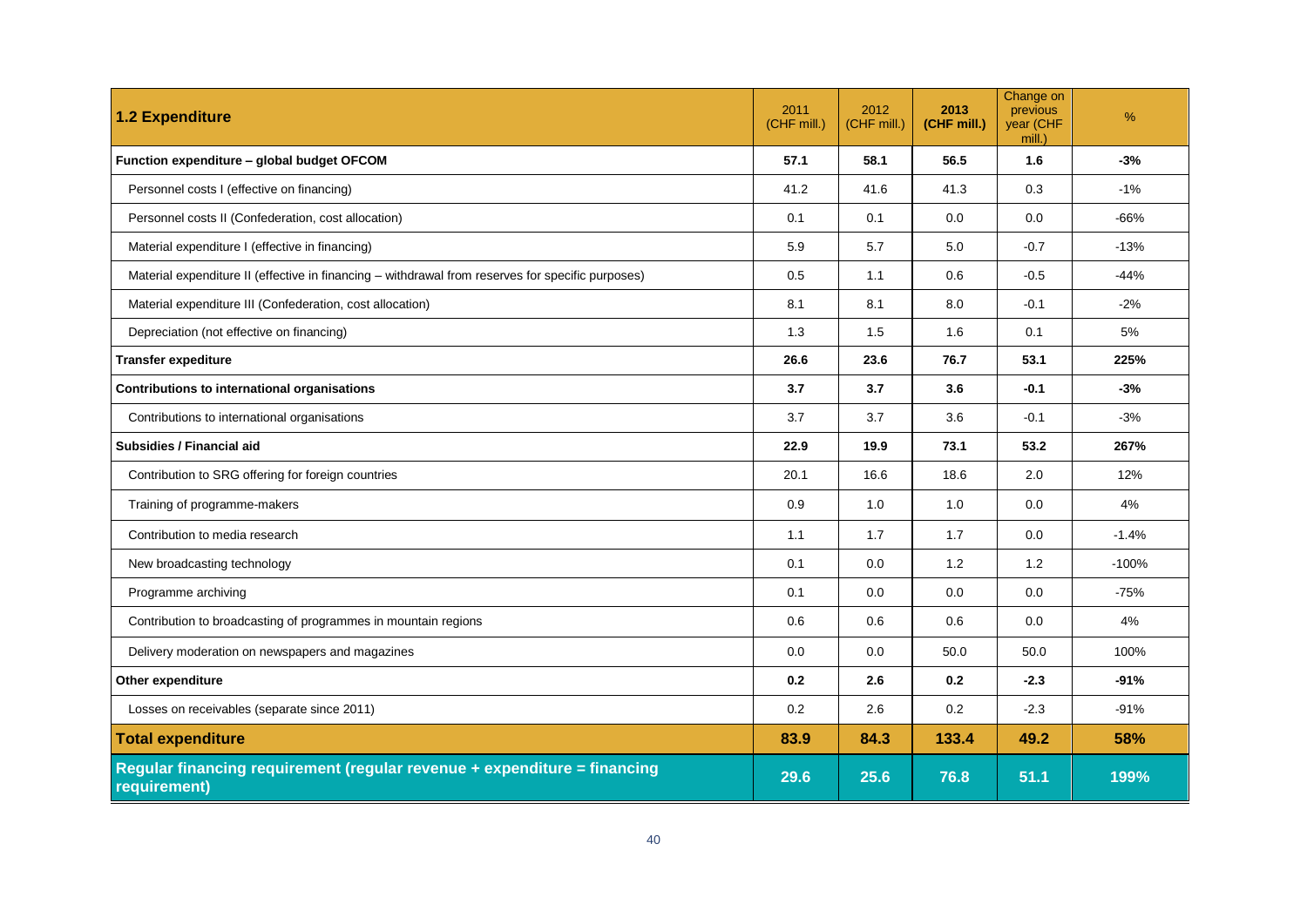| 1.2 Expenditure | 2011 (CHF mill.) | 2012 (CHF mill.) | 2013 (CHF mill.) | Change on previous year (CHF mill.) | % |
|---|---|---|---|---|---|
| **Function expenditure – global budget OFCOM** | **57.1** | **58.1** | **56.5** | **1.6** | **-3%** |
| Personnel costs I (effective on financing) | 41.2 | 41.6 | 41.3 | 0.3 | -1% |
| Personnel costs II (Confederation, cost allocation) | 0.1 | 0.1 | 0.0 | 0.0 | -66% |
| Material expenditure I (effective in financing) | 5.9 | 5.7 | 5.0 | -0.7 | -13% |
| Material expenditure II (effective in financing – withdrawal from reserves for specific purposes) | 0.5 | 1.1 | 0.6 | -0.5 | -44% |
| Material expenditure III (Confederation, cost allocation) | 8.1 | 8.1 | 8.0 | -0.1 | -2% |
| Depreciation (not effective on financing) | 1.3 | 1.5 | 1.6 | 0.1 | 5% |
| **Transfer expediture** | **26.6** | **23.6** | **76.7** | **53.1** | **225%** |
| **Contributions to international organisations** | **3.7** | **3.7** | **3.6** | **-0.1** | **-3%** |
| Contributions to international organisations | 3.7 | 3.7 | 3.6 | -0.1 | -3% |
| **Subsidies / Financial aid** | **22.9** | **19.9** | **73.1** | **53.2** | **267%** |
| Contribution to SRG offering for foreign countries | 20.1 | 16.6 | 18.6 | 2.0 | 12% |
| Training of programme-makers | 0.9 | 1.0 | 1.0 | 0.0 | 4% |
| Contribution to media research | 1.1 | 1.7 | 1.7 | 0.0 | -1.4% |
| New broadcasting technology | 0.1 | 0.0 | 1.2 | 1.2 | -100% |
| Programme archiving | 0.1 | 0.0 | 0.0 | 0.0 | -75% |
| Contribution to broadcasting of programmes in mountain regions | 0.6 | 0.6 | 0.6 | 0.0 | 4% |
| Delivery moderation on newspapers and magazines | 0.0 | 0.0 | 50.0 | 50.0 | 100% |
| **Other expenditure** | **0.2** | **2.6** | **0.2** | **-2.3** | **-91%** |
| Losses on receivables (separate since 2011) | 0.2 | 2.6 | 0.2 | -2.3 | -91% |
| **Total expenditure** | **83.9** | **84.3** | **133.4** | **49.2** | **58%** |
| **Regular financing requirement (regular revenue + expenditure = financing requirement)** | **29.6** | **25.6** | **76.8** | **51.1** | **199%** |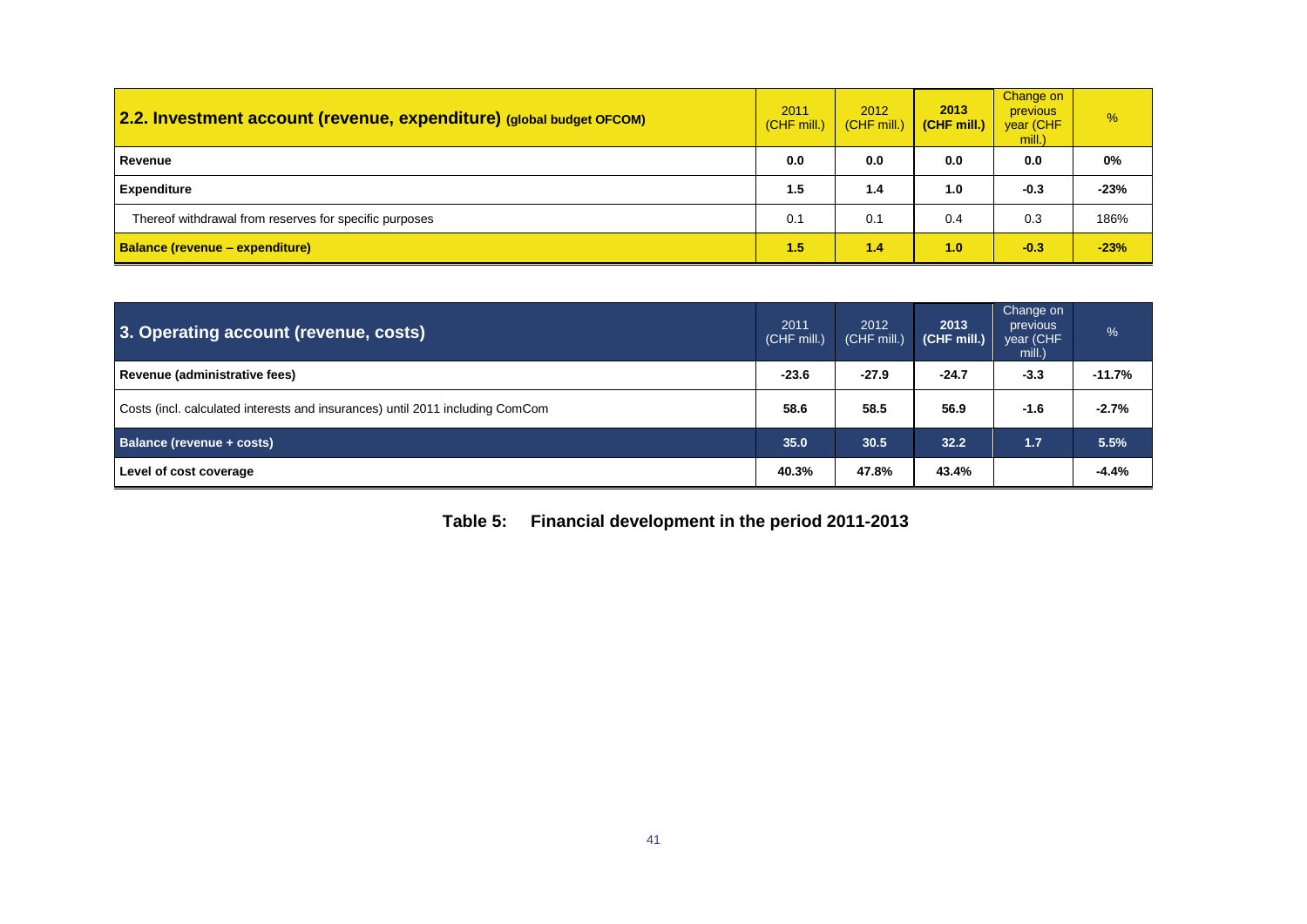| **2.2. Investment account (revenue, expenditure) (global budget OFCOM)** | 2011 (CHF mill.) | 2012 (CHF mill.) | **2013 (CHF mill.)** | Change on previous year (CHF mill.) | % |
|---|---|---|---|---|---|
| **Revenue** | **0.0** | **0.0** | **0.0** | **0.0** | **0%** |
| **Expenditure** | **1.5** | **1.4** | **1.0** | **-0.3** | **-23%** |
| Thereof withdrawal from reserves for specific purposes | 0.1 | 0.1 | 0.4 | 0.3 | 186% |
| **Balance (revenue – expenditure)** | **1.5** | **1.4** | **1.0** | **-0.3** | **-23%** |

| **3. Operating account (revenue, costs)** | 2011 (CHF mill.) | 2012 (CHF mill.) | **2013 (CHF mill.)** | Change on previous year (CHF mill.) | % |
|---|---|---|---|---|---|
| **Revenue (administrative fees)** | **-23.6** | **-27.9** | **-24.7** | **-3.3** | **-11.7%** |
| Costs (incl. calculated interests and insurances) until 2011 including ComCom | **58.6** | **58.5** | **56.9** | **-1.6** | **-2.7%** |
| **Balance (revenue + costs)** | **35.0** | **30.5** | **32.2** | **1.7** | **5.5%** |
| **Level of cost coverage** | **40.3%** | **47.8%** | **43.4%** | | **-4.4%** |

**Table 5: Financial development in the period 2011-2013**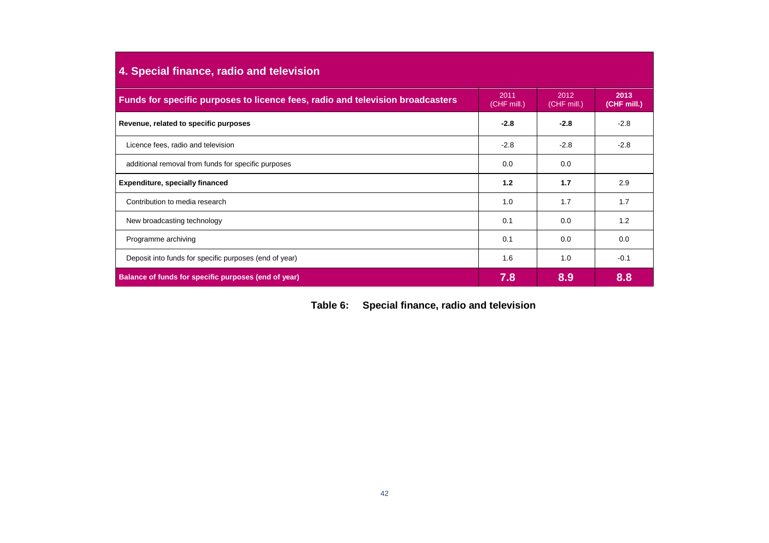## 4. Special finance, radio and television

| Funds for specific purposes to licence fees, radio and television broadcasters | 2011 (CHF mill.) | 2012 (CHF mill.) | **2013 (CHF mill.)** |
|---|---|---|---|
| **Revenue, related to specific purposes** | **-2.8** | **-2.8** | -2.8 |
| Licence fees, radio and television | -2.8 | -2.8 | -2.8 |
| additional removal from funds for specific purposes | 0.0 | 0.0 | |
| **Expenditure, specially financed** | **1.2** | **1.7** | 2.9 |
| Contribution to media research | 1.0 | 1.7 | 1.7 |
| New broadcasting technology | 0.1 | 0.0 | 1.2 |
| Programme archiving | 0.1 | 0.0 | 0.0 |
| Deposit into funds for specific purposes (end of year) | 1.6 | 1.0 | -0.1 |
| **Balance of funds for specific purposes (end of year)** | **7.8** | **8.9** | **8.8** |

**Table 6: Special finance, radio and television**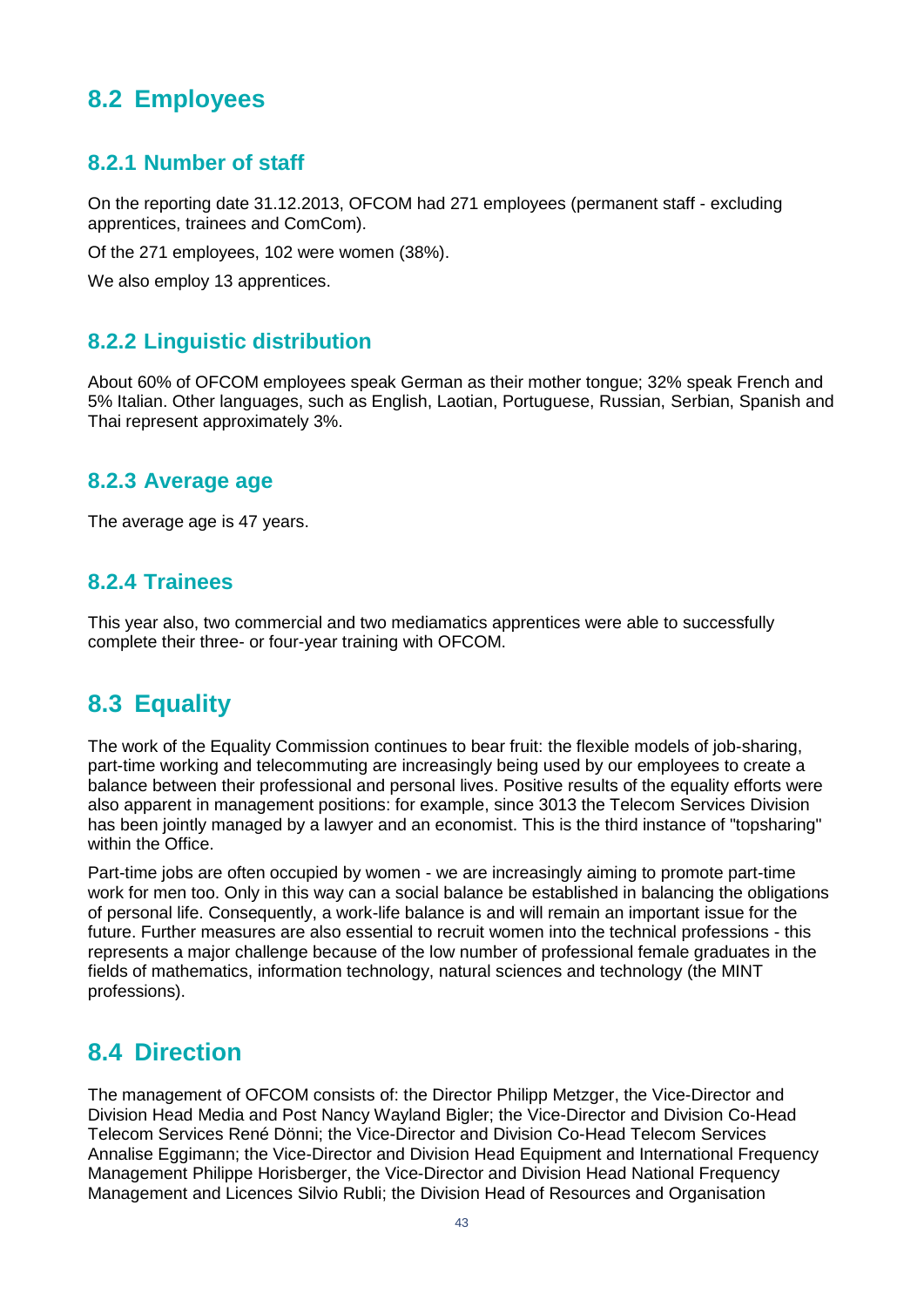## 8.2 Employees

### 8.2.1 Number of staff

On the reporting date 31.12.2013, OFCOM had 271 employees (permanent staff - excluding apprentices, trainees and ComCom).

Of the 271 employees, 102 were women (38%).

We also employ 13 apprentices.

### 8.2.2 Linguistic distribution

About 60% of OFCOM employees speak German as their mother tongue; 32% speak French and 5% Italian. Other languages, such as English, Laotian, Portuguese, Russian, Serbian, Spanish and Thai represent approximately 3%.

### 8.2.3 Average age

The average age is 47 years.

### 8.2.4 Trainees

This year also, two commercial and two mediamatics apprentices were able to successfully complete their three- or four-year training with OFCOM.

## 8.3 Equality

The work of the Equality Commission continues to bear fruit: the flexible models of job-sharing, part-time working and telecommuting are increasingly being used by our employees to create a balance between their professional and personal lives. Positive results of the equality efforts were also apparent in management positions: for example, since 3013 the Telecom Services Division has been jointly managed by a lawyer and an economist. This is the third instance of "topsharing" within the Office.

Part-time jobs are often occupied by women - we are increasingly aiming to promote part-time work for men too. Only in this way can a social balance be established in balancing the obligations of personal life. Consequently, a work-life balance is and will remain an important issue for the future. Further measures are also essential to recruit women into the technical professions - this represents a major challenge because of the low number of professional female graduates in the fields of mathematics, information technology, natural sciences and technology (the MINT professions).

## 8.4 Direction

The management of OFCOM consists of: the Director Philipp Metzger, the Vice-Director and Division Head Media and Post Nancy Wayland Bigler; the Vice-Director and Division Co-Head Telecom Services René Dönni; the Vice-Director and Division Co-Head Telecom Services Annalise Eggimann; the Vice-Director and Division Head Equipment and International Frequency Management Philippe Horisberger, the Vice-Director and Division Head National Frequency Management and Licences Silvio Rubli; the Division Head of Resources and Organisation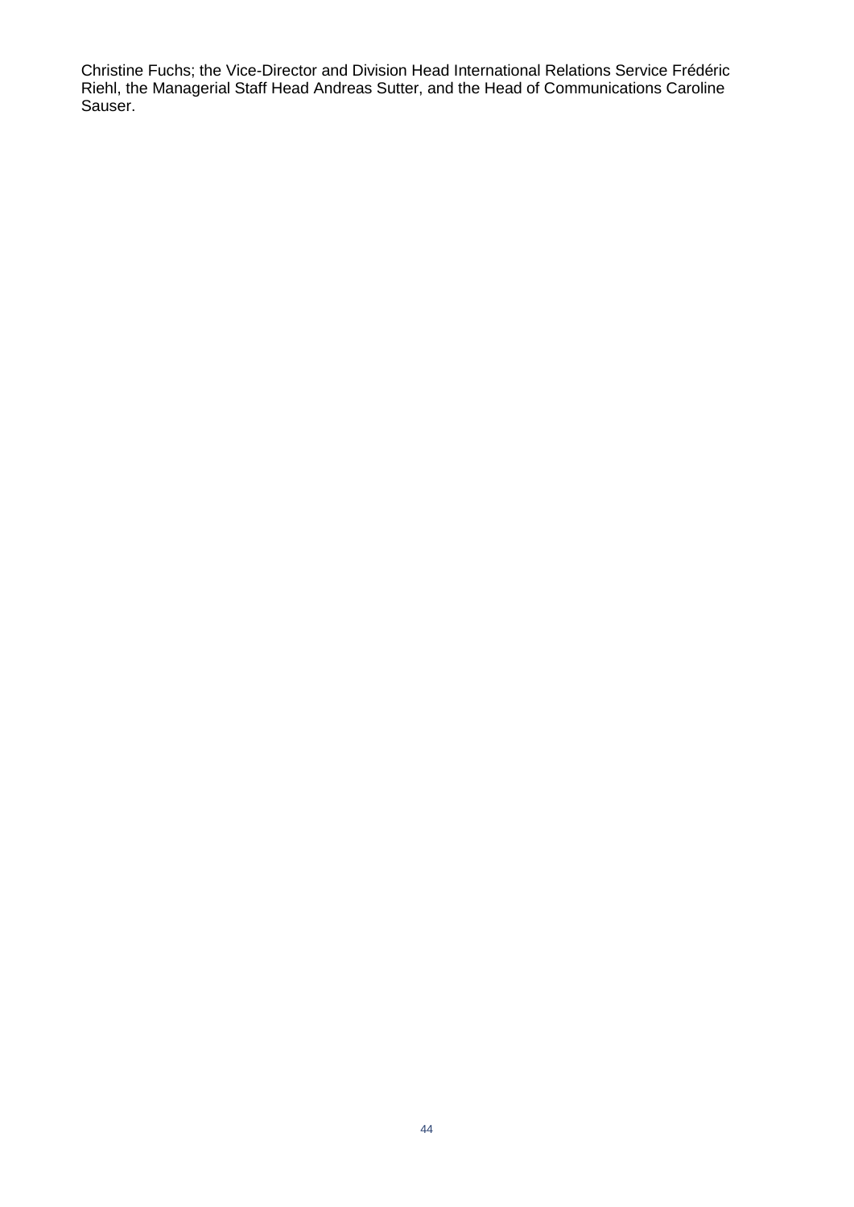Christine Fuchs; the Vice-Director and Division Head International Relations Service Frédéric Riehl, the Managerial Staff Head Andreas Sutter, and the Head of Communications Caroline Sauser.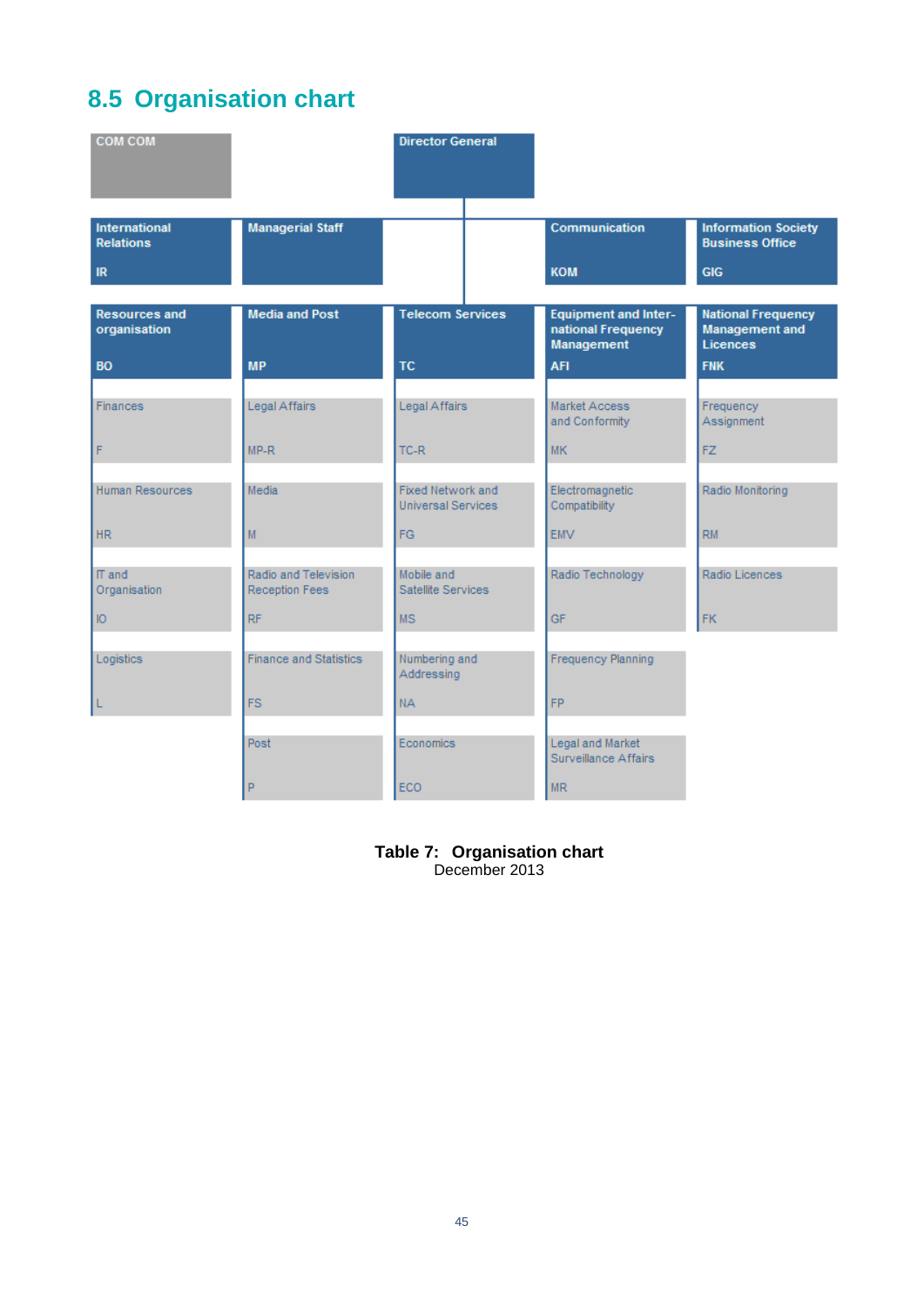## 8.5 Organisation chart

| COM COM | | Director General | | |
|---|---|---|---|---|
| International Relations<br>IR | Managerial Staff | | Communication<br>KOM | Information Society Business Office<br>GIG |
| Resources and organisation<br>BO | Media and Post<br>MP | Telecom Services<br>TC | Equipment and International Frequency Management<br>AFI | National Frequency Management and Licences<br>FNK |
| Finances<br>F | Legal Affairs<br>MP-R | Legal Affairs<br>TC-R | Market Access and Conformity<br>MK | Frequency Assignment<br>FZ |
| Human Resources<br>HR | Media<br>M | Fixed Network and Universal Services<br>FG | Electromagnetic Compatibility<br>EMV | Radio Monitoring<br>RM |
| IT and Organisation<br>IO | Radio and Television Reception Fees<br>RF | Mobile and Satellite Services<br>MS | Radio Technology<br>GF | Radio Licences<br>FK |
| Logistics<br>L | Finance and Statistics<br>FS | Numbering and Addressing<br>NA | Frequency Planning<br>FP | |
| | Post<br>P | Economics<br>ECO | Legal and Market Surveillance Affairs<br>MR | |

**Table 7: Organisation chart**
December 2013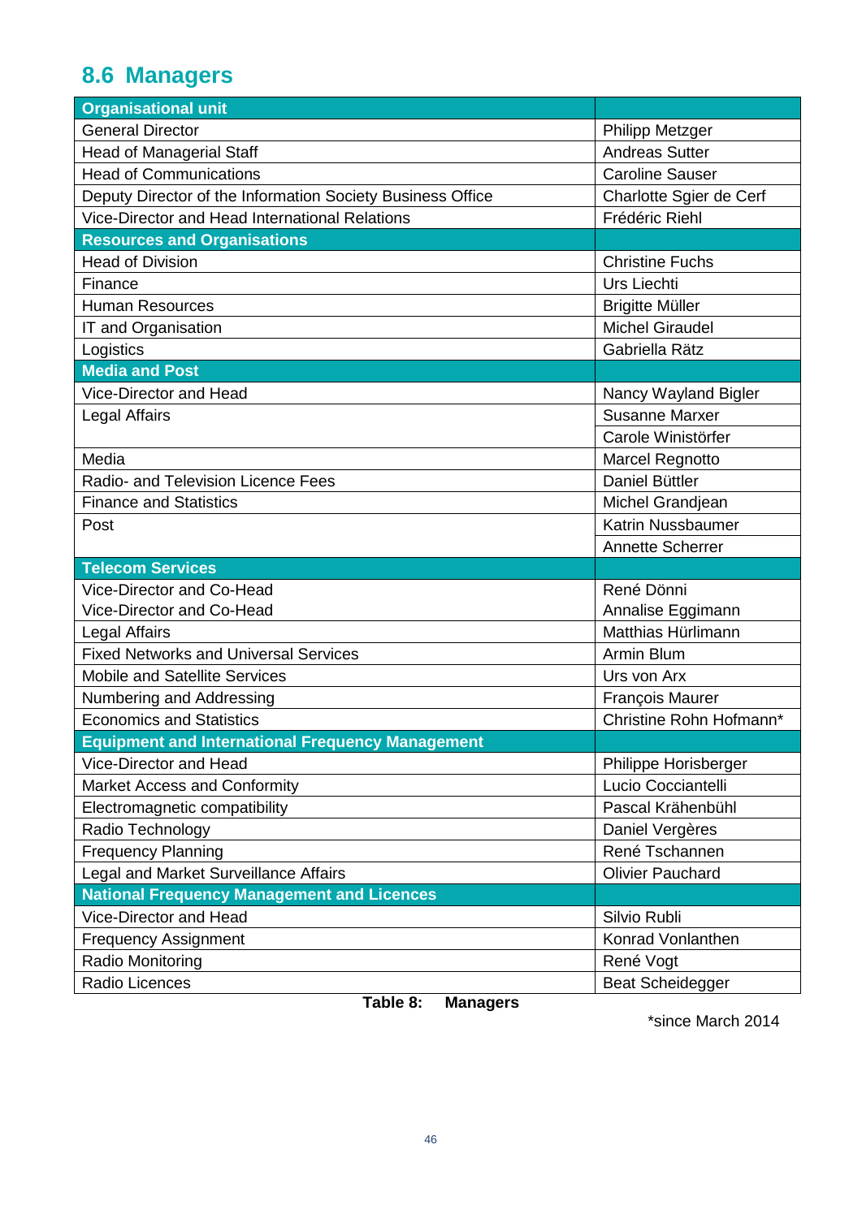## 8.6 Managers

| Organisational unit | |
|---|---|
| General Director | Philipp Metzger |
| Head of Managerial Staff | Andreas Sutter |
| Head of Communications | Caroline Sauser |
| Deputy Director of the Information Society Business Office | Charlotte Sgier de Cerf |
| Vice-Director and Head International Relations | Frédéric Riehl |
| **Resources and Organisations** | |
| Head of Division | Christine Fuchs |
| Finance | Urs Liechti |
| Human Resources | Brigitte Müller |
| IT and Organisation | Michel Giraudel |
| Logistics | Gabriella Rätz |
| **Media and Post** | |
| Vice-Director and Head | Nancy Wayland Bigler |
| Legal Affairs | Susanne Marxer |
| | Carole Winistörfer |
| Media | Marcel Regnotto |
| Radio- and Television Licence Fees | Daniel Büttler |
| Finance and Statistics | Michel Grandjean |
| Post | Katrin Nussbaumer |
| | Annette Scherrer |
| **Telecom Services** | |
| Vice-Director and Co-Head<br>Vice-Director and Co-Head | René Dönni<br>Annalise Eggimann |
| Legal Affairs | Matthias Hürlimann |
| Fixed Networks and Universal Services | Armin Blum |
| Mobile and Satellite Services | Urs von Arx |
| Numbering and Addressing | François Maurer |
| Economics and Statistics | Christine Rohn Hofmann* |
| **Equipment and International Frequency Management** | |
| Vice-Director and Head | Philippe Horisberger |
| Market Access and Conformity | Lucio Cocciantelli |
| Electromagnetic compatibility | Pascal Krähenbühl |
| Radio Technology | Daniel Vergères |
| Frequency Planning | René Tschannen |
| Legal and Market Surveillance Affairs | Olivier Pauchard |
| **National Frequency Management and Licences** | |
| Vice-Director and Head | Silvio Rubli |
| Frequency Assignment | Konrad Vonlanthen |
| Radio Monitoring | René Vogt |
| Radio Licences | Beat Scheidegger |

**Table 8: Managers**

*since March 2014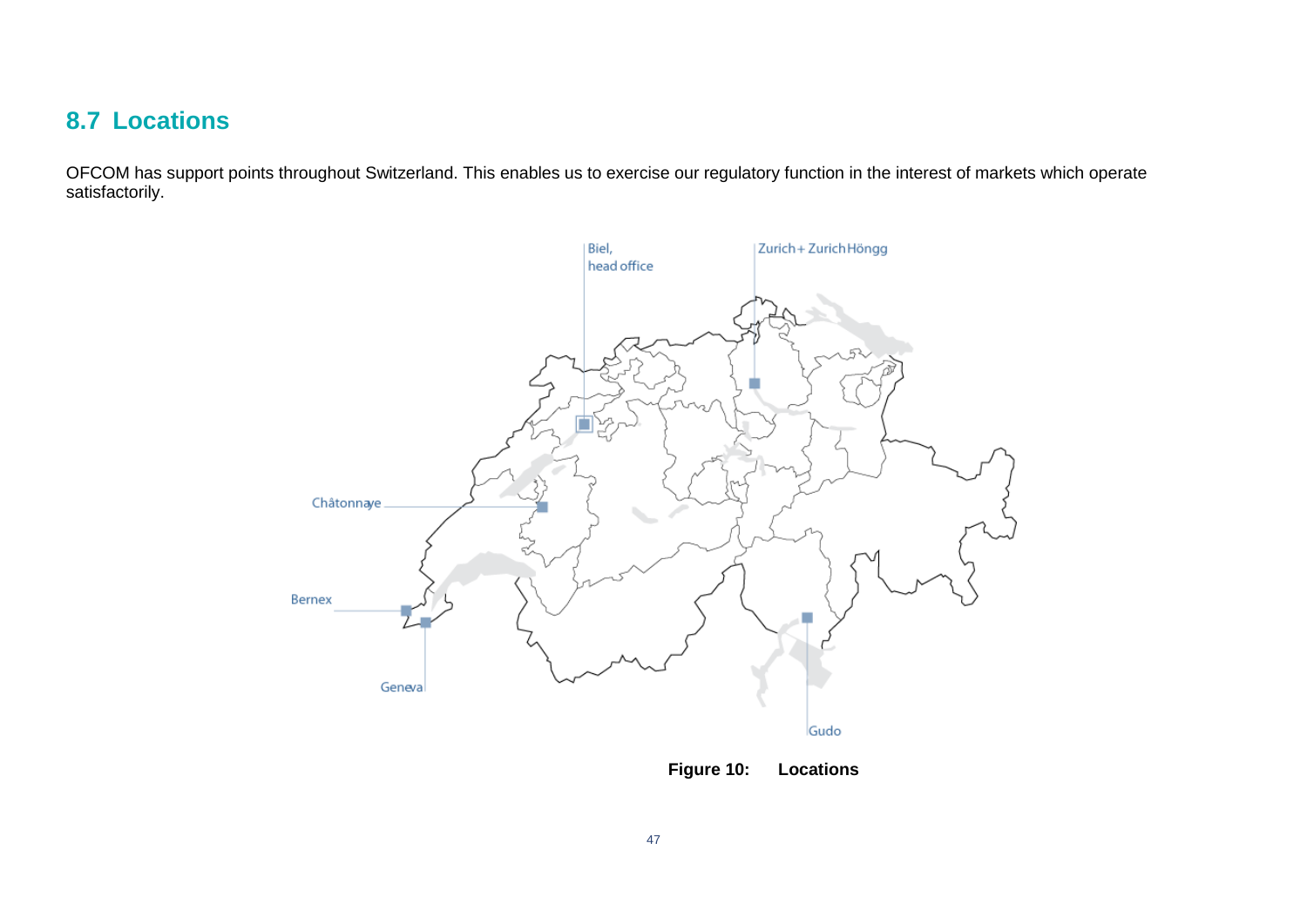## 8.7 Locations

OFCOM has support points throughout Switzerland. This enables us to exercise our regulatory function in the interest of markets which operate satisfactorily.

Biel, head office

Zurich + Zurich Höngg

Châtonnaye

Bernex

Geneva

Gudo

**Figure 10: Locations**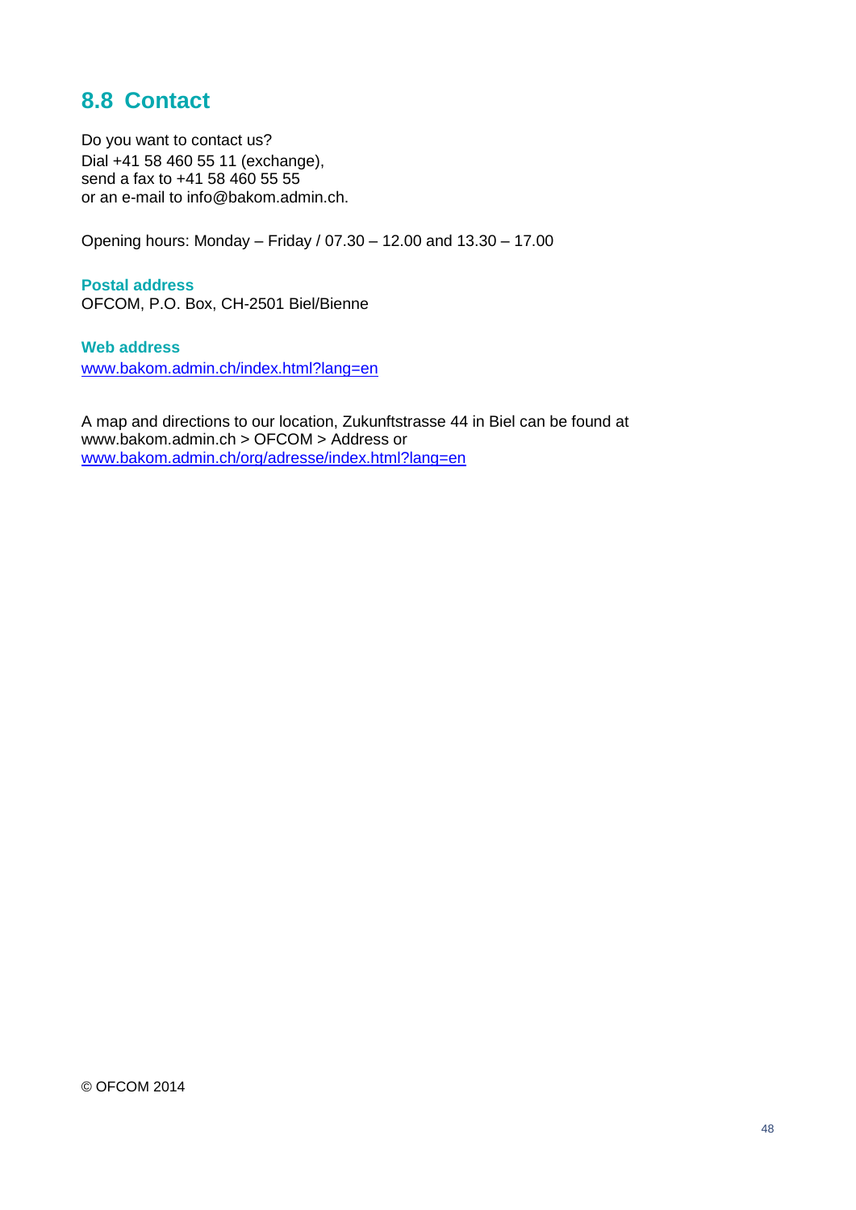## 8.8 Contact

Do you want to contact us?
Dial +41 58 460 55 11 (exchange),
send a fax to +41 58 460 55 55
or an e-mail to info@bakom.admin.ch.

Opening hours: Monday – Friday / 07.30 – 12.00 and 13.30 – 17.00

**Postal address**
OFCOM, P.O. Box, CH-2501 Biel/Bienne

**Web address**
www.bakom.admin.ch/index.html?lang=en

A map and directions to our location, Zukunftstrasse 44 in Biel can be found at www.bakom.admin.ch > OFCOM > Address or
www.bakom.admin.ch/org/adresse/index.html?lang=en

© OFCOM 2014